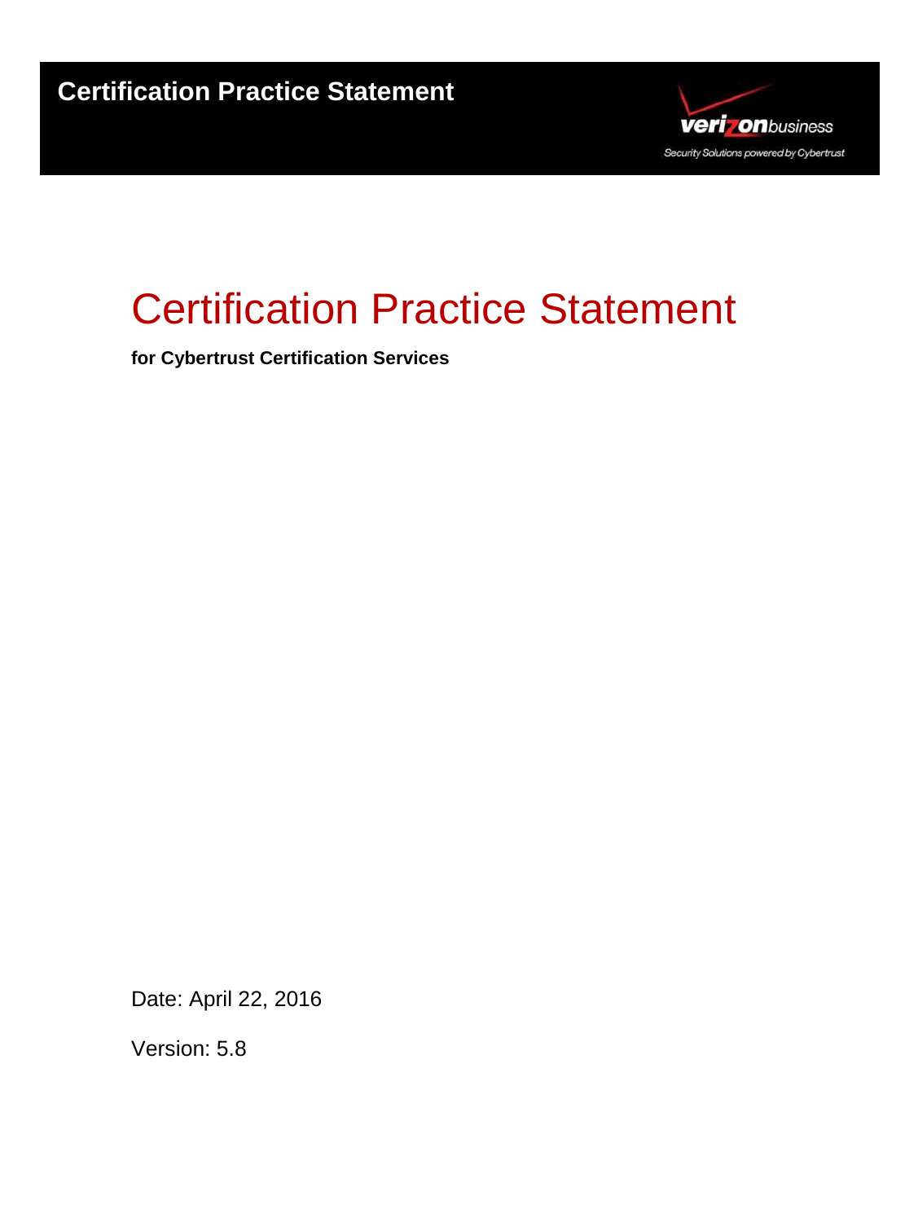**Certification Practice Statement**

verizonbusiness

Security Solutions powered by Cybertrust

# Certification Practice Statement

**for Cybertrust Certification Services**

Date: April 22, 2016

Version: 5.8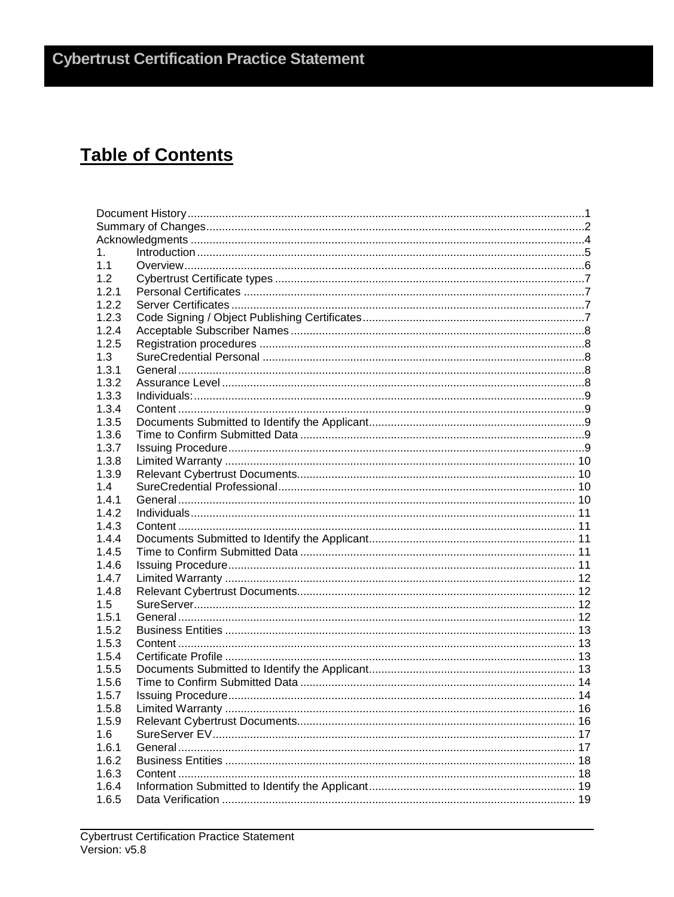# Table of Contents

| | | |
|---|---|---|
| Document History | | 1 |
| Summary of Changes | | 2 |
| Acknowledgments | | 4 |
| 1. | Introduction | 5 |
| 1.1 | Overview | 6 |
| 1.2 | Cybertrust Certificate types | 7 |
| 1.2.1 | Personal Certificates | 7 |
| 1.2.2 | Server Certificates | 7 |
| 1.2.3 | Code Signing / Object Publishing Certificates | 7 |
| 1.2.4 | Acceptable Subscriber Names | 8 |
| 1.2.5 | Registration procedures | 8 |
| 1.3 | SureCredential Personal | 8 |
| 1.3.1 | General | 8 |
| 1.3.2 | Assurance Level | 8 |
| 1.3.3 | Individuals: | 9 |
| 1.3.4 | Content | 9 |
| 1.3.5 | Documents Submitted to Identify the Applicant | 9 |
| 1.3.6 | Time to Confirm Submitted Data | 9 |
| 1.3.7 | Issuing Procedure | 9 |
| 1.3.8 | Limited Warranty | 10 |
| 1.3.9 | Relevant Cybertrust Documents | 10 |
| 1.4 | SureCredential Professional | 10 |
| 1.4.1 | General | 10 |
| 1.4.2 | Individuals | 11 |
| 1.4.3 | Content | 11 |
| 1.4.4 | Documents Submitted to Identify the Applicant | 11 |
| 1.4.5 | Time to Confirm Submitted Data | 11 |
| 1.4.6 | Issuing Procedure | 11 |
| 1.4.7 | Limited Warranty | 12 |
| 1.4.8 | Relevant Cybertrust Documents | 12 |
| 1.5 | SureServer | 12 |
| 1.5.1 | General | 12 |
| 1.5.2 | Business Entities | 13 |
| 1.5.3 | Content | 13 |
| 1.5.4 | Certificate Profile | 13 |
| 1.5.5 | Documents Submitted to Identify the Applicant | 13 |
| 1.5.6 | Time to Confirm Submitted Data | 14 |
| 1.5.7 | Issuing Procedure | 14 |
| 1.5.8 | Limited Warranty | 16 |
| 1.5.9 | Relevant Cybertrust Documents | 16 |
| 1.6 | SureServer EV | 17 |
| 1.6.1 | General | 17 |
| 1.6.2 | Business Entities | 18 |
| 1.6.3 | Content | 18 |
| 1.6.4 | Information Submitted to Identify the Applicant | 19 |
| 1.6.5 | Data Verification | 19 |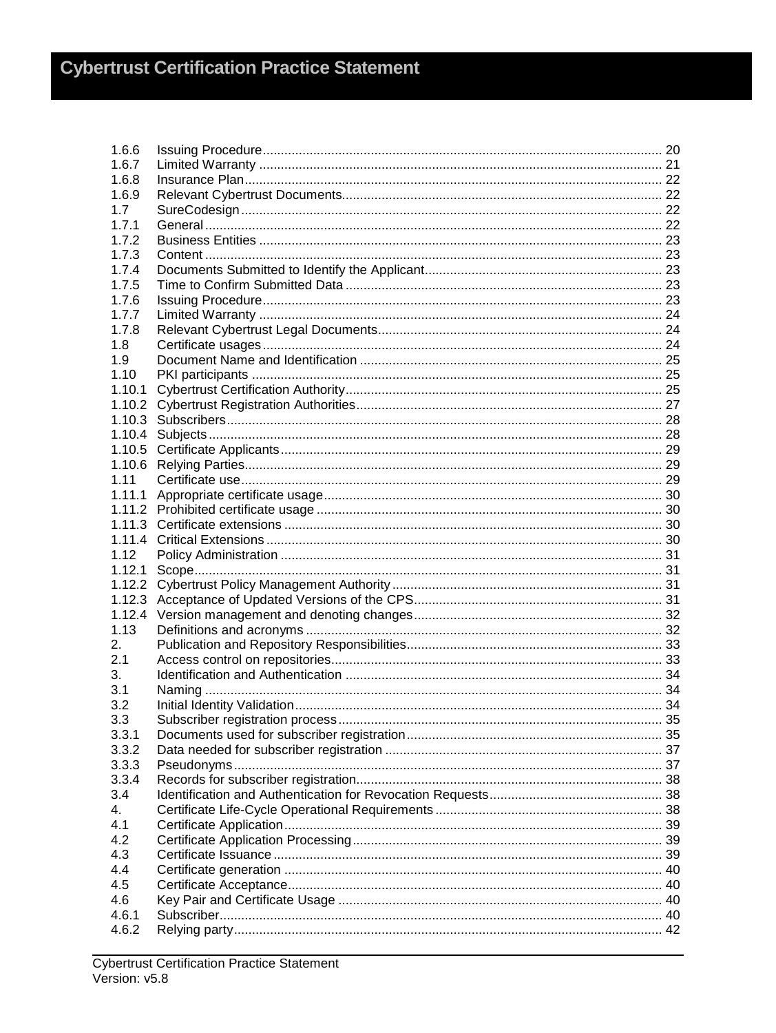| | | |
|---|---|---|
| 1.6.6 | Issuing Procedure | 20 |
| 1.6.7 | Limited Warranty | 21 |
| 1.6.8 | Insurance Plan | 22 |
| 1.6.9 | Relevant Cybertrust Documents | 22 |
| 1.7 | SureCodesign | 22 |
| 1.7.1 | General | 22 |
| 1.7.2 | Business Entities | 23 |
| 1.7.3 | Content | 23 |
| 1.7.4 | Documents Submitted to Identify the Applicant | 23 |
| 1.7.5 | Time to Confirm Submitted Data | 23 |
| 1.7.6 | Issuing Procedure | 23 |
| 1.7.7 | Limited Warranty | 24 |
| 1.7.8 | Relevant Cybertrust Legal Documents | 24 |
| 1.8 | Certificate usages | 24 |
| 1.9 | Document Name and Identification | 25 |
| 1.10 | PKI participants | 25 |
| 1.10.1 | Cybertrust Certification Authority | 25 |
| 1.10.2 | Cybertrust Registration Authorities | 27 |
| 1.10.3 | Subscribers | 28 |
| 1.10.4 | Subjects | 28 |
| 1.10.5 | Certificate Applicants | 29 |
| 1.10.6 | Relying Parties | 29 |
| 1.11 | Certificate use | 29 |
| 1.11.1 | Appropriate certificate usage | 30 |
| 1.11.2 | Prohibited certificate usage | 30 |
| 1.11.3 | Certificate extensions | 30 |
| 1.11.4 | Critical Extensions | 30 |
| 1.12 | Policy Administration | 31 |
| 1.12.1 | Scope | 31 |
| 1.12.2 | Cybertrust Policy Management Authority | 31 |
| 1.12.3 | Acceptance of Updated Versions of the CPS | 31 |
| 1.12.4 | Version management and denoting changes | 32 |
| 1.13 | Definitions and acronyms | 32 |
| 2. | Publication and Repository Responsibilities | 33 |
| 2.1 | Access control on repositories | 33 |
| 3. | Identification and Authentication | 34 |
| 3.1 | Naming | 34 |
| 3.2 | Initial Identity Validation | 34 |
| 3.3 | Subscriber registration process | 35 |
| 3.3.1 | Documents used for subscriber registration | 35 |
| 3.3.2 | Data needed for subscriber registration | 37 |
| 3.3.3 | Pseudonyms | 37 |
| 3.3.4 | Records for subscriber registration | 38 |
| 3.4 | Identification and Authentication for Revocation Requests | 38 |
| 4. | Certificate Life-Cycle Operational Requirements | 38 |
| 4.1 | Certificate Application | 39 |
| 4.2 | Certificate Application Processing | 39 |
| 4.3 | Certificate Issuance | 39 |
| 4.4 | Certificate generation | 40 |
| 4.5 | Certificate Acceptance | 40 |
| 4.6 | Key Pair and Certificate Usage | 40 |
| 4.6.1 | Subscriber | 40 |
| 4.6.2 | Relying party | 42 |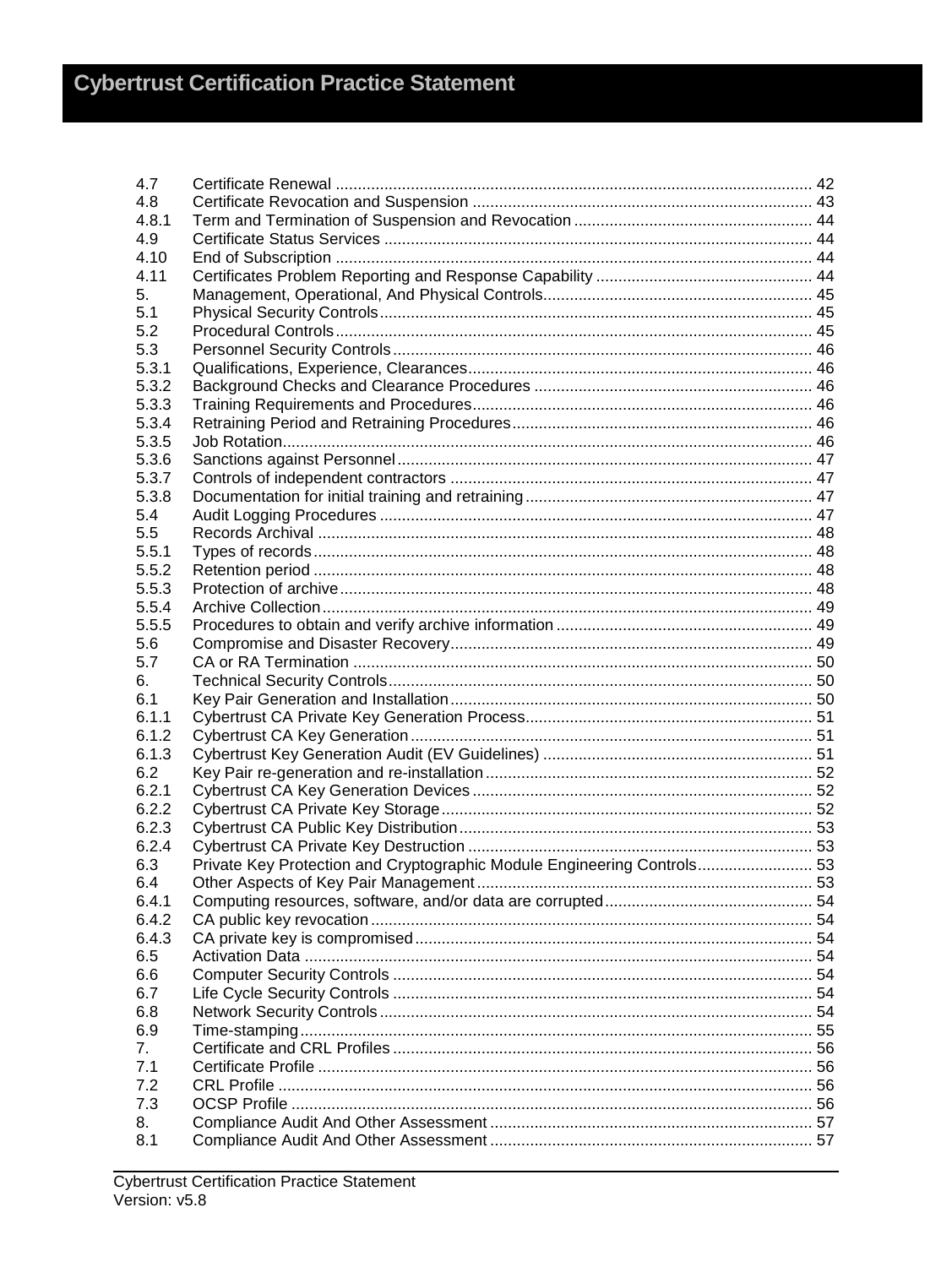| | | |
|---|---|---|
| 4.7 | Certificate Renewal | 42 |
| 4.8 | Certificate Revocation and Suspension | 43 |
| 4.8.1 | Term and Termination of Suspension and Revocation | 44 |
| 4.9 | Certificate Status Services | 44 |
| 4.10 | End of Subscription | 44 |
| 4.11 | Certificates Problem Reporting and Response Capability | 44 |
| 5. | Management, Operational, And Physical Controls | 45 |
| 5.1 | Physical Security Controls | 45 |
| 5.2 | Procedural Controls | 45 |
| 5.3 | Personnel Security Controls | 46 |
| 5.3.1 | Qualifications, Experience, Clearances | 46 |
| 5.3.2 | Background Checks and Clearance Procedures | 46 |
| 5.3.3 | Training Requirements and Procedures | 46 |
| 5.3.4 | Retraining Period and Retraining Procedures | 46 |
| 5.3.5 | Job Rotation | 46 |
| 5.3.6 | Sanctions against Personnel | 47 |
| 5.3.7 | Controls of independent contractors | 47 |
| 5.3.8 | Documentation for initial training and retraining | 47 |
| 5.4 | Audit Logging Procedures | 47 |
| 5.5 | Records Archival | 48 |
| 5.5.1 | Types of records | 48 |
| 5.5.2 | Retention period | 48 |
| 5.5.3 | Protection of archive | 48 |
| 5.5.4 | Archive Collection | 49 |
| 5.5.5 | Procedures to obtain and verify archive information | 49 |
| 5.6 | Compromise and Disaster Recovery | 49 |
| 5.7 | CA or RA Termination | 50 |
| 6. | Technical Security Controls | 50 |
| 6.1 | Key Pair Generation and Installation | 50 |
| 6.1.1 | Cybertrust CA Private Key Generation Process | 51 |
| 6.1.2 | Cybertrust CA Key Generation | 51 |
| 6.1.3 | Cybertrust Key Generation Audit (EV Guidelines) | 51 |
| 6.2 | Key Pair re-generation and re-installation | 52 |
| 6.2.1 | Cybertrust CA Key Generation Devices | 52 |
| 6.2.2 | Cybertrust CA Private Key Storage | 52 |
| 6.2.3 | Cybertrust CA Public Key Distribution | 53 |
| 6.2.4 | Cybertrust CA Private Key Destruction | 53 |
| 6.3 | Private Key Protection and Cryptographic Module Engineering Controls | 53 |
| 6.4 | Other Aspects of Key Pair Management | 53 |
| 6.4.1 | Computing resources, software, and/or data are corrupted | 54 |
| 6.4.2 | CA public key revocation | 54 |
| 6.4.3 | CA private key is compromised | 54 |
| 6.5 | Activation Data | 54 |
| 6.6 | Computer Security Controls | 54 |
| 6.7 | Life Cycle Security Controls | 54 |
| 6.8 | Network Security Controls | 54 |
| 6.9 | Time-stamping | 55 |
| 7. | Certificate and CRL Profiles | 56 |
| 7.1 | Certificate Profile | 56 |
| 7.2 | CRL Profile | 56 |
| 7.3 | OCSP Profile | 56 |
| 8. | Compliance Audit And Other Assessment | 57 |
| 8.1 | Compliance Audit And Other Assessment | 57 |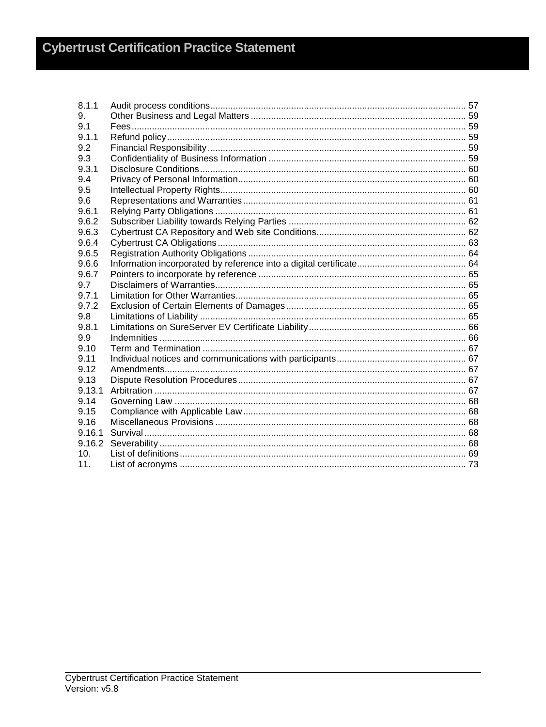| | | |
|---|---|---|
| 8.1.1 | Audit process conditions | 57 |
| 9. | Other Business and Legal Matters | 59 |
| 9.1 | Fees | 59 |
| 9.1.1 | Refund policy | 59 |
| 9.2 | Financial Responsibility | 59 |
| 9.3 | Confidentiality of Business Information | 59 |
| 9.3.1 | Disclosure Conditions | 60 |
| 9.4 | Privacy of Personal Information | 60 |
| 9.5 | Intellectual Property Rights | 60 |
| 9.6 | Representations and Warranties | 61 |
| 9.6.1 | Relying Party Obligations | 61 |
| 9.6.2 | Subscriber Liability towards Relying Parties | 62 |
| 9.6.3 | Cybertrust CA Repository and Web site Conditions | 62 |
| 9.6.4 | Cybertrust CA Obligations | 63 |
| 9.6.5 | Registration Authority Obligations | 64 |
| 9.6.6 | Information incorporated by reference into a digital certificate | 64 |
| 9.6.7 | Pointers to incorporate by reference | 65 |
| 9.7 | Disclaimers of Warranties | 65 |
| 9.7.1 | Limitation for Other Warranties | 65 |
| 9.7.2 | Exclusion of Certain Elements of Damages | 65 |
| 9.8 | Limitations of Liability | 65 |
| 9.8.1 | Limitations on SureServer EV Certificate Liability | 66 |
| 9.9 | Indemnities | 66 |
| 9.10 | Term and Termination | 67 |
| 9.11 | Individual notices and communications with participants | 67 |
| 9.12 | Amendments | 67 |
| 9.13 | Dispute Resolution Procedures | 67 |
| 9.13.1 | Arbitration | 67 |
| 9.14 | Governing Law | 68 |
| 9.15 | Compliance with Applicable Law | 68 |
| 9.16 | Miscellaneous Provisions | 68 |
| 9.16.1 | Survival | 68 |
| 9.16.2 | Severability | 68 |
| 10. | List of definitions | 69 |
| 11. | List of acronyms | 73 |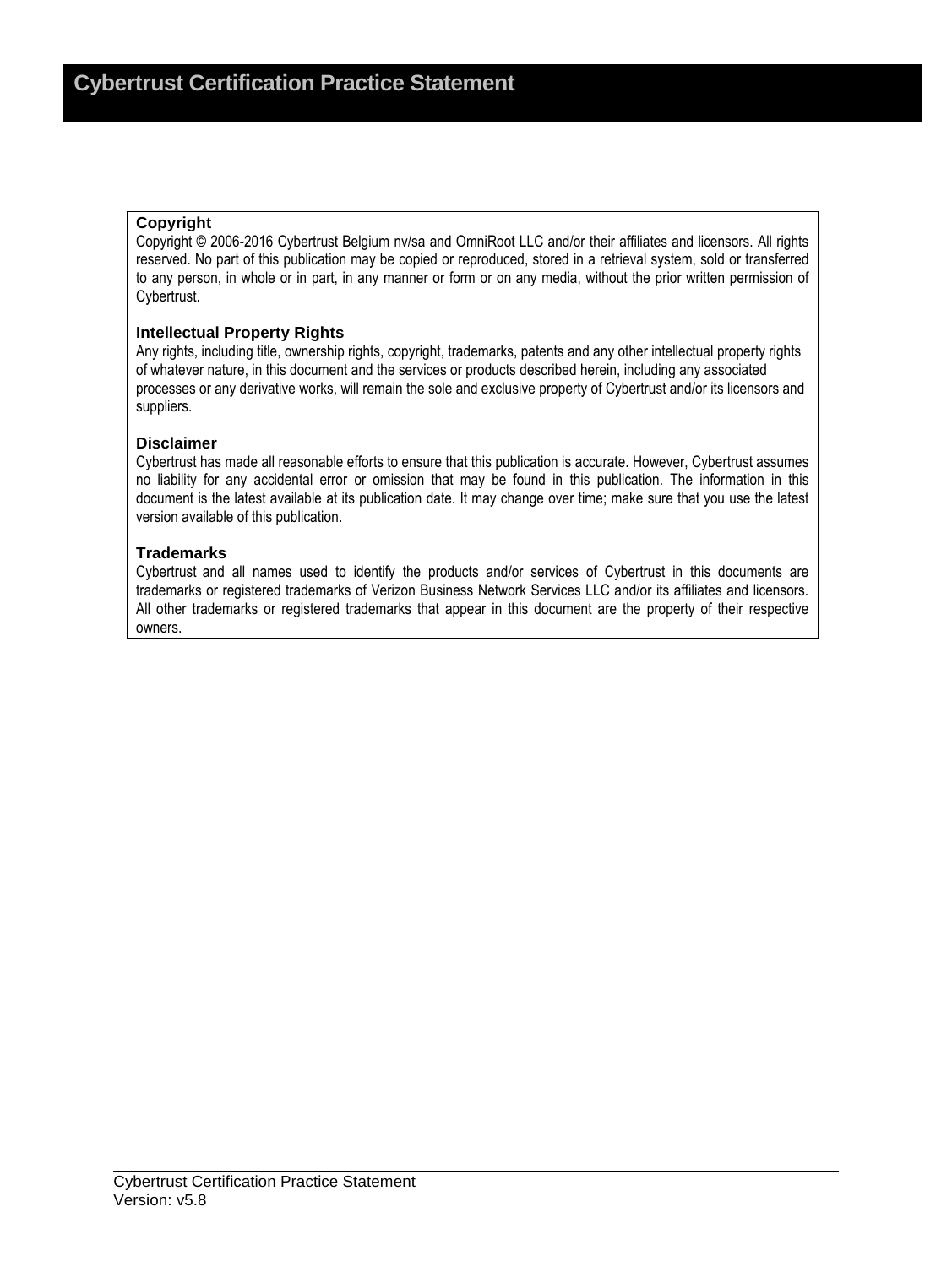# Cybertrust Certification Practice Statement

**Copyright**

Copyright © 2006-2016 Cybertrust Belgium nv/sa and OmniRoot LLC and/or their affiliates and licensors. All rights reserved. No part of this publication may be copied or reproduced, stored in a retrieval system, sold or transferred to any person, in whole or in part, in any manner or form or on any media, without the prior written permission of Cybertrust.

**Intellectual Property Rights**

Any rights, including title, ownership rights, copyright, trademarks, patents and any other intellectual property rights of whatever nature, in this document and the services or products described herein, including any associated processes or any derivative works, will remain the sole and exclusive property of Cybertrust and/or its licensors and suppliers.

**Disclaimer**

Cybertrust has made all reasonable efforts to ensure that this publication is accurate. However, Cybertrust assumes no liability for any accidental error or omission that may be found in this publication. The information in this document is the latest available at its publication date. It may change over time; make sure that you use the latest version available of this publication.

**Trademarks**

Cybertrust and all names used to identify the products and/or services of Cybertrust in this documents are trademarks or registered trademarks of Verizon Business Network Services LLC and/or its affiliates and licensors. All other trademarks or registered trademarks that appear in this document are the property of their respective owners.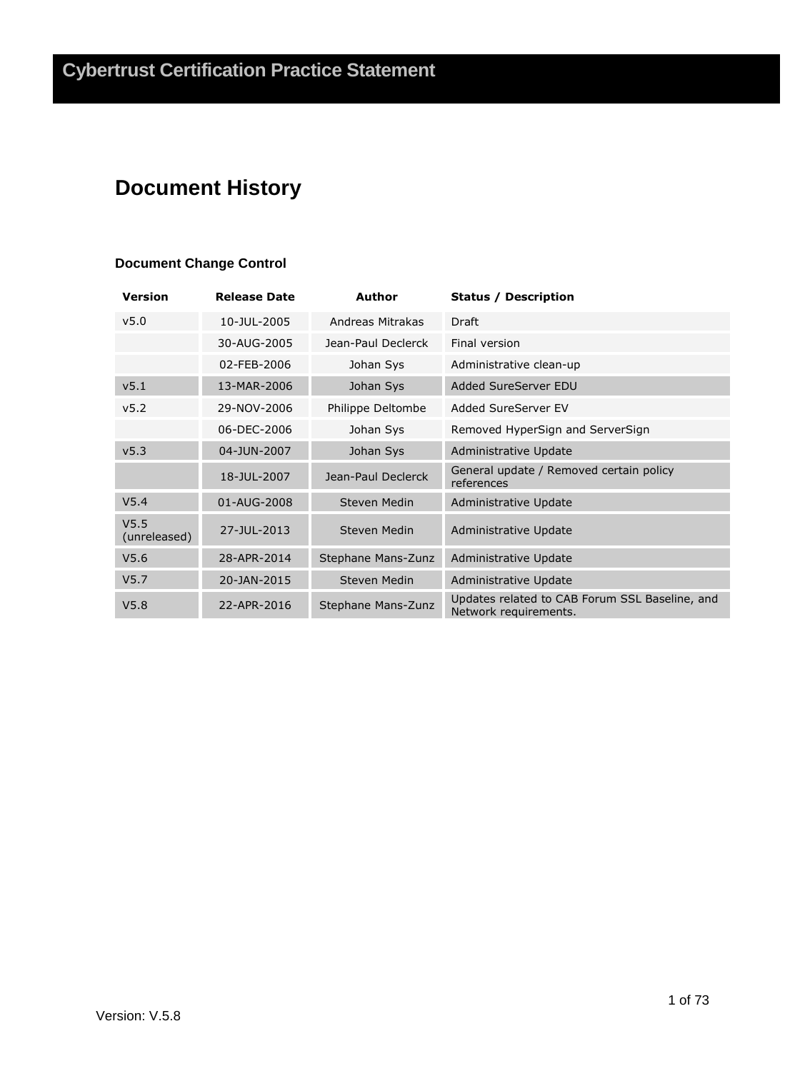# Document History

### Document Change Control

| Version | Release Date | Author | Status / Description |
|---|---|---|---|
| v5.0 | 10-JUL-2005 | Andreas Mitrakas | Draft |
| | 30-AUG-2005 | Jean-Paul Declerck | Final version |
| | 02-FEB-2006 | Johan Sys | Administrative clean-up |
| v5.1 | 13-MAR-2006 | Johan Sys | Added SureServer EDU |
| v5.2 | 29-NOV-2006 | Philippe Deltombe | Added SureServer EV |
| | 06-DEC-2006 | Johan Sys | Removed HyperSign and ServerSign |
| v5.3 | 04-JUN-2007 | Johan Sys | Administrative Update |
| | 18-JUL-2007 | Jean-Paul Declerck | General update / Removed certain policy references |
| V5.4 | 01-AUG-2008 | Steven Medin | Administrative Update |
| V5.5 (unreleased) | 27-JUL-2013 | Steven Medin | Administrative Update |
| V5.6 | 28-APR-2014 | Stephane Mans-Zunz | Administrative Update |
| V5.7 | 20-JAN-2015 | Steven Medin | Administrative Update |
| V5.8 | 22-APR-2016 | Stephane Mans-Zunz | Updates related to CAB Forum SSL Baseline, and Network requirements. |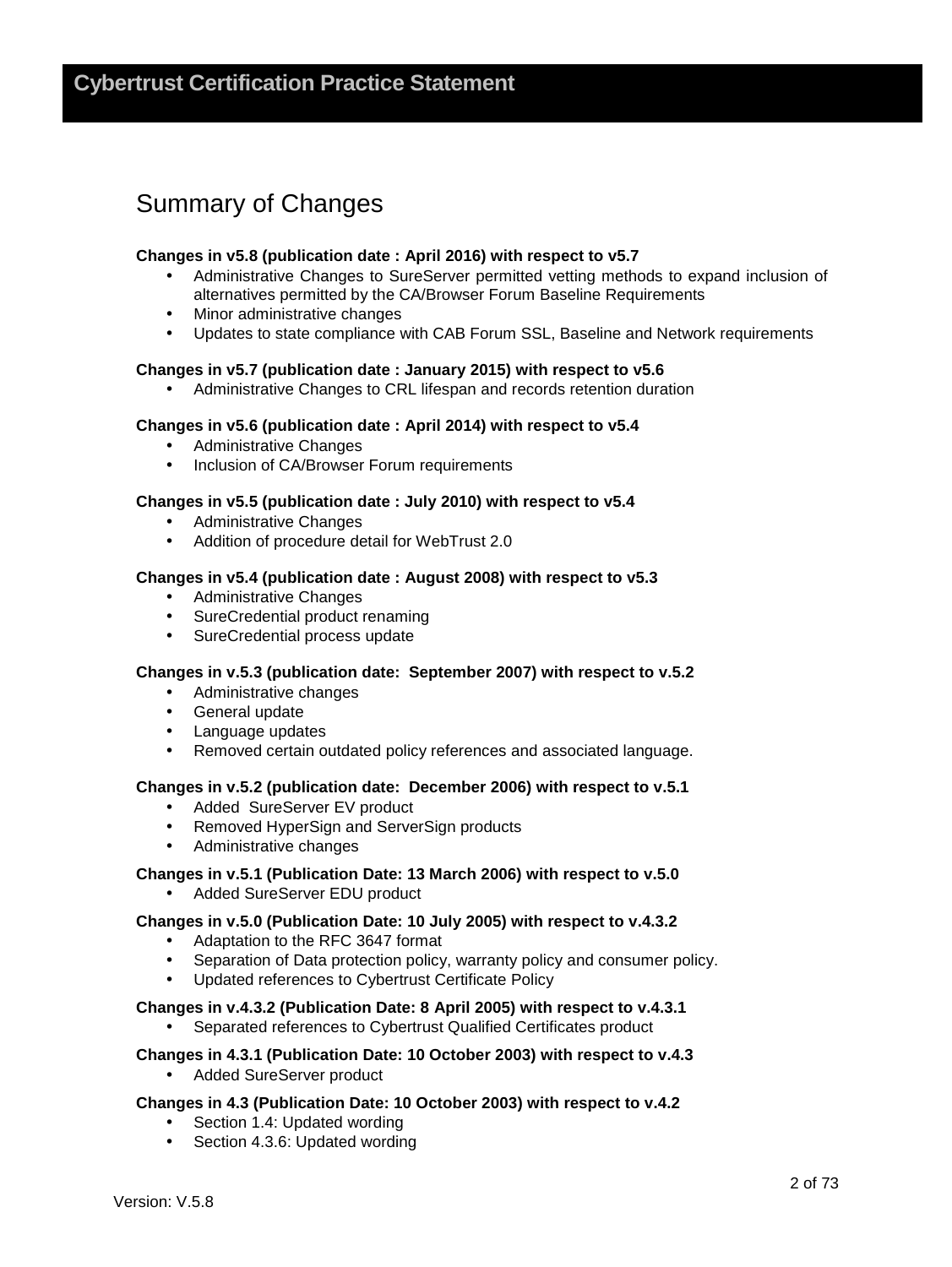# Summary of Changes

**Changes in v5.8 (publication date : April 2016) with respect to v5.7**

- Administrative Changes to SureServer permitted vetting methods to expand inclusion of alternatives permitted by the CA/Browser Forum Baseline Requirements
- Minor administrative changes
- Updates to state compliance with CAB Forum SSL, Baseline and Network requirements

**Changes in v5.7 (publication date : January 2015) with respect to v5.6**

- Administrative Changes to CRL lifespan and records retention duration

**Changes in v5.6 (publication date : April 2014) with respect to v5.4**

- Administrative Changes
- Inclusion of CA/Browser Forum requirements

**Changes in v5.5 (publication date : July 2010) with respect to v5.4**

- Administrative Changes
- Addition of procedure detail for WebTrust 2.0

**Changes in v5.4 (publication date : August 2008) with respect to v5.3**

- Administrative Changes
- SureCredential product renaming
- SureCredential process update

**Changes in v.5.3 (publication date:  September 2007) with respect to v.5.2**

- Administrative changes
- General update
- Language updates
- Removed certain outdated policy references and associated language.

**Changes in v.5.2 (publication date:  December 2006) with respect to v.5.1**

- Added  SureServer EV product
- Removed HyperSign and ServerSign products
- Administrative changes

**Changes in v.5.1 (Publication Date: 13 March 2006) with respect to v.5.0**

- Added SureServer EDU product

**Changes in v.5.0 (Publication Date: 10 July 2005) with respect to v.4.3.2**

- Adaptation to the RFC 3647 format
- Separation of Data protection policy, warranty policy and consumer policy.
- Updated references to Cybertrust Certificate Policy

**Changes in v.4.3.2 (Publication Date: 8 April 2005) with respect to v.4.3.1**

- Separated references to Cybertrust Qualified Certificates product

**Changes in 4.3.1 (Publication Date: 10 October 2003) with respect to v.4.3**

- Added SureServer product

**Changes in 4.3 (Publication Date: 10 October 2003) with respect to v.4.2**

- Section 1.4: Updated wording
- Section 4.3.6: Updated wording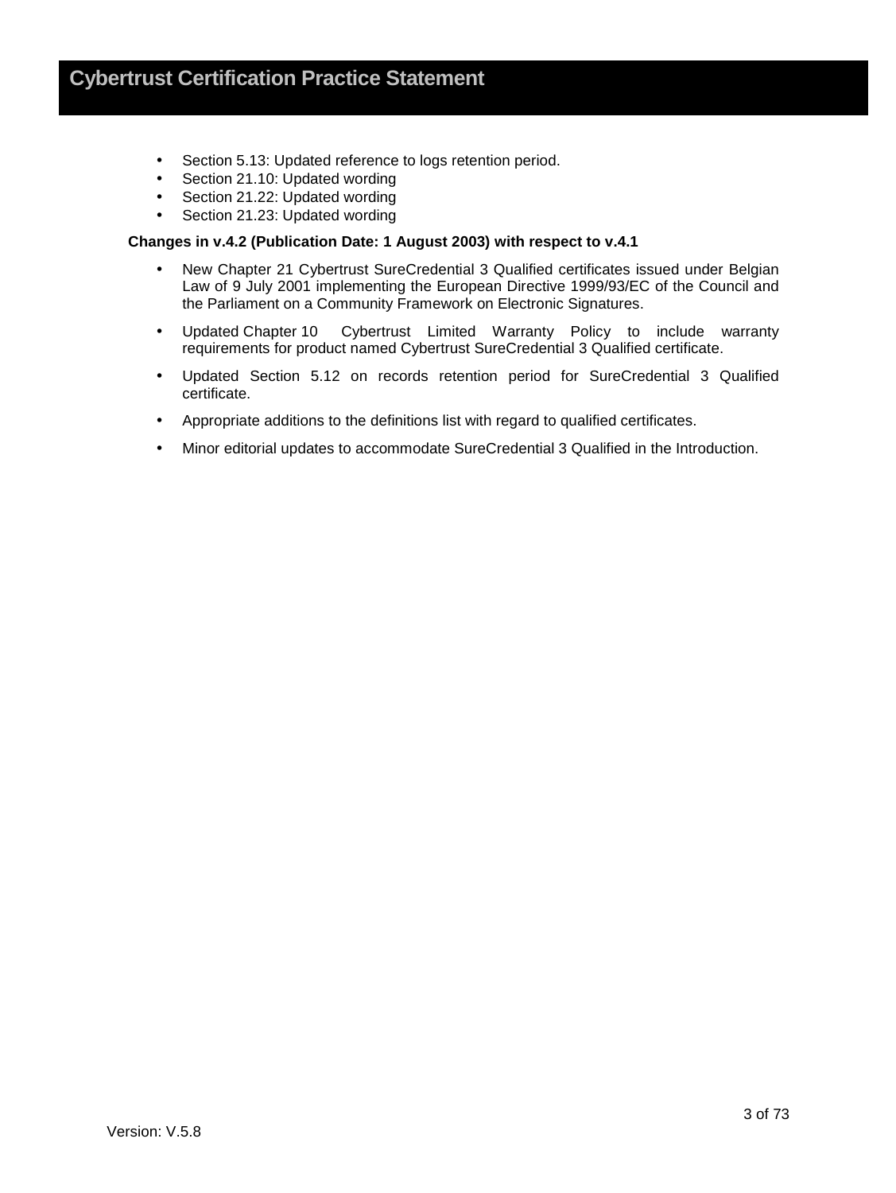- Section 5.13: Updated reference to logs retention period.
- Section 21.10: Updated wording
- Section 21.22: Updated wording
- Section 21.23: Updated wording

**Changes in v.4.2 (Publication Date: 1 August 2003) with respect to v.4.1**

- New Chapter 21 Cybertrust SureCredential 3 Qualified certificates issued under Belgian Law of 9 July 2001 implementing the European Directive 1999/93/EC of the Council and the Parliament on a Community Framework on Electronic Signatures.
- Updated Chapter 10 Cybertrust Limited Warranty Policy to include warranty requirements for product named Cybertrust SureCredential 3 Qualified certificate.
- Updated Section 5.12 on records retention period for SureCredential 3 Qualified certificate.
- Appropriate additions to the definitions list with regard to qualified certificates.
- Minor editorial updates to accommodate SureCredential 3 Qualified in the Introduction.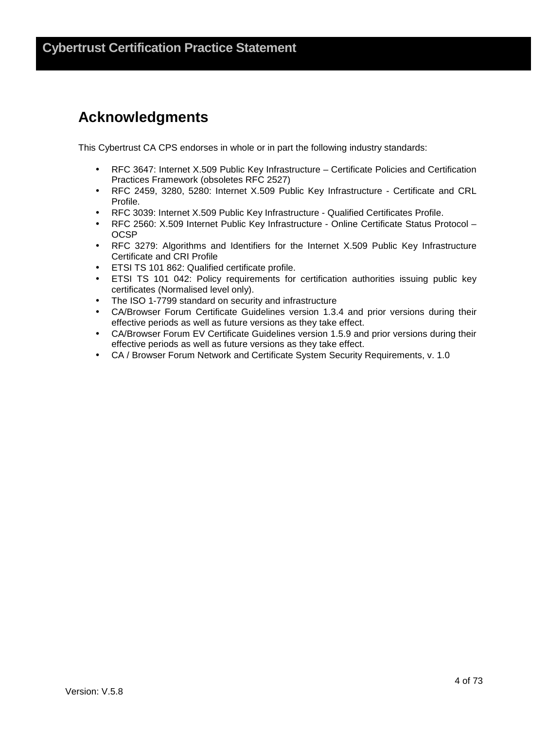## Acknowledgments

This Cybertrust CA CPS endorses in whole or in part the following industry standards:

- RFC 3647: Internet X.509 Public Key Infrastructure – Certificate Policies and Certification Practices Framework (obsoletes RFC 2527)
- RFC 2459, 3280, 5280: Internet X.509 Public Key Infrastructure - Certificate and CRL Profile.
- RFC 3039: Internet X.509 Public Key Infrastructure - Qualified Certificates Profile.
- RFC 2560: X.509 Internet Public Key Infrastructure - Online Certificate Status Protocol – OCSP
- RFC 3279: Algorithms and Identifiers for the Internet X.509 Public Key Infrastructure Certificate and CRI Profile
- ETSI TS 101 862: Qualified certificate profile.
- ETSI TS 101 042: Policy requirements for certification authorities issuing public key certificates (Normalised level only).
- The ISO 1-7799 standard on security and infrastructure
- CA/Browser Forum Certificate Guidelines version 1.3.4 and prior versions during their effective periods as well as future versions as they take effect.
- CA/Browser Forum EV Certificate Guidelines version 1.5.9 and prior versions during their effective periods as well as future versions as they take effect.
- CA / Browser Forum Network and Certificate System Security Requirements, v. 1.0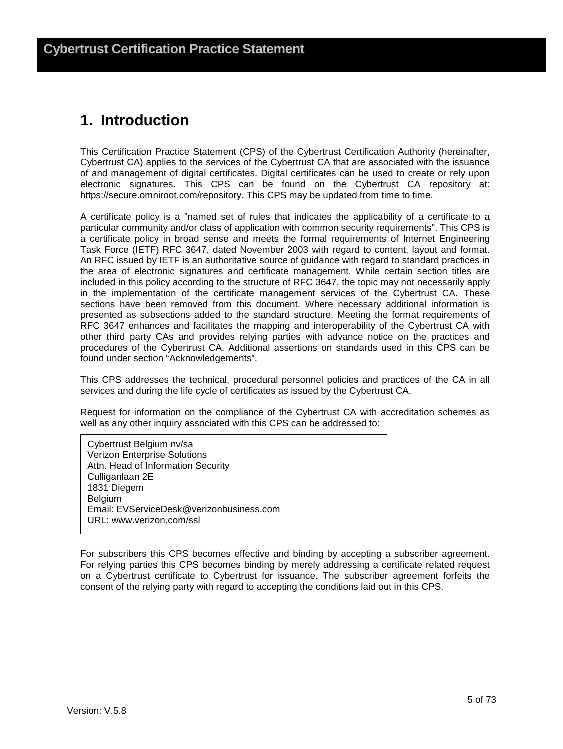# 1. Introduction

This Certification Practice Statement (CPS) of the Cybertrust Certification Authority (hereinafter, Cybertrust CA) applies to the services of the Cybertrust CA that are associated with the issuance of and management of digital certificates. Digital certificates can be used to create or rely upon electronic signatures. This CPS can be found on the Cybertrust CA repository at: https://secure.omniroot.com/repository. This CPS may be updated from time to time.

A certificate policy is a "named set of rules that indicates the applicability of a certificate to a particular community and/or class of application with common security requirements". This CPS is a certificate policy in broad sense and meets the formal requirements of Internet Engineering Task Force (IETF) RFC 3647, dated November 2003 with regard to content, layout and format. An RFC issued by IETF is an authoritative source of guidance with regard to standard practices in the area of electronic signatures and certificate management. While certain section titles are included in this policy according to the structure of RFC 3647, the topic may not necessarily apply in the implementation of the certificate management services of the Cybertrust CA. These sections have been removed from this document. Where necessary additional information is presented as subsections added to the standard structure. Meeting the format requirements of RFC 3647 enhances and facilitates the mapping and interoperability of the Cybertrust CA with other third party CAs and provides relying parties with advance notice on the practices and procedures of the Cybertrust CA. Additional assertions on standards used in this CPS can be found under section “Acknowledgements”.

This CPS addresses the technical, procedural personnel policies and practices of the CA in all services and during the life cycle of certificates as issued by the Cybertrust CA.

Request for information on the compliance of the Cybertrust CA with accreditation schemes as well as any other inquiry associated with this CPS can be addressed to:

> Cybertrust Belgium nv/sa
> Verizon Enterprise Solutions
> Attn. Head of Information Security
> Culliganlaan 2E
> 1831 Diegem
> Belgium
> Email: EVServiceDesk@verizonbusiness.com
> URL: www.verizon.com/ssl

For subscribers this CPS becomes effective and binding by accepting a subscriber agreement. For relying parties this CPS becomes binding by merely addressing a certificate related request on a Cybertrust certificate to Cybertrust for issuance. The subscriber agreement forfeits the consent of the relying party with regard to accepting the conditions laid out in this CPS.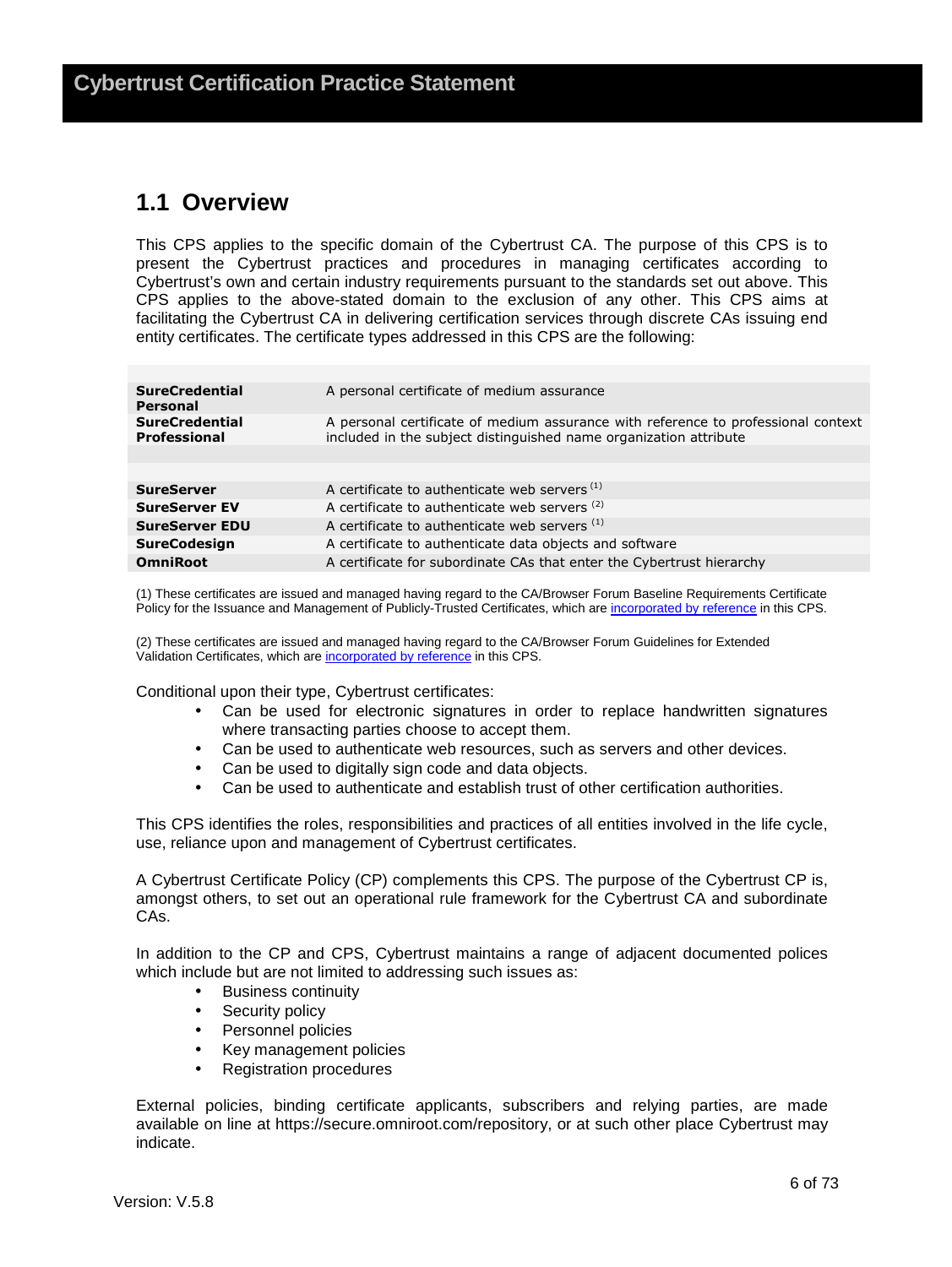## 1.1 Overview

This CPS applies to the specific domain of the Cybertrust CA. The purpose of this CPS is to present the Cybertrust practices and procedures in managing certificates according to Cybertrust's own and certain industry requirements pursuant to the standards set out above. This CPS applies to the above-stated domain to the exclusion of any other. This CPS aims at facilitating the Cybertrust CA in delivering certification services through discrete CAs issuing end entity certificates. The certificate types addressed in this CPS are the following:

| | |
|---|---|
| **SureCredential Personal** | A personal certificate of medium assurance |
| **SureCredential Professional** | A personal certificate of medium assurance with reference to professional context included in the subject distinguished name organization attribute |
| | |
| **SureServer** | A certificate to authenticate web servers (1) |
| **SureServer EV** | A certificate to authenticate web servers (2) |
| **SureServer EDU** | A certificate to authenticate web servers (1) |
| **SureCodesign** | A certificate to authenticate data objects and software |
| **OmniRoot** | A certificate for subordinate CAs that enter the Cybertrust hierarchy |

(1) These certificates are issued and managed having regard to the CA/Browser Forum Baseline Requirements Certificate Policy for the Issuance and Management of Publicly-Trusted Certificates, which are incorporated by reference in this CPS.

(2) These certificates are issued and managed having regard to the CA/Browser Forum Guidelines for Extended Validation Certificates, which are incorporated by reference in this CPS.

Conditional upon their type, Cybertrust certificates:

- Can be used for electronic signatures in order to replace handwritten signatures where transacting parties choose to accept them.
- Can be used to authenticate web resources, such as servers and other devices.
- Can be used to digitally sign code and data objects.
- Can be used to authenticate and establish trust of other certification authorities.

This CPS identifies the roles, responsibilities and practices of all entities involved in the life cycle, use, reliance upon and management of Cybertrust certificates.

A Cybertrust Certificate Policy (CP) complements this CPS. The purpose of the Cybertrust CP is, amongst others, to set out an operational rule framework for the Cybertrust CA and subordinate CAs.

In addition to the CP and CPS, Cybertrust maintains a range of adjacent documented polices which include but are not limited to addressing such issues as:

- Business continuity
- Security policy
- Personnel policies
- Key management policies
- Registration procedures

External policies, binding certificate applicants, subscribers and relying parties, are made available on line at https://secure.omniroot.com/repository, or at such other place Cybertrust may indicate.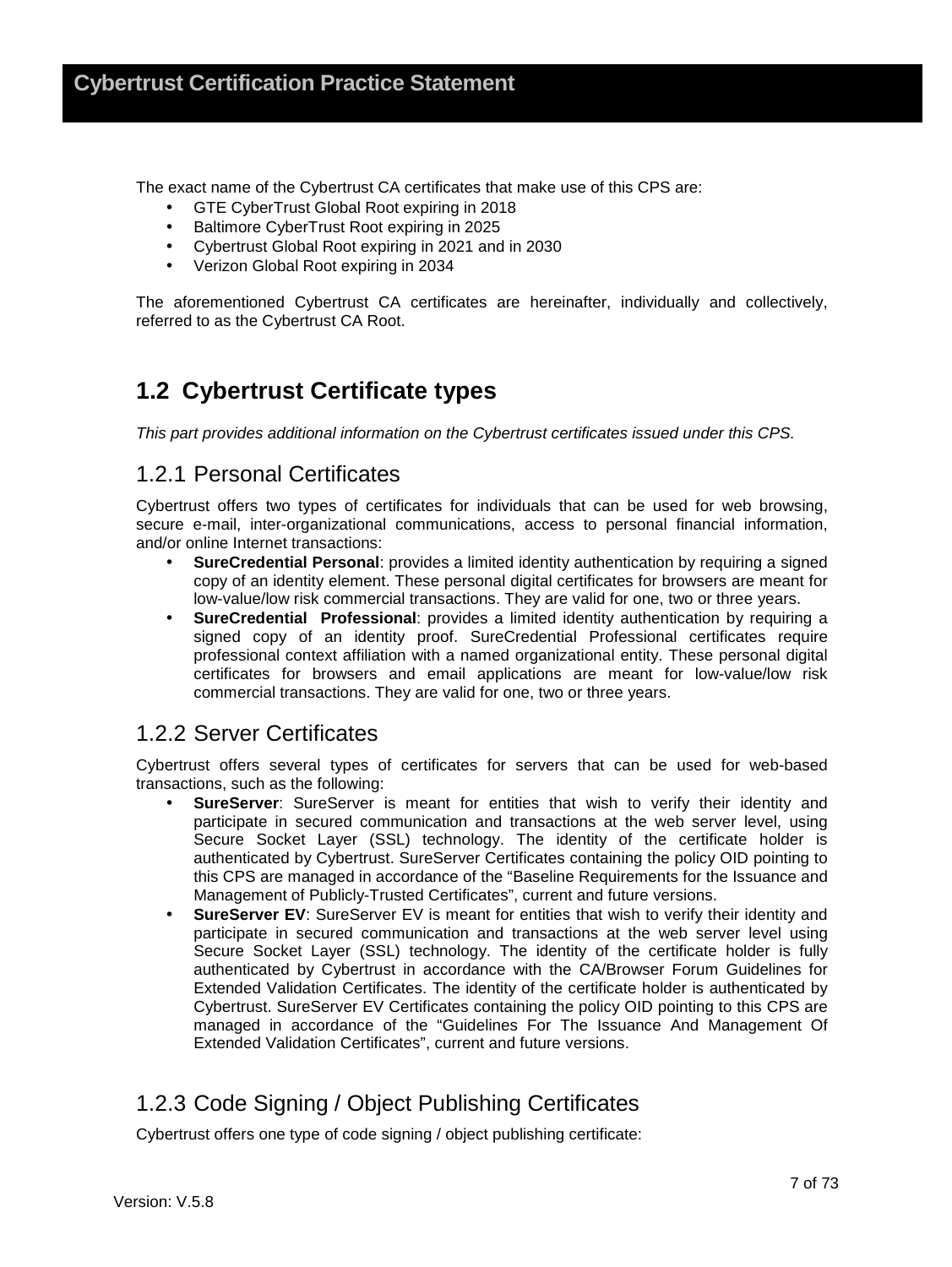The exact name of the Cybertrust CA certificates that make use of this CPS are:

- GTE CyberTrust Global Root expiring in 2018
- Baltimore CyberTrust Root expiring in 2025
- Cybertrust Global Root expiring in 2021 and in 2030
- Verizon Global Root expiring in 2034

The aforementioned Cybertrust CA certificates are hereinafter, individually and collectively, referred to as the Cybertrust CA Root.

## 1.2 Cybertrust Certificate types

*This part provides additional information on the Cybertrust certificates issued under this CPS.*

### 1.2.1 Personal Certificates

Cybertrust offers two types of certificates for individuals that can be used for web browsing, secure e-mail, inter-organizational communications, access to personal financial information, and/or online Internet transactions:

- **SureCredential Personal**: provides a limited identity authentication by requiring a signed copy of an identity element. These personal digital certificates for browsers are meant for low-value/low risk commercial transactions. They are valid for one, two or three years.
- **SureCredential Professional**: provides a limited identity authentication by requiring a signed copy of an identity proof. SureCredential Professional certificates require professional context affiliation with a named organizational entity. These personal digital certificates for browsers and email applications are meant for low-value/low risk commercial transactions. They are valid for one, two or three years.

### 1.2.2 Server Certificates

Cybertrust offers several types of certificates for servers that can be used for web-based transactions, such as the following:

- **SureServer**: SureServer is meant for entities that wish to verify their identity and participate in secured communication and transactions at the web server level, using Secure Socket Layer (SSL) technology. The identity of the certificate holder is authenticated by Cybertrust. SureServer Certificates containing the policy OID pointing to this CPS are managed in accordance of the "Baseline Requirements for the Issuance and Management of Publicly-Trusted Certificates", current and future versions.
- **SureServer EV**: SureServer EV is meant for entities that wish to verify their identity and participate in secured communication and transactions at the web server level using Secure Socket Layer (SSL) technology. The identity of the certificate holder is fully authenticated by Cybertrust in accordance with the CA/Browser Forum Guidelines for Extended Validation Certificates. The identity of the certificate holder is authenticated by Cybertrust. SureServer EV Certificates containing the policy OID pointing to this CPS are managed in accordance of the "Guidelines For The Issuance And Management Of Extended Validation Certificates", current and future versions.

### 1.2.3 Code Signing / Object Publishing Certificates

Cybertrust offers one type of code signing / object publishing certificate: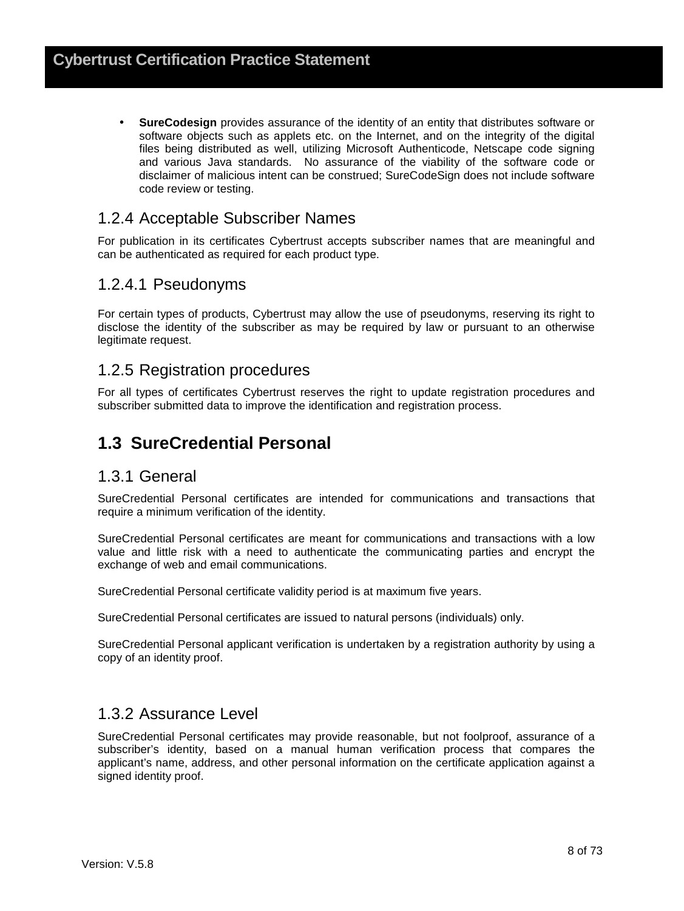- **SureCodesign** provides assurance of the identity of an entity that distributes software or software objects such as applets etc. on the Internet, and on the integrity of the digital files being distributed as well, utilizing Microsoft Authenticode, Netscape code signing and various Java standards. No assurance of the viability of the software code or disclaimer of malicious intent can be construed; SureCodeSign does not include software code review or testing.

### 1.2.4 Acceptable Subscriber Names

For publication in its certificates Cybertrust accepts subscriber names that are meaningful and can be authenticated as required for each product type.

#### 1.2.4.1 Pseudonyms

For certain types of products, Cybertrust may allow the use of pseudonyms, reserving its right to disclose the identity of the subscriber as may be required by law or pursuant to an otherwise legitimate request.

### 1.2.5 Registration procedures

For all types of certificates Cybertrust reserves the right to update registration procedures and subscriber submitted data to improve the identification and registration process.

## 1.3 SureCredential Personal

### 1.3.1 General

SureCredential Personal certificates are intended for communications and transactions that require a minimum verification of the identity.

SureCredential Personal certificates are meant for communications and transactions with a low value and little risk with a need to authenticate the communicating parties and encrypt the exchange of web and email communications.

SureCredential Personal certificate validity period is at maximum five years.

SureCredential Personal certificates are issued to natural persons (individuals) only.

SureCredential Personal applicant verification is undertaken by a registration authority by using a copy of an identity proof.

### 1.3.2 Assurance Level

SureCredential Personal certificates may provide reasonable, but not foolproof, assurance of a subscriber's identity, based on a manual human verification process that compares the applicant's name, address, and other personal information on the certificate application against a signed identity proof.

Version: V.5.8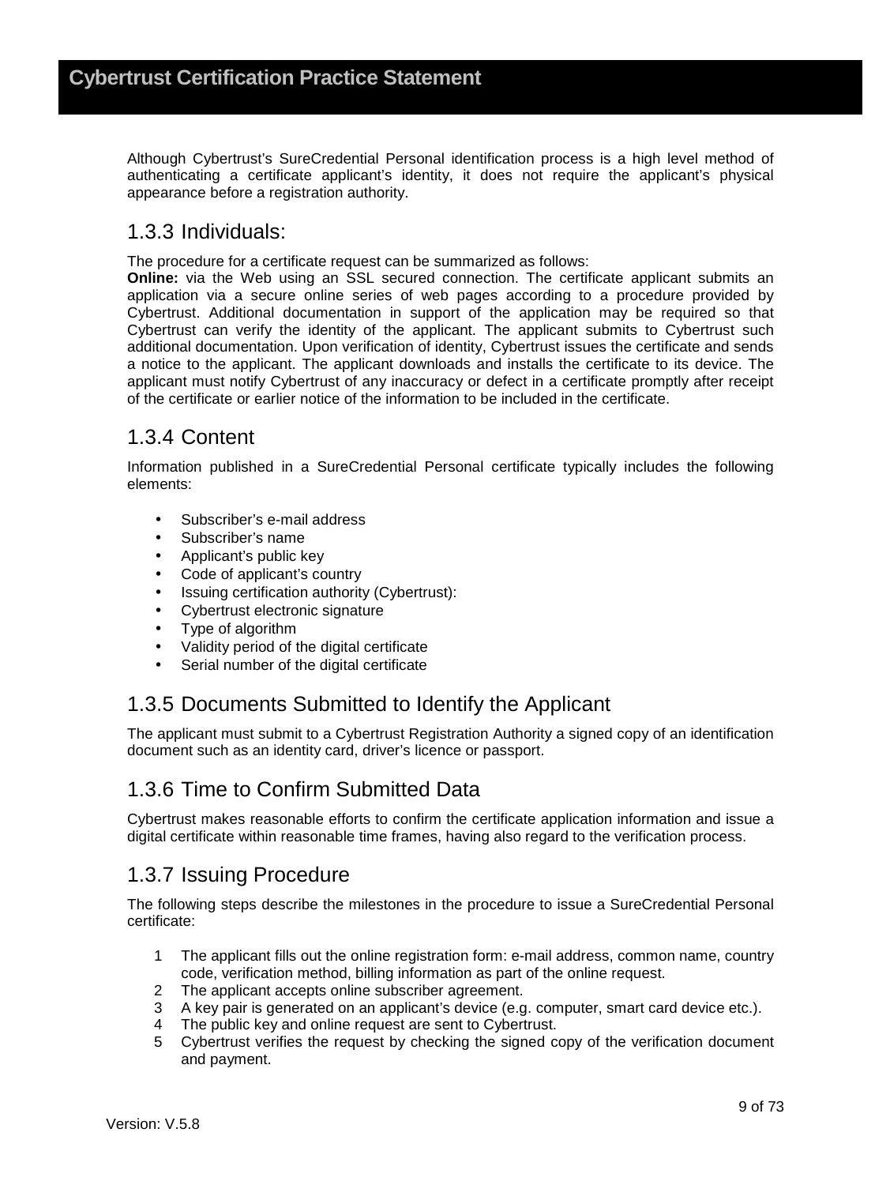Although Cybertrust's SureCredential Personal identification process is a high level method of authenticating a certificate applicant's identity, it does not require the applicant's physical appearance before a registration authority.

### 1.3.3 Individuals:

The procedure for a certificate request can be summarized as follows:

**Online:** via the Web using an SSL secured connection. The certificate applicant submits an application via a secure online series of web pages according to a procedure provided by Cybertrust. Additional documentation in support of the application may be required so that Cybertrust can verify the identity of the applicant. The applicant submits to Cybertrust such additional documentation. Upon verification of identity, Cybertrust issues the certificate and sends a notice to the applicant. The applicant downloads and installs the certificate to its device. The applicant must notify Cybertrust of any inaccuracy or defect in a certificate promptly after receipt of the certificate or earlier notice of the information to be included in the certificate.

### 1.3.4 Content

Information published in a SureCredential Personal certificate typically includes the following elements:

- Subscriber's e-mail address
- Subscriber's name
- Applicant's public key
- Code of applicant's country
- Issuing certification authority (Cybertrust):
- Cybertrust electronic signature
- Type of algorithm
- Validity period of the digital certificate
- Serial number of the digital certificate

### 1.3.5 Documents Submitted to Identify the Applicant

The applicant must submit to a Cybertrust Registration Authority a signed copy of an identification document such as an identity card, driver's licence or passport.

### 1.3.6 Time to Confirm Submitted Data

Cybertrust makes reasonable efforts to confirm the certificate application information and issue a digital certificate within reasonable time frames, having also regard to the verification process.

### 1.3.7 Issuing Procedure

The following steps describe the milestones in the procedure to issue a SureCredential Personal certificate:

1. The applicant fills out the online registration form: e-mail address, common name, country code, verification method, billing information as part of the online request.
2. The applicant accepts online subscriber agreement.
3. A key pair is generated on an applicant's device (e.g. computer, smart card device etc.).
4. The public key and online request are sent to Cybertrust.
5. Cybertrust verifies the request by checking the signed copy of the verification document and payment.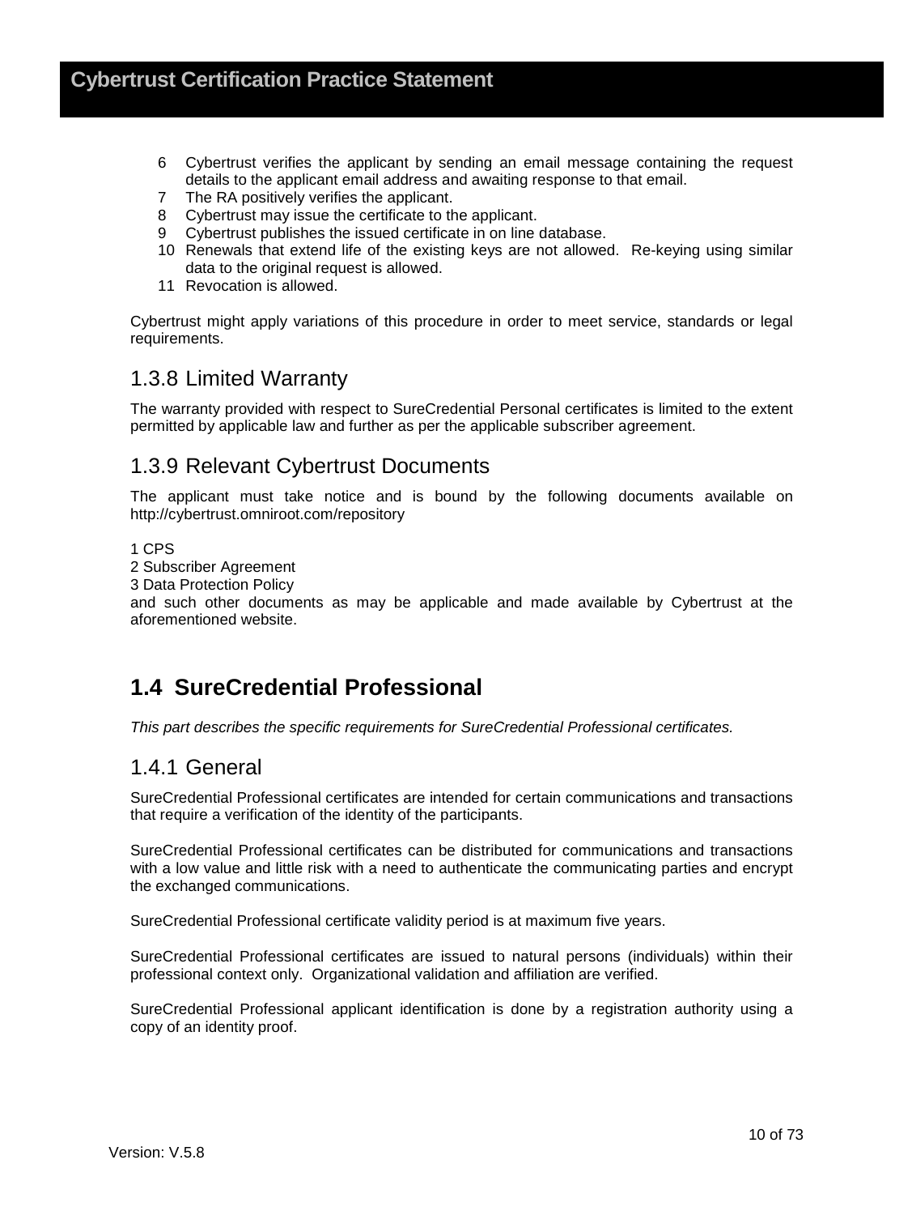6. Cybertrust verifies the applicant by sending an email message containing the request details to the applicant email address and awaiting response to that email.
7. The RA positively verifies the applicant.
8. Cybertrust may issue the certificate to the applicant.
9. Cybertrust publishes the issued certificate in on line database.
10. Renewals that extend life of the existing keys are not allowed. Re-keying using similar data to the original request is allowed.
11. Revocation is allowed.

Cybertrust might apply variations of this procedure in order to meet service, standards or legal requirements.

### 1.3.8 Limited Warranty

The warranty provided with respect to SureCredential Personal certificates is limited to the extent permitted by applicable law and further as per the applicable subscriber agreement.

### 1.3.9 Relevant Cybertrust Documents

The applicant must take notice and is bound by the following documents available on http://cybertrust.omniroot.com/repository

1 CPS
2 Subscriber Agreement
3 Data Protection Policy
and such other documents as may be applicable and made available by Cybertrust at the aforementioned website.

## 1.4 SureCredential Professional

*This part describes the specific requirements for SureCredential Professional certificates.*

### 1.4.1 General

SureCredential Professional certificates are intended for certain communications and transactions that require a verification of the identity of the participants.

SureCredential Professional certificates can be distributed for communications and transactions with a low value and little risk with a need to authenticate the communicating parties and encrypt the exchanged communications.

SureCredential Professional certificate validity period is at maximum five years.

SureCredential Professional certificates are issued to natural persons (individuals) within their professional context only. Organizational validation and affiliation are verified.

SureCredential Professional applicant identification is done by a registration authority using a copy of an identity proof.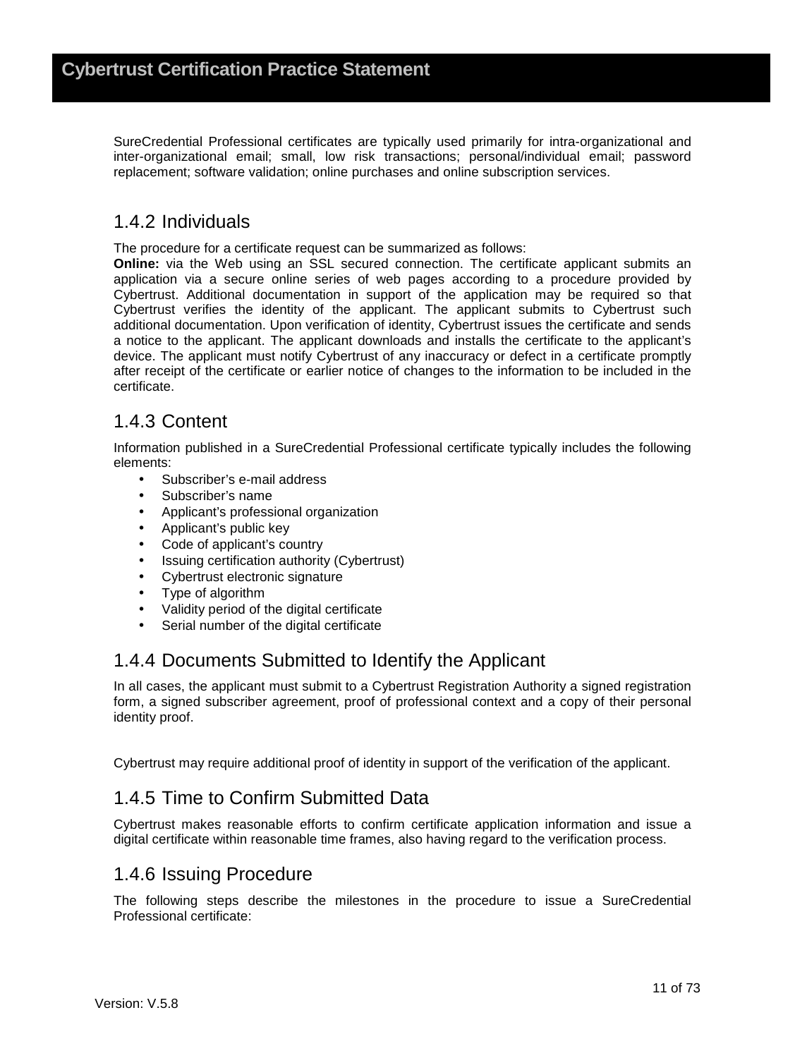SureCredential Professional certificates are typically used primarily for intra-organizational and inter-organizational email; small, low risk transactions; personal/individual email; password replacement; software validation; online purchases and online subscription services.

## 1.4.2 Individuals

The procedure for a certificate request can be summarized as follows:

**Online:** via the Web using an SSL secured connection. The certificate applicant submits an application via a secure online series of web pages according to a procedure provided by Cybertrust. Additional documentation in support of the application may be required so that Cybertrust verifies the identity of the applicant. The applicant submits to Cybertrust such additional documentation. Upon verification of identity, Cybertrust issues the certificate and sends a notice to the applicant. The applicant downloads and installs the certificate to the applicant's device. The applicant must notify Cybertrust of any inaccuracy or defect in a certificate promptly after receipt of the certificate or earlier notice of changes to the information to be included in the certificate.

## 1.4.3 Content

Information published in a SureCredential Professional certificate typically includes the following elements:

- Subscriber's e-mail address
- Subscriber's name
- Applicant's professional organization
- Applicant's public key
- Code of applicant's country
- Issuing certification authority (Cybertrust)
- Cybertrust electronic signature
- Type of algorithm
- Validity period of the digital certificate
- Serial number of the digital certificate

## 1.4.4 Documents Submitted to Identify the Applicant

In all cases, the applicant must submit to a Cybertrust Registration Authority a signed registration form, a signed subscriber agreement, proof of professional context and a copy of their personal identity proof.

Cybertrust may require additional proof of identity in support of the verification of the applicant.

## 1.4.5 Time to Confirm Submitted Data

Cybertrust makes reasonable efforts to confirm certificate application information and issue a digital certificate within reasonable time frames, also having regard to the verification process.

## 1.4.6 Issuing Procedure

The following steps describe the milestones in the procedure to issue a SureCredential Professional certificate: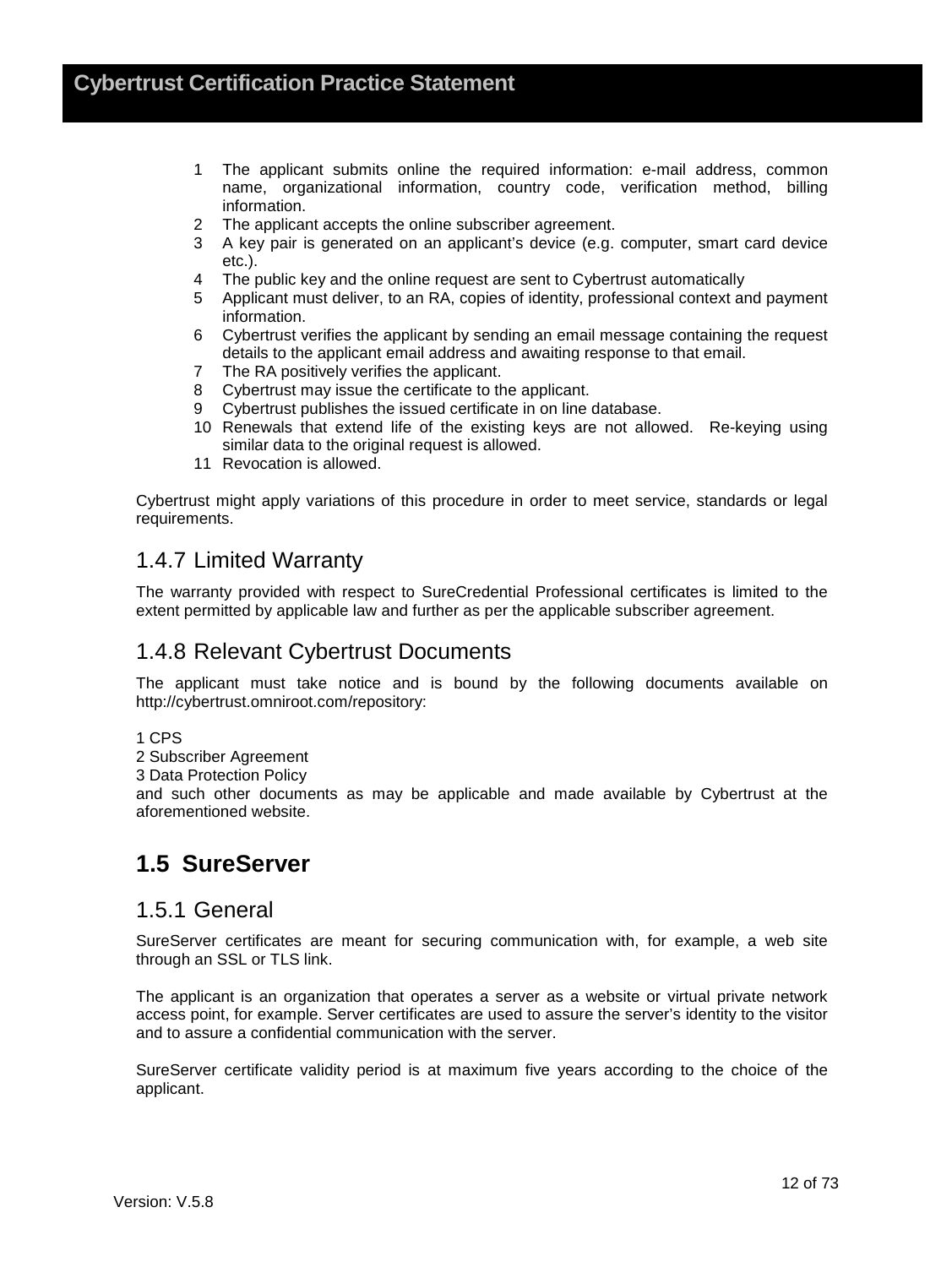1. The applicant submits online the required information: e-mail address, common name, organizational information, country code, verification method, billing information.
2. The applicant accepts the online subscriber agreement.
3. A key pair is generated on an applicant's device (e.g. computer, smart card device etc.).
4. The public key and the online request are sent to Cybertrust automatically
5. Applicant must deliver, to an RA, copies of identity, professional context and payment information.
6. Cybertrust verifies the applicant by sending an email message containing the request details to the applicant email address and awaiting response to that email.
7. The RA positively verifies the applicant.
8. Cybertrust may issue the certificate to the applicant.
9. Cybertrust publishes the issued certificate in on line database.
10. Renewals that extend life of the existing keys are not allowed. Re-keying using similar data to the original request is allowed.
11. Revocation is allowed.

Cybertrust might apply variations of this procedure in order to meet service, standards or legal requirements.

### 1.4.7 Limited Warranty

The warranty provided with respect to SureCredential Professional certificates is limited to the extent permitted by applicable law and further as per the applicable subscriber agreement.

### 1.4.8 Relevant Cybertrust Documents

The applicant must take notice and is bound by the following documents available on http://cybertrust.omniroot.com/repository:

1 CPS
2 Subscriber Agreement
3 Data Protection Policy
and such other documents as may be applicable and made available by Cybertrust at the aforementioned website.

## 1.5 SureServer

### 1.5.1 General

SureServer certificates are meant for securing communication with, for example, a web site through an SSL or TLS link.

The applicant is an organization that operates a server as a website or virtual private network access point, for example. Server certificates are used to assure the server's identity to the visitor and to assure a confidential communication with the server.

SureServer certificate validity period is at maximum five years according to the choice of the applicant.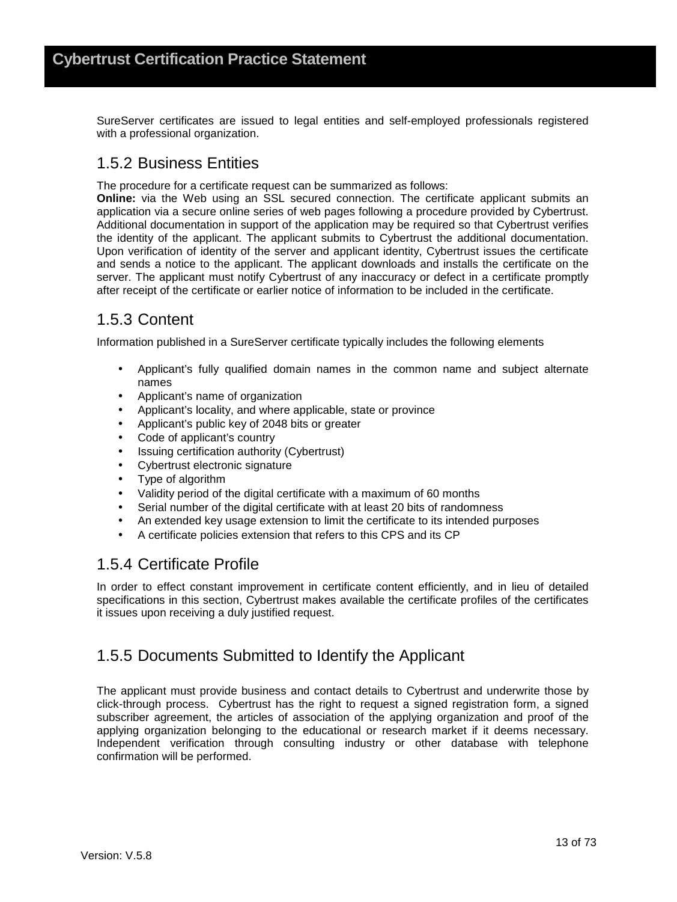SureServer certificates are issued to legal entities and self-employed professionals registered with a professional organization.

### 1.5.2 Business Entities

The procedure for a certificate request can be summarized as follows:

**Online:** via the Web using an SSL secured connection. The certificate applicant submits an application via a secure online series of web pages following a procedure provided by Cybertrust. Additional documentation in support of the application may be required so that Cybertrust verifies the identity of the applicant. The applicant submits to Cybertrust the additional documentation. Upon verification of identity of the server and applicant identity, Cybertrust issues the certificate and sends a notice to the applicant. The applicant downloads and installs the certificate on the server. The applicant must notify Cybertrust of any inaccuracy or defect in a certificate promptly after receipt of the certificate or earlier notice of information to be included in the certificate.

### 1.5.3 Content

Information published in a SureServer certificate typically includes the following elements

- Applicant's fully qualified domain names in the common name and subject alternate names
- Applicant's name of organization
- Applicant's locality, and where applicable, state or province
- Applicant's public key of 2048 bits or greater
- Code of applicant's country
- Issuing certification authority (Cybertrust)
- Cybertrust electronic signature
- Type of algorithm
- Validity period of the digital certificate with a maximum of 60 months
- Serial number of the digital certificate with at least 20 bits of randomness
- An extended key usage extension to limit the certificate to its intended purposes
- A certificate policies extension that refers to this CPS and its CP

### 1.5.4 Certificate Profile

In order to effect constant improvement in certificate content efficiently, and in lieu of detailed specifications in this section, Cybertrust makes available the certificate profiles of the certificates it issues upon receiving a duly justified request.

### 1.5.5 Documents Submitted to Identify the Applicant

The applicant must provide business and contact details to Cybertrust and underwrite those by click-through process. Cybertrust has the right to request a signed registration form, a signed subscriber agreement, the articles of association of the applying organization and proof of the applying organization belonging to the educational or research market if it deems necessary. Independent verification through consulting industry or other database with telephone confirmation will be performed.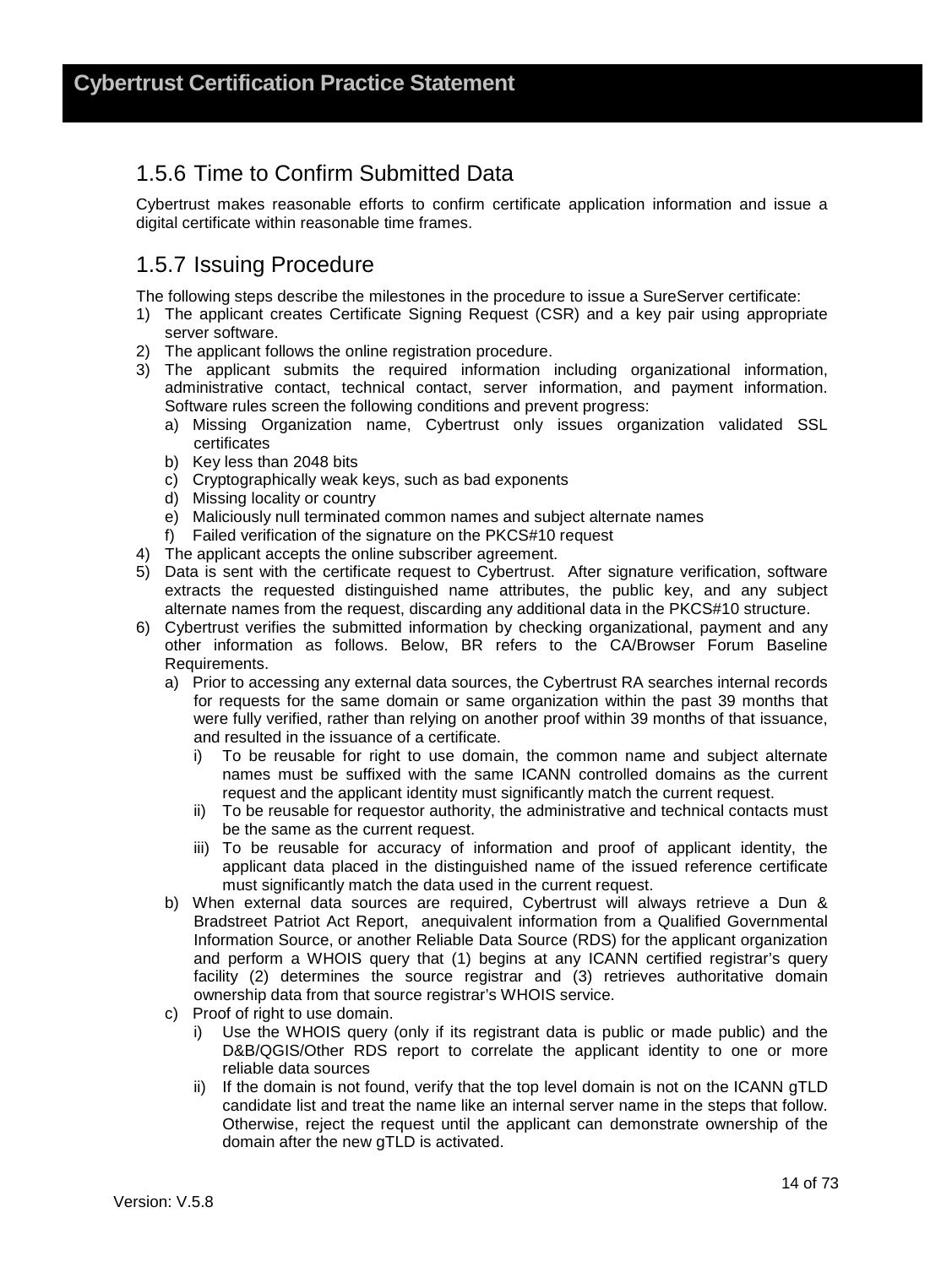### 1.5.6 Time to Confirm Submitted Data

Cybertrust makes reasonable efforts to confirm certificate application information and issue a digital certificate within reasonable time frames.

### 1.5.7 Issuing Procedure

The following steps describe the milestones in the procedure to issue a SureServer certificate:

1) The applicant creates Certificate Signing Request (CSR) and a key pair using appropriate server software.
2) The applicant follows the online registration procedure.
3) The applicant submits the required information including organizational information, administrative contact, technical contact, server information, and payment information. Software rules screen the following conditions and prevent progress:
    a) Missing Organization name, Cybertrust only issues organization validated SSL certificates
    b) Key less than 2048 bits
    c) Cryptographically weak keys, such as bad exponents
    d) Missing locality or country
    e) Maliciously null terminated common names and subject alternate names
    f) Failed verification of the signature on the PKCS#10 request
4) The applicant accepts the online subscriber agreement.
5) Data is sent with the certificate request to Cybertrust. After signature verification, software extracts the requested distinguished name attributes, the public key, and any subject alternate names from the request, discarding any additional data in the PKCS#10 structure.
6) Cybertrust verifies the submitted information by checking organizational, payment and any other information as follows. Below, BR refers to the CA/Browser Forum Baseline Requirements.
    a) Prior to accessing any external data sources, the Cybertrust RA searches internal records for requests for the same domain or same organization within the past 39 months that were fully verified, rather than relying on another proof within 39 months of that issuance, and resulted in the issuance of a certificate.
        i) To be reusable for right to use domain, the common name and subject alternate names must be suffixed with the same ICANN controlled domains as the current request and the applicant identity must significantly match the current request.
        ii) To be reusable for requestor authority, the administrative and technical contacts must be the same as the current request.
        iii) To be reusable for accuracy of information and proof of applicant identity, the applicant data placed in the distinguished name of the issued reference certificate must significantly match the data used in the current request.
    b) When external data sources are required, Cybertrust will always retrieve a Dun & Bradstreet Patriot Act Report, anequivalent information from a Qualified Governmental Information Source, or another Reliable Data Source (RDS) for the applicant organization and perform a WHOIS query that (1) begins at any ICANN certified registrar's query facility (2) determines the source registrar and (3) retrieves authoritative domain ownership data from that source registrar's WHOIS service.
    c) Proof of right to use domain.
        i) Use the WHOIS query (only if its registrant data is public or made public) and the D&B/QGIS/Other RDS report to correlate the applicant identity to one or more reliable data sources
        ii) If the domain is not found, verify that the top level domain is not on the ICANN gTLD candidate list and treat the name like an internal server name in the steps that follow. Otherwise, reject the request until the applicant can demonstrate ownership of the domain after the new gTLD is activated.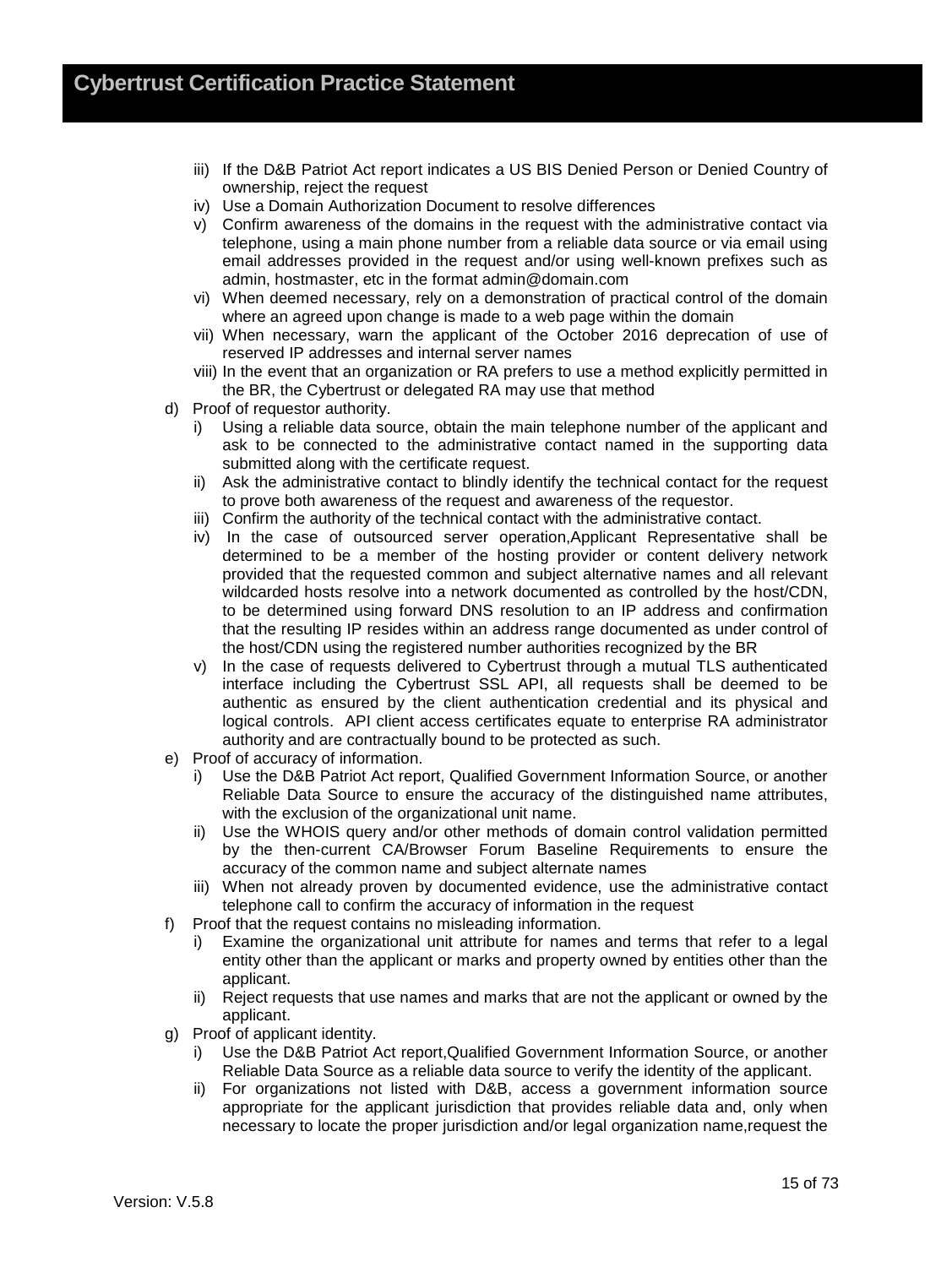iii) If the D&B Patriot Act report indicates a US BIS Denied Person or Denied Country of ownership, reject the request
iv) Use a Domain Authorization Document to resolve differences
v) Confirm awareness of the domains in the request with the administrative contact via telephone, using a main phone number from a reliable data source or via email using email addresses provided in the request and/or using well-known prefixes such as admin, hostmaster, etc in the format admin@domain.com
vi) When deemed necessary, rely on a demonstration of practical control of the domain where an agreed upon change is made to a web page within the domain
vii) When necessary, warn the applicant of the October 2016 deprecation of use of reserved IP addresses and internal server names
viii) In the event that an organization or RA prefers to use a method explicitly permitted in the BR, the Cybertrust or delegated RA may use that method

d) Proof of requestor authority.
   i) Using a reliable data source, obtain the main telephone number of the applicant and ask to be connected to the administrative contact named in the supporting data submitted along with the certificate request.
   ii) Ask the administrative contact to blindly identify the technical contact for the request to prove both awareness of the request and awareness of the requestor.
   iii) Confirm the authority of the technical contact with the administrative contact.
   iv) In the case of outsourced server operation,Applicant Representative shall be determined to be a member of the hosting provider or content delivery network provided that the requested common and subject alternative names and all relevant wildcarded hosts resolve into a network documented as controlled by the host/CDN, to be determined using forward DNS resolution to an IP address and confirmation that the resulting IP resides within an address range documented as under control of the host/CDN using the registered number authorities recognized by the BR
   v) In the case of requests delivered to Cybertrust through a mutual TLS authenticated interface including the Cybertrust SSL API, all requests shall be deemed to be authentic as ensured by the client authentication credential and its physical and logical controls. API client access certificates equate to enterprise RA administrator authority and are contractually bound to be protected as such.

e) Proof of accuracy of information.
   i) Use the D&B Patriot Act report, Qualified Government Information Source, or another Reliable Data Source to ensure the accuracy of the distinguished name attributes, with the exclusion of the organizational unit name.
   ii) Use the WHOIS query and/or other methods of domain control validation permitted by the then-current CA/Browser Forum Baseline Requirements to ensure the accuracy of the common name and subject alternate names
   iii) When not already proven by documented evidence, use the administrative contact telephone call to confirm the accuracy of information in the request

f) Proof that the request contains no misleading information.
   i) Examine the organizational unit attribute for names and terms that refer to a legal entity other than the applicant or marks and property owned by entities other than the applicant.
   ii) Reject requests that use names and marks that are not the applicant or owned by the applicant.

g) Proof of applicant identity.
   i) Use the D&B Patriot Act report,Qualified Government Information Source, or another Reliable Data Source as a reliable data source to verify the identity of the applicant.
   ii) For organizations not listed with D&B, access a government information source appropriate for the applicant jurisdiction that provides reliable data and, only when necessary to locate the proper jurisdiction and/or legal organization name,request the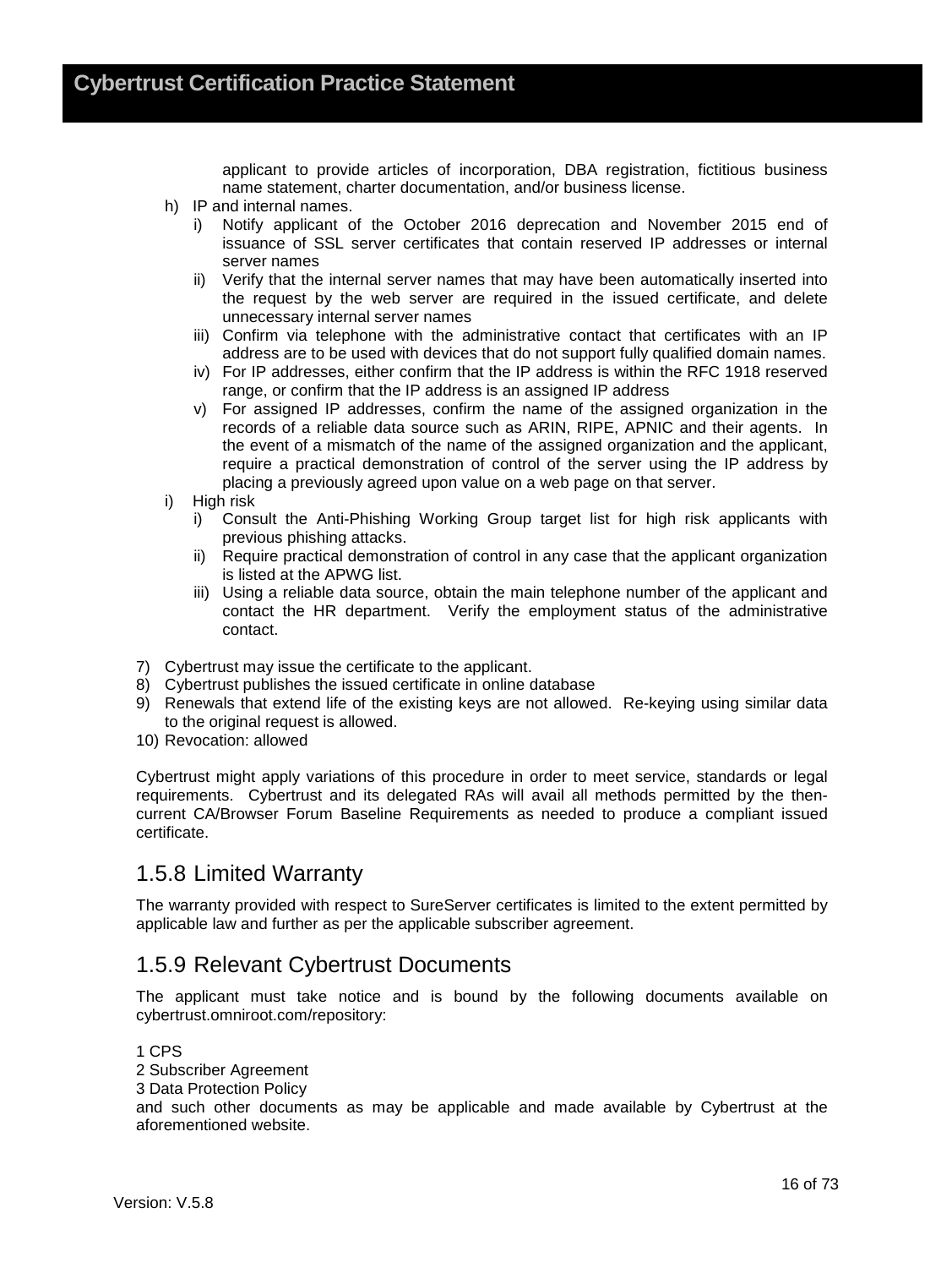applicant to provide articles of incorporation, DBA registration, fictitious business name statement, charter documentation, and/or business license.

h) IP and internal names.
   i) Notify applicant of the October 2016 deprecation and November 2015 end of issuance of SSL server certificates that contain reserved IP addresses or internal server names
   ii) Verify that the internal server names that may have been automatically inserted into the request by the web server are required in the issued certificate, and delete unnecessary internal server names
   iii) Confirm via telephone with the administrative contact that certificates with an IP address are to be used with devices that do not support fully qualified domain names.
   iv) For IP addresses, either confirm that the IP address is within the RFC 1918 reserved range, or confirm that the IP address is an assigned IP address
   v) For assigned IP addresses, confirm the name of the assigned organization in the records of a reliable data source such as ARIN, RIPE, APNIC and their agents. In the event of a mismatch of the name of the assigned organization and the applicant, require a practical demonstration of control of the server using the IP address by placing a previously agreed upon value on a web page on that server.

i) High risk
   i) Consult the Anti-Phishing Working Group target list for high risk applicants with previous phishing attacks.
   ii) Require practical demonstration of control in any case that the applicant organization is listed at the APWG list.
   iii) Using a reliable data source, obtain the main telephone number of the applicant and contact the HR department. Verify the employment status of the administrative contact.

7) Cybertrust may issue the certificate to the applicant.
8) Cybertrust publishes the issued certificate in online database
9) Renewals that extend life of the existing keys are not allowed. Re-keying using similar data to the original request is allowed.
10) Revocation: allowed

Cybertrust might apply variations of this procedure in order to meet service, standards or legal requirements. Cybertrust and its delegated RAs will avail all methods permitted by the then-current CA/Browser Forum Baseline Requirements as needed to produce a compliant issued certificate.

## 1.5.8 Limited Warranty

The warranty provided with respect to SureServer certificates is limited to the extent permitted by applicable law and further as per the applicable subscriber agreement.

## 1.5.9 Relevant Cybertrust Documents

The applicant must take notice and is bound by the following documents available on cybertrust.omniroot.com/repository:

1 CPS
2 Subscriber Agreement
3 Data Protection Policy
and such other documents as may be applicable and made available by Cybertrust at the aforementioned website.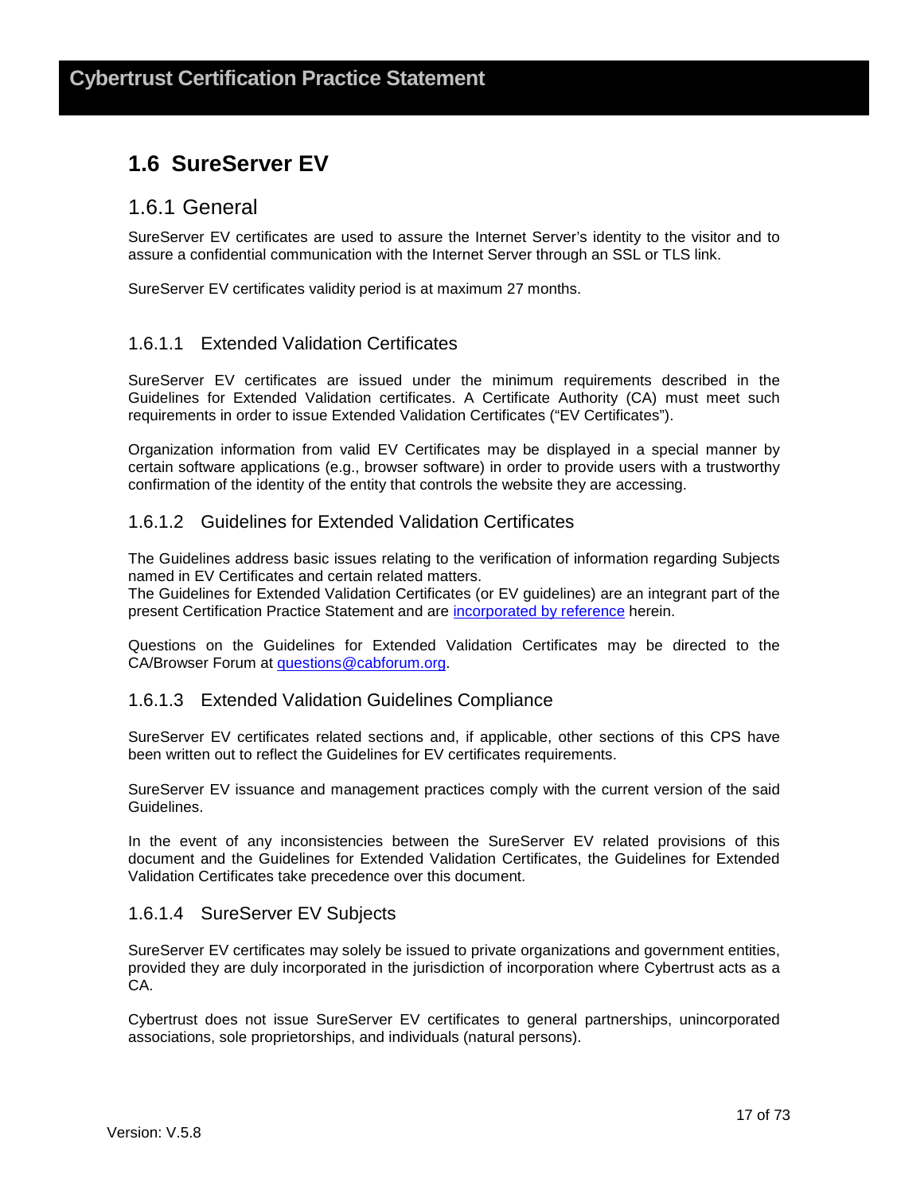## 1.6 SureServer EV

### 1.6.1 General

SureServer EV certificates are used to assure the Internet Server's identity to the visitor and to assure a confidential communication with the Internet Server through an SSL or TLS link.

SureServer EV certificates validity period is at maximum 27 months.

#### 1.6.1.1 Extended Validation Certificates

SureServer EV certificates are issued under the minimum requirements described in the Guidelines for Extended Validation certificates. A Certificate Authority (CA) must meet such requirements in order to issue Extended Validation Certificates ("EV Certificates").

Organization information from valid EV Certificates may be displayed in a special manner by certain software applications (e.g., browser software) in order to provide users with a trustworthy confirmation of the identity of the entity that controls the website they are accessing.

#### 1.6.1.2 Guidelines for Extended Validation Certificates

The Guidelines address basic issues relating to the verification of information regarding Subjects named in EV Certificates and certain related matters.
The Guidelines for Extended Validation Certificates (or EV guidelines) are an integrant part of the present Certification Practice Statement and are incorporated by reference herein.

Questions on the Guidelines for Extended Validation Certificates may be directed to the CA/Browser Forum at questions@cabforum.org.

#### 1.6.1.3 Extended Validation Guidelines Compliance

SureServer EV certificates related sections and, if applicable, other sections of this CPS have been written out to reflect the Guidelines for EV certificates requirements.

SureServer EV issuance and management practices comply with the current version of the said Guidelines.

In the event of any inconsistencies between the SureServer EV related provisions of this document and the Guidelines for Extended Validation Certificates, the Guidelines for Extended Validation Certificates take precedence over this document.

#### 1.6.1.4 SureServer EV Subjects

SureServer EV certificates may solely be issued to private organizations and government entities, provided they are duly incorporated in the jurisdiction of incorporation where Cybertrust acts as a CA.

Cybertrust does not issue SureServer EV certificates to general partnerships, unincorporated associations, sole proprietorships, and individuals (natural persons).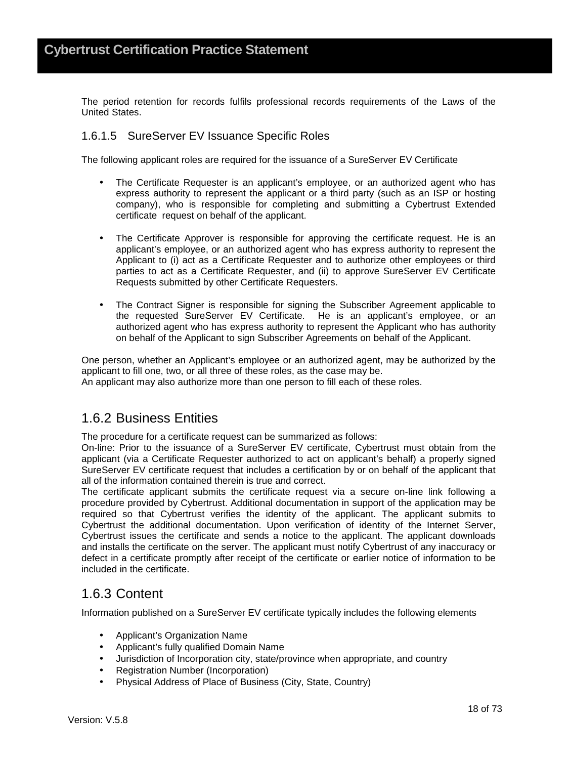The period retention for records fulfils professional records requirements of the Laws of the United States.

#### 1.6.1.5 SureServer EV Issuance Specific Roles

The following applicant roles are required for the issuance of a SureServer EV Certificate

- The Certificate Requester is an applicant's employee, or an authorized agent who has express authority to represent the applicant or a third party (such as an ISP or hosting company), who is responsible for completing and submitting a Cybertrust Extended certificate request on behalf of the applicant.
- The Certificate Approver is responsible for approving the certificate request. He is an applicant's employee, or an authorized agent who has express authority to represent the Applicant to (i) act as a Certificate Requester and to authorize other employees or third parties to act as a Certificate Requester, and (ii) to approve SureServer EV Certificate Requests submitted by other Certificate Requesters.
- The Contract Signer is responsible for signing the Subscriber Agreement applicable to the requested SureServer EV Certificate. He is an applicant's employee, or an authorized agent who has express authority to represent the Applicant who has authority on behalf of the Applicant to sign Subscriber Agreements on behalf of the Applicant.

One person, whether an Applicant's employee or an authorized agent, may be authorized by the applicant to fill one, two, or all three of these roles, as the case may be.
An applicant may also authorize more than one person to fill each of these roles.

### 1.6.2 Business Entities

The procedure for a certificate request can be summarized as follows:
On-line: Prior to the issuance of a SureServer EV certificate, Cybertrust must obtain from the applicant (via a Certificate Requester authorized to act on applicant's behalf) a properly signed SureServer EV certificate request that includes a certification by or on behalf of the applicant that all of the information contained therein is true and correct.
The certificate applicant submits the certificate request via a secure on-line link following a procedure provided by Cybertrust. Additional documentation in support of the application may be required so that Cybertrust verifies the identity of the applicant. The applicant submits to Cybertrust the additional documentation. Upon verification of identity of the Internet Server, Cybertrust issues the certificate and sends a notice to the applicant. The applicant downloads and installs the certificate on the server. The applicant must notify Cybertrust of any inaccuracy or defect in a certificate promptly after receipt of the certificate or earlier notice of information to be included in the certificate.

### 1.6.3 Content

Information published on a SureServer EV certificate typically includes the following elements

- Applicant's Organization Name
- Applicant's fully qualified Domain Name
- Jurisdiction of Incorporation city, state/province when appropriate, and country
- Registration Number (Incorporation)
- Physical Address of Place of Business (City, State, Country)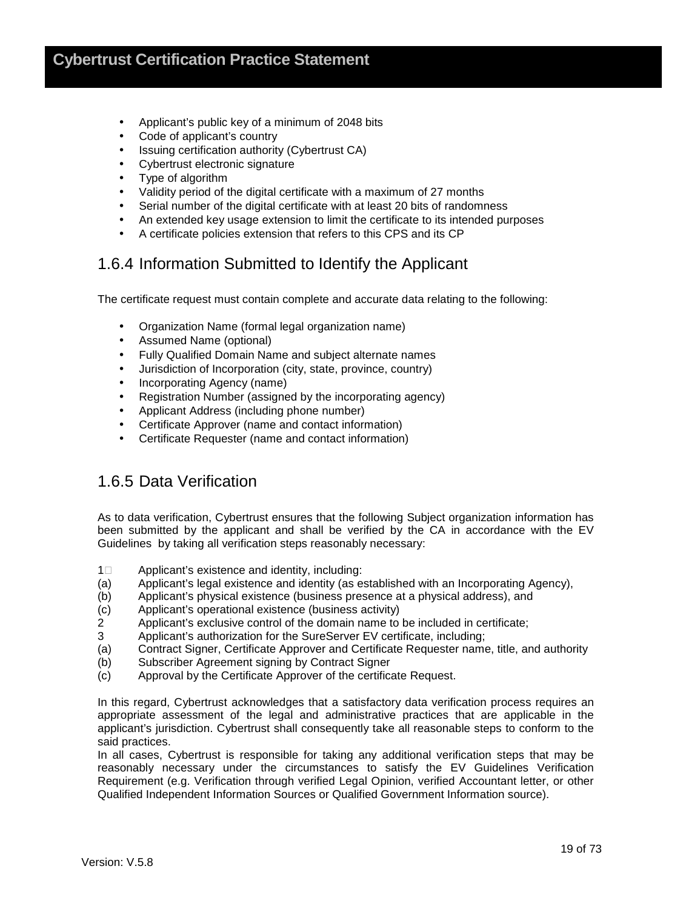- Applicant's public key of a minimum of 2048 bits
- Code of applicant's country
- Issuing certification authority (Cybertrust CA)
- Cybertrust electronic signature
- Type of algorithm
- Validity period of the digital certificate with a maximum of 27 months
- Serial number of the digital certificate with at least 20 bits of randomness
- An extended key usage extension to limit the certificate to its intended purposes
- A certificate policies extension that refers to this CPS and its CP

## 1.6.4 Information Submitted to Identify the Applicant

The certificate request must contain complete and accurate data relating to the following:

- Organization Name (formal legal organization name)
- Assumed Name (optional)
- Fully Qualified Domain Name and subject alternate names
- Jurisdiction of Incorporation (city, state, province, country)
- Incorporating Agency (name)
- Registration Number (assigned by the incorporating agency)
- Applicant Address (including phone number)
- Certificate Approver (name and contact information)
- Certificate Requester (name and contact information)

## 1.6.5 Data Verification

As to data verification, Cybertrust ensures that the following Subject organization information has been submitted by the applicant and shall be verified by the CA in accordance with the EV Guidelines by taking all verification steps reasonably necessary:

1 Applicant's existence and identity, including:
(a) Applicant's legal existence and identity (as established with an Incorporating Agency),
(b) Applicant's physical existence (business presence at a physical address), and
(c) Applicant's operational existence (business activity)
2 Applicant's exclusive control of the domain name to be included in certificate;
3 Applicant's authorization for the SureServer EV certificate, including;
(a) Contract Signer, Certificate Approver and Certificate Requester name, title, and authority
(b) Subscriber Agreement signing by Contract Signer
(c) Approval by the Certificate Approver of the certificate Request.

In this regard, Cybertrust acknowledges that a satisfactory data verification process requires an appropriate assessment of the legal and administrative practices that are applicable in the applicant's jurisdiction. Cybertrust shall consequently take all reasonable steps to conform to the said practices.
In all cases, Cybertrust is responsible for taking any additional verification steps that may be reasonably necessary under the circumstances to satisfy the EV Guidelines Verification Requirement (e.g. Verification through verified Legal Opinion, verified Accountant letter, or other Qualified Independent Information Sources or Qualified Government Information source).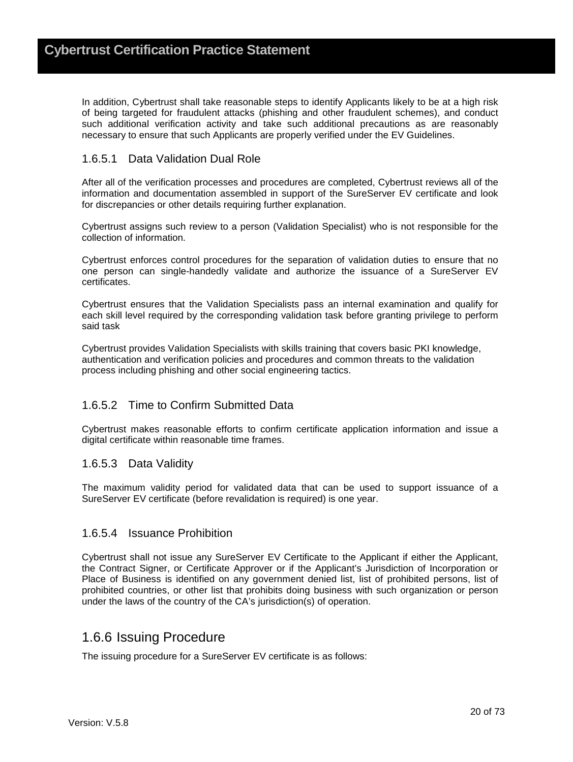In addition, Cybertrust shall take reasonable steps to identify Applicants likely to be at a high risk of being targeted for fraudulent attacks (phishing and other fraudulent schemes), and conduct such additional verification activity and take such additional precautions as are reasonably necessary to ensure that such Applicants are properly verified under the EV Guidelines.

#### 1.6.5.1 Data Validation Dual Role

After all of the verification processes and procedures are completed, Cybertrust reviews all of the information and documentation assembled in support of the SureServer EV certificate and look for discrepancies or other details requiring further explanation.

Cybertrust assigns such review to a person (Validation Specialist) who is not responsible for the collection of information.

Cybertrust enforces control procedures for the separation of validation duties to ensure that no one person can single-handedly validate and authorize the issuance of a SureServer EV certificates.

Cybertrust ensures that the Validation Specialists pass an internal examination and qualify for each skill level required by the corresponding validation task before granting privilege to perform said task

Cybertrust provides Validation Specialists with skills training that covers basic PKI knowledge, authentication and verification policies and procedures and common threats to the validation process including phishing and other social engineering tactics.

#### 1.6.5.2 Time to Confirm Submitted Data

Cybertrust makes reasonable efforts to confirm certificate application information and issue a digital certificate within reasonable time frames.

#### 1.6.5.3 Data Validity

The maximum validity period for validated data that can be used to support issuance of a SureServer EV certificate (before revalidation is required) is one year.

#### 1.6.5.4 Issuance Prohibition

Cybertrust shall not issue any SureServer EV Certificate to the Applicant if either the Applicant, the Contract Signer, or Certificate Approver or if the Applicant's Jurisdiction of Incorporation or Place of Business is identified on any government denied list, list of prohibited persons, list of prohibited countries, or other list that prohibits doing business with such organization or person under the laws of the country of the CA's jurisdiction(s) of operation.

### 1.6.6 Issuing Procedure

The issuing procedure for a SureServer EV certificate is as follows: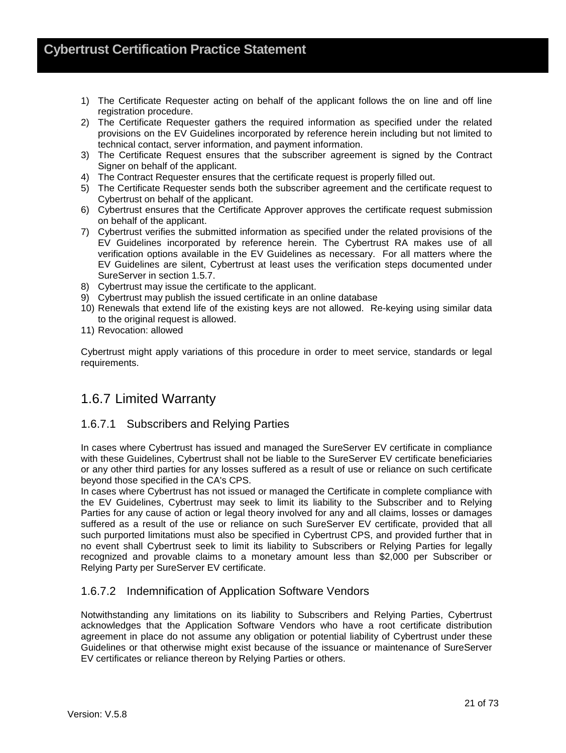1) The Certificate Requester acting on behalf of the applicant follows the on line and off line registration procedure.
2) The Certificate Requester gathers the required information as specified under the related provisions on the EV Guidelines incorporated by reference herein including but not limited to technical contact, server information, and payment information.
3) The Certificate Request ensures that the subscriber agreement is signed by the Contract Signer on behalf of the applicant.
4) The Contract Requester ensures that the certificate request is properly filled out.
5) The Certificate Requester sends both the subscriber agreement and the certificate request to Cybertrust on behalf of the applicant.
6) Cybertrust ensures that the Certificate Approver approves the certificate request submission on behalf of the applicant.
7) Cybertrust verifies the submitted information as specified under the related provisions of the EV Guidelines incorporated by reference herein. The Cybertrust RA makes use of all verification options available in the EV Guidelines as necessary. For all matters where the EV Guidelines are silent, Cybertrust at least uses the verification steps documented under SureServer in section 1.5.7.
8) Cybertrust may issue the certificate to the applicant.
9) Cybertrust may publish the issued certificate in an online database
10) Renewals that extend life of the existing keys are not allowed. Re-keying using similar data to the original request is allowed.
11) Revocation: allowed

Cybertrust might apply variations of this procedure in order to meet service, standards or legal requirements.

## 1.6.7 Limited Warranty

### 1.6.7.1 Subscribers and Relying Parties

In cases where Cybertrust has issued and managed the SureServer EV certificate in compliance with these Guidelines, Cybertrust shall not be liable to the SureServer EV certificate beneficiaries or any other third parties for any losses suffered as a result of use or reliance on such certificate beyond those specified in the CA's CPS.

In cases where Cybertrust has not issued or managed the Certificate in complete compliance with the EV Guidelines, Cybertrust may seek to limit its liability to the Subscriber and to Relying Parties for any cause of action or legal theory involved for any and all claims, losses or damages suffered as a result of the use or reliance on such SureServer EV certificate, provided that all such purported limitations must also be specified in Cybertrust CPS, and provided further that in no event shall Cybertrust seek to limit its liability to Subscribers or Relying Parties for legally recognized and provable claims to a monetary amount less than $2,000 per Subscriber or Relying Party per SureServer EV certificate.

### 1.6.7.2 Indemnification of Application Software Vendors

Notwithstanding any limitations on its liability to Subscribers and Relying Parties, Cybertrust acknowledges that the Application Software Vendors who have a root certificate distribution agreement in place do not assume any obligation or potential liability of Cybertrust under these Guidelines or that otherwise might exist because of the issuance or maintenance of SureServer EV certificates or reliance thereon by Relying Parties or others.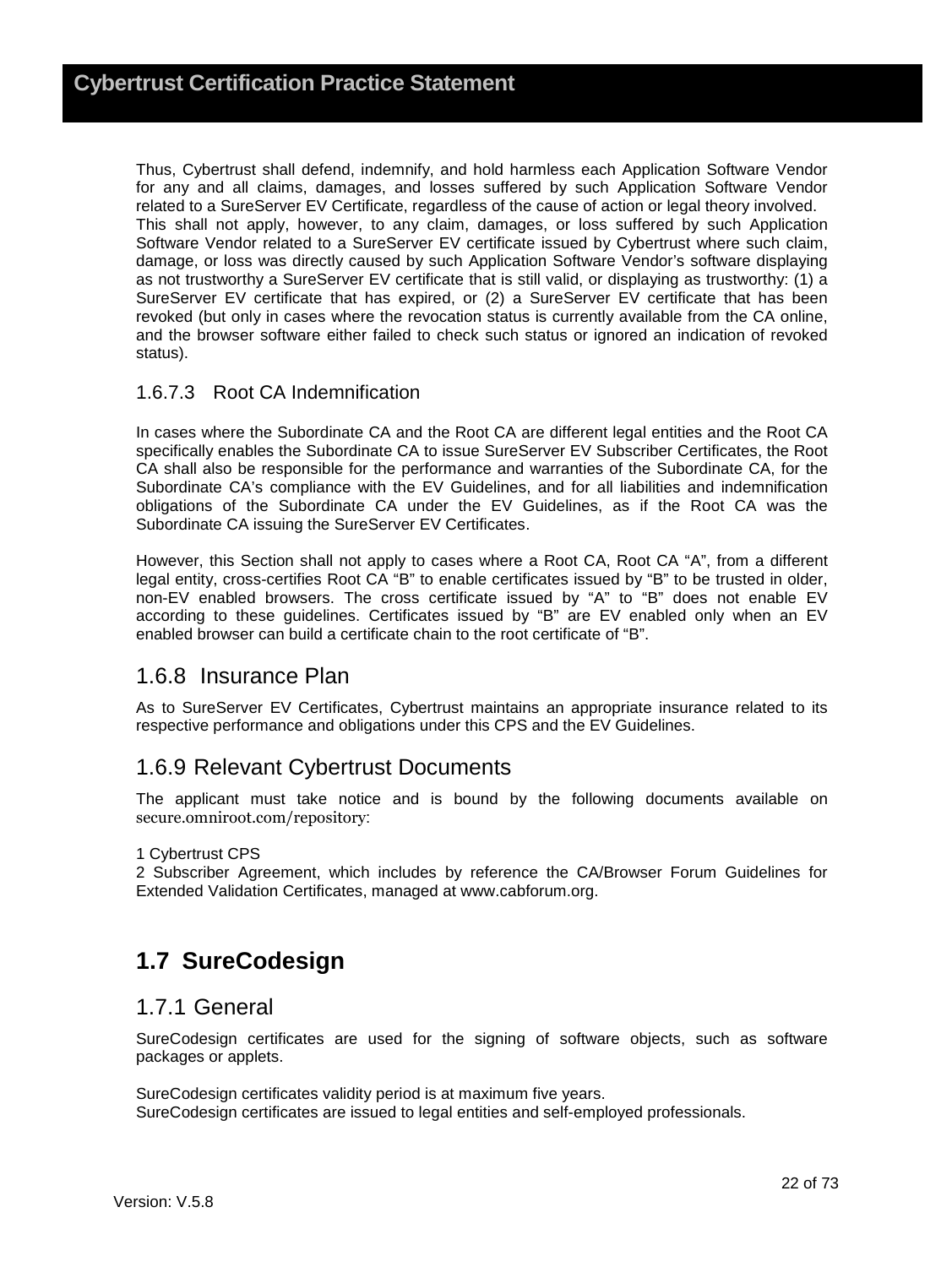Thus, Cybertrust shall defend, indemnify, and hold harmless each Application Software Vendor for any and all claims, damages, and losses suffered by such Application Software Vendor related to a SureServer EV Certificate, regardless of the cause of action or legal theory involved. This shall not apply, however, to any claim, damages, or loss suffered by such Application Software Vendor related to a SureServer EV certificate issued by Cybertrust where such claim, damage, or loss was directly caused by such Application Software Vendor's software displaying as not trustworthy a SureServer EV certificate that is still valid, or displaying as trustworthy: (1) a SureServer EV certificate that has expired, or (2) a SureServer EV certificate that has been revoked (but only in cases where the revocation status is currently available from the CA online, and the browser software either failed to check such status or ignored an indication of revoked status).

#### 1.6.7.3 Root CA Indemnification

In cases where the Subordinate CA and the Root CA are different legal entities and the Root CA specifically enables the Subordinate CA to issue SureServer EV Subscriber Certificates, the Root CA shall also be responsible for the performance and warranties of the Subordinate CA, for the Subordinate CA's compliance with the EV Guidelines, and for all liabilities and indemnification obligations of the Subordinate CA under the EV Guidelines, as if the Root CA was the Subordinate CA issuing the SureServer EV Certificates.

However, this Section shall not apply to cases where a Root CA, Root CA "A", from a different legal entity, cross-certifies Root CA "B" to enable certificates issued by "B" to be trusted in older, non-EV enabled browsers. The cross certificate issued by "A" to "B" does not enable EV according to these guidelines. Certificates issued by "B" are EV enabled only when an EV enabled browser can build a certificate chain to the root certificate of "B".

### 1.6.8 Insurance Plan

As to SureServer EV Certificates, Cybertrust maintains an appropriate insurance related to its respective performance and obligations under this CPS and the EV Guidelines.

### 1.6.9 Relevant Cybertrust Documents

The applicant must take notice and is bound by the following documents available on secure.omniroot.com/repository:

1 Cybertrust CPS
2 Subscriber Agreement, which includes by reference the CA/Browser Forum Guidelines for Extended Validation Certificates, managed at www.cabforum.org.

## 1.7 SureCodesign

### 1.7.1 General

SureCodesign certificates are used for the signing of software objects, such as software packages or applets.

SureCodesign certificates validity period is at maximum five years.
SureCodesign certificates are issued to legal entities and self-employed professionals.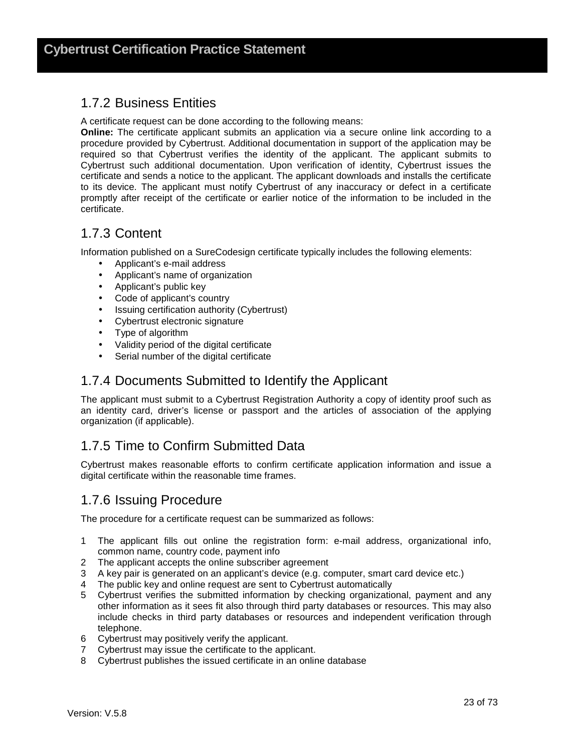### 1.7.2 Business Entities

A certificate request can be done according to the following means:

**Online:** The certificate applicant submits an application via a secure online link according to a procedure provided by Cybertrust. Additional documentation in support of the application may be required so that Cybertrust verifies the identity of the applicant. The applicant submits to Cybertrust such additional documentation. Upon verification of identity, Cybertrust issues the certificate and sends a notice to the applicant. The applicant downloads and installs the certificate to its device. The applicant must notify Cybertrust of any inaccuracy or defect in a certificate promptly after receipt of the certificate or earlier notice of the information to be included in the certificate.

### 1.7.3 Content

Information published on a SureCodesign certificate typically includes the following elements:

- Applicant's e-mail address
- Applicant's name of organization
- Applicant's public key
- Code of applicant's country
- Issuing certification authority (Cybertrust)
- Cybertrust electronic signature
- Type of algorithm
- Validity period of the digital certificate
- Serial number of the digital certificate

### 1.7.4 Documents Submitted to Identify the Applicant

The applicant must submit to a Cybertrust Registration Authority a copy of identity proof such as an identity card, driver's license or passport and the articles of association of the applying organization (if applicable).

### 1.7.5 Time to Confirm Submitted Data

Cybertrust makes reasonable efforts to confirm certificate application information and issue a digital certificate within the reasonable time frames.

### 1.7.6 Issuing Procedure

The procedure for a certificate request can be summarized as follows:

1. The applicant fills out online the registration form: e-mail address, organizational info, common name, country code, payment info
2. The applicant accepts the online subscriber agreement
3. A key pair is generated on an applicant's device (e.g. computer, smart card device etc.)
4. The public key and online request are sent to Cybertrust automatically
5. Cybertrust verifies the submitted information by checking organizational, payment and any other information as it sees fit also through third party databases or resources. This may also include checks in third party databases or resources and independent verification through telephone.
6. Cybertrust may positively verify the applicant.
7. Cybertrust may issue the certificate to the applicant.
8. Cybertrust publishes the issued certificate in an online database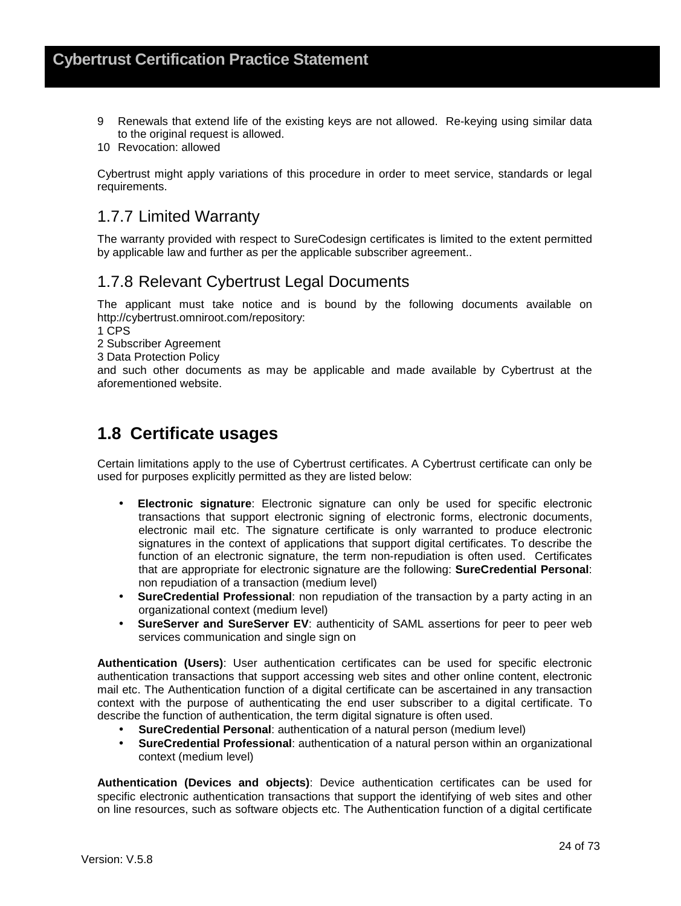9 Renewals that extend life of the existing keys are not allowed. Re-keying using similar data to the original request is allowed.
10 Revocation: allowed

Cybertrust might apply variations of this procedure in order to meet service, standards or legal requirements.

### 1.7.7 Limited Warranty

The warranty provided with respect to SureCodesign certificates is limited to the extent permitted by applicable law and further as per the applicable subscriber agreement..

### 1.7.8 Relevant Cybertrust Legal Documents

The applicant must take notice and is bound by the following documents available on http://cybertrust.omniroot.com/repository:
1 CPS
2 Subscriber Agreement
3 Data Protection Policy
and such other documents as may be applicable and made available by Cybertrust at the aforementioned website.

## 1.8 Certificate usages

Certain limitations apply to the use of Cybertrust certificates. A Cybertrust certificate can only be used for purposes explicitly permitted as they are listed below:

- **Electronic signature**: Electronic signature can only be used for specific electronic transactions that support electronic signing of electronic forms, electronic documents, electronic mail etc. The signature certificate is only warranted to produce electronic signatures in the context of applications that support digital certificates. To describe the function of an electronic signature, the term non-repudiation is often used. Certificates that are appropriate for electronic signature are the following: **SureCredential Personal**: non repudiation of a transaction (medium level)
- **SureCredential Professional**: non repudiation of the transaction by a party acting in an organizational context (medium level)
- **SureServer and SureServer EV**: authenticity of SAML assertions for peer to peer web services communication and single sign on

**Authentication (Users)**: User authentication certificates can be used for specific electronic authentication transactions that support accessing web sites and other online content, electronic mail etc. The Authentication function of a digital certificate can be ascertained in any transaction context with the purpose of authenticating the end user subscriber to a digital certificate. To describe the function of authentication, the term digital signature is often used.

- **SureCredential Personal**: authentication of a natural person (medium level)
- **SureCredential Professional**: authentication of a natural person within an organizational context (medium level)

**Authentication (Devices and objects)**: Device authentication certificates can be used for specific electronic authentication transactions that support the identifying of web sites and other on line resources, such as software objects etc. The Authentication function of a digital certificate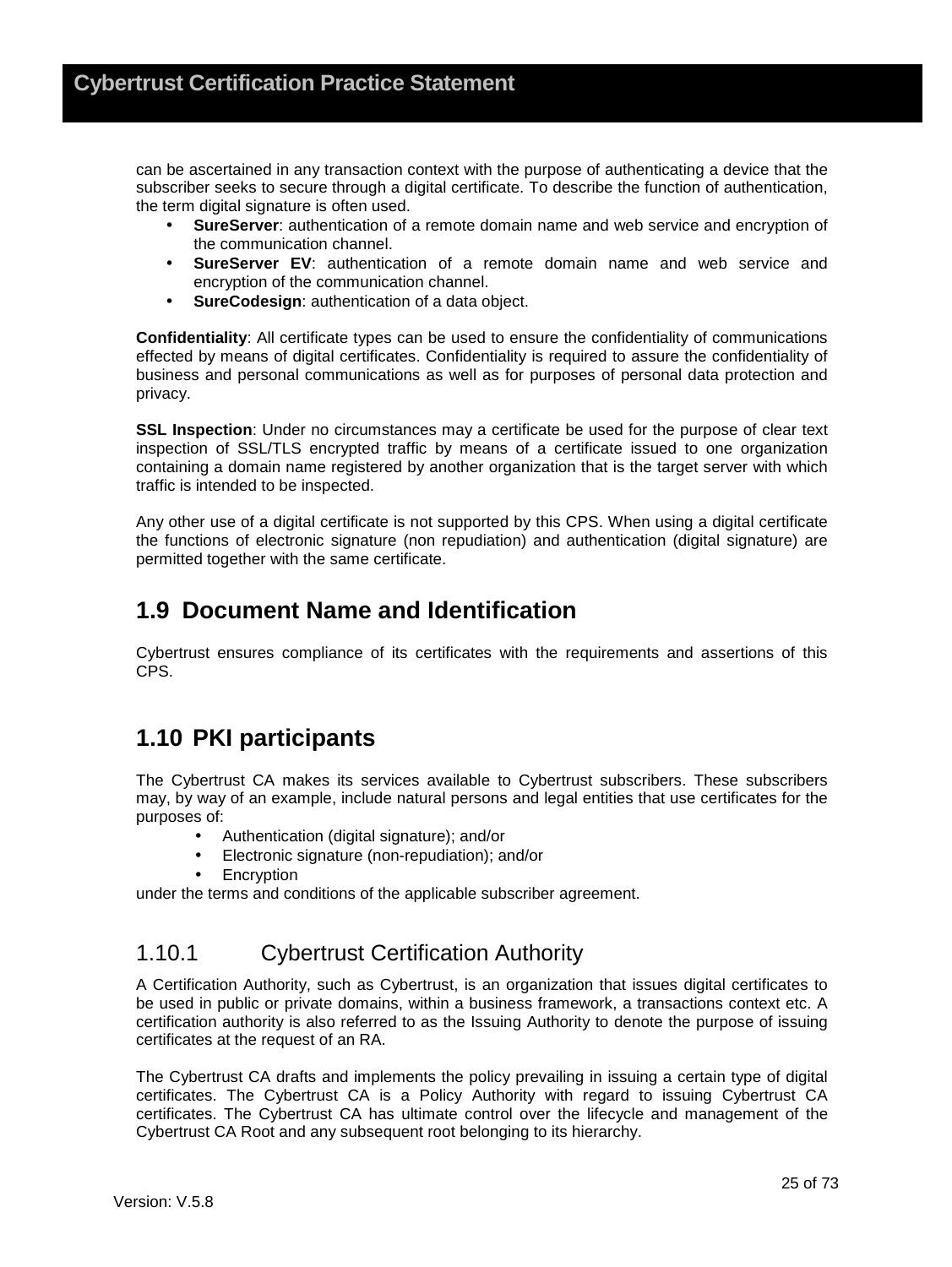can be ascertained in any transaction context with the purpose of authenticating a device that the subscriber seeks to secure through a digital certificate. To describe the function of authentication, the term digital signature is often used.

- **SureServer**: authentication of a remote domain name and web service and encryption of the communication channel.
- **SureServer EV**: authentication of a remote domain name and web service and encryption of the communication channel.
- **SureCodesign**: authentication of a data object.

**Confidentiality**: All certificate types can be used to ensure the confidentiality of communications effected by means of digital certificates. Confidentiality is required to assure the confidentiality of business and personal communications as well as for purposes of personal data protection and privacy.

**SSL Inspection**: Under no circumstances may a certificate be used for the purpose of clear text inspection of SSL/TLS encrypted traffic by means of a certificate issued to one organization containing a domain name registered by another organization that is the target server with which traffic is intended to be inspected.

Any other use of a digital certificate is not supported by this CPS. When using a digital certificate the functions of electronic signature (non repudiation) and authentication (digital signature) are permitted together with the same certificate.

## 1.9 Document Name and Identification

Cybertrust ensures compliance of its certificates with the requirements and assertions of this CPS.

## 1.10 PKI participants

The Cybertrust CA makes its services available to Cybertrust subscribers. These subscribers may, by way of an example, include natural persons and legal entities that use certificates for the purposes of:

- Authentication (digital signature); and/or
- Electronic signature (non-repudiation); and/or
- Encryption

under the terms and conditions of the applicable subscriber agreement.

### 1.10.1 Cybertrust Certification Authority

A Certification Authority, such as Cybertrust, is an organization that issues digital certificates to be used in public or private domains, within a business framework, a transactions context etc. A certification authority is also referred to as the Issuing Authority to denote the purpose of issuing certificates at the request of an RA.

The Cybertrust CA drafts and implements the policy prevailing in issuing a certain type of digital certificates. The Cybertrust CA is a Policy Authority with regard to issuing Cybertrust CA certificates. The Cybertrust CA has ultimate control over the lifecycle and management of the Cybertrust CA Root and any subsequent root belonging to its hierarchy.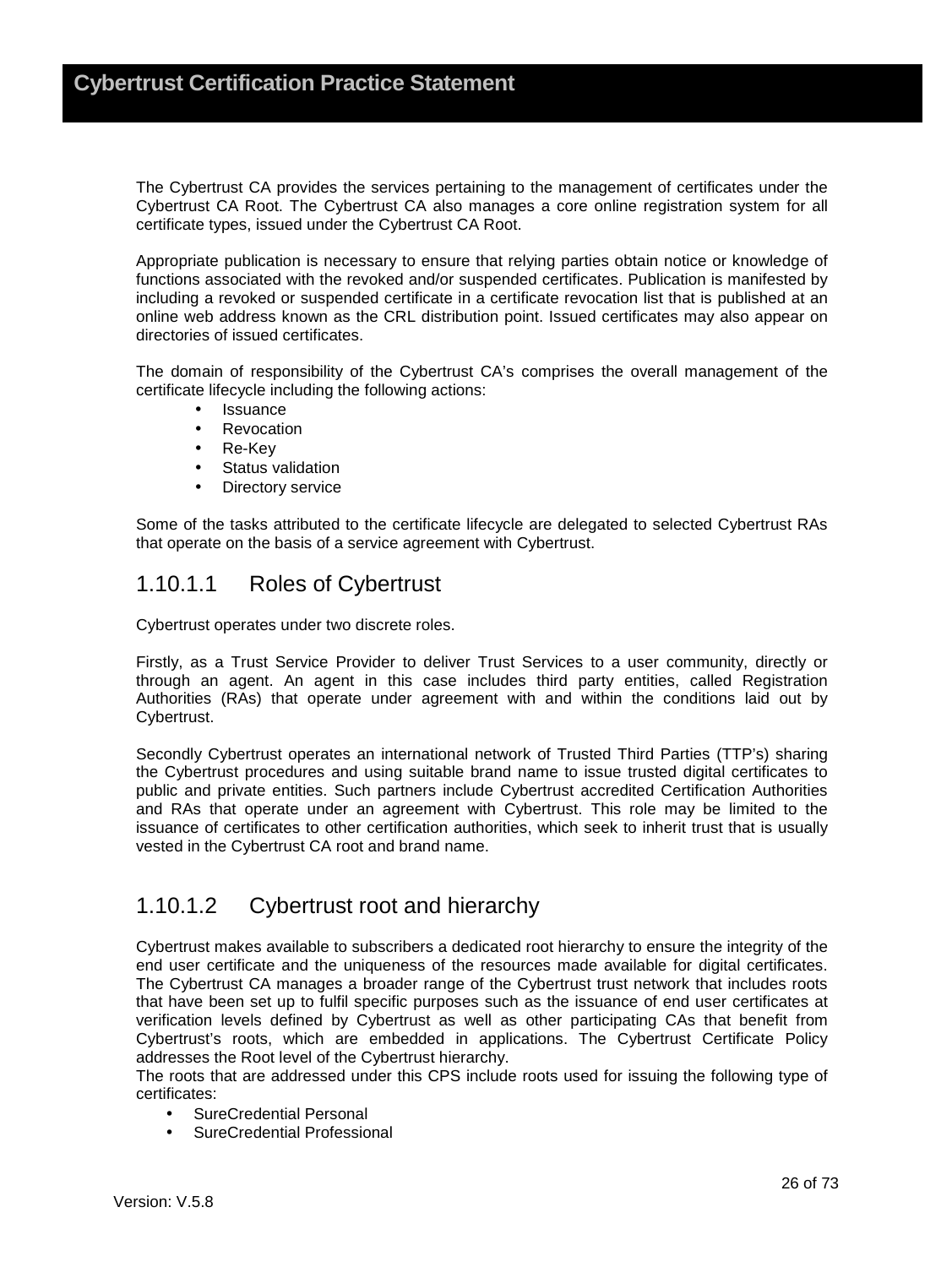The Cybertrust CA provides the services pertaining to the management of certificates under the Cybertrust CA Root. The Cybertrust CA also manages a core online registration system for all certificate types, issued under the Cybertrust CA Root.

Appropriate publication is necessary to ensure that relying parties obtain notice or knowledge of functions associated with the revoked and/or suspended certificates. Publication is manifested by including a revoked or suspended certificate in a certificate revocation list that is published at an online web address known as the CRL distribution point. Issued certificates may also appear on directories of issued certificates.

The domain of responsibility of the Cybertrust CA's comprises the overall management of the certificate lifecycle including the following actions:

- Issuance
- Revocation
- Re-Key
- Status validation
- Directory service

Some of the tasks attributed to the certificate lifecycle are delegated to selected Cybertrust RAs that operate on the basis of a service agreement with Cybertrust.

### 1.10.1.1 Roles of Cybertrust

Cybertrust operates under two discrete roles.

Firstly, as a Trust Service Provider to deliver Trust Services to a user community, directly or through an agent. An agent in this case includes third party entities, called Registration Authorities (RAs) that operate under agreement with and within the conditions laid out by Cybertrust.

Secondly Cybertrust operates an international network of Trusted Third Parties (TTP's) sharing the Cybertrust procedures and using suitable brand name to issue trusted digital certificates to public and private entities. Such partners include Cybertrust accredited Certification Authorities and RAs that operate under an agreement with Cybertrust. This role may be limited to the issuance of certificates to other certification authorities, which seek to inherit trust that is usually vested in the Cybertrust CA root and brand name.

### 1.10.1.2 Cybertrust root and hierarchy

Cybertrust makes available to subscribers a dedicated root hierarchy to ensure the integrity of the end user certificate and the uniqueness of the resources made available for digital certificates. The Cybertrust CA manages a broader range of the Cybertrust trust network that includes roots that have been set up to fulfil specific purposes such as the issuance of end user certificates at verification levels defined by Cybertrust as well as other participating CAs that benefit from Cybertrust's roots, which are embedded in applications. The Cybertrust Certificate Policy addresses the Root level of the Cybertrust hierarchy.

The roots that are addressed under this CPS include roots used for issuing the following type of certificates:

- SureCredential Personal
- SureCredential Professional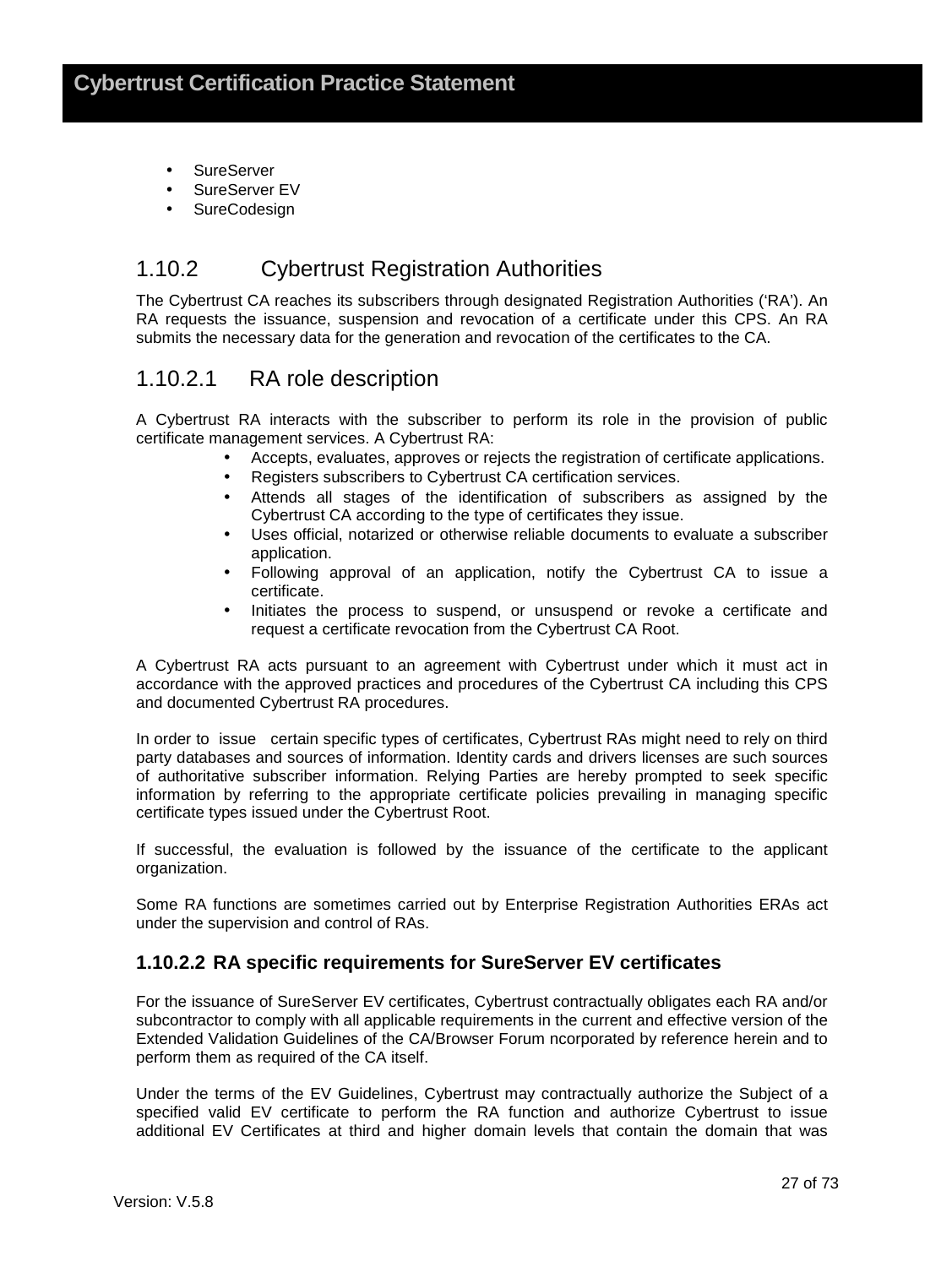- SureServer
- SureServer EV
- SureCodesign

## 1.10.2 Cybertrust Registration Authorities

The Cybertrust CA reaches its subscribers through designated Registration Authorities ('RA'). An RA requests the issuance, suspension and revocation of a certificate under this CPS. An RA submits the necessary data for the generation and revocation of the certificates to the CA.

## 1.10.2.1 RA role description

A Cybertrust RA interacts with the subscriber to perform its role in the provision of public certificate management services. A Cybertrust RA:

- Accepts, evaluates, approves or rejects the registration of certificate applications.
- Registers subscribers to Cybertrust CA certification services.
- Attends all stages of the identification of subscribers as assigned by the Cybertrust CA according to the type of certificates they issue.
- Uses official, notarized or otherwise reliable documents to evaluate a subscriber application.
- Following approval of an application, notify the Cybertrust CA to issue a certificate.
- Initiates the process to suspend, or unsuspend or revoke a certificate and request a certificate revocation from the Cybertrust CA Root.

A Cybertrust RA acts pursuant to an agreement with Cybertrust under which it must act in accordance with the approved practices and procedures of the Cybertrust CA including this CPS and documented Cybertrust RA procedures.

In order to issue certain specific types of certificates, Cybertrust RAs might need to rely on third party databases and sources of information. Identity cards and drivers licenses are such sources of authoritative subscriber information. Relying Parties are hereby prompted to seek specific information by referring to the appropriate certificate policies prevailing in managing specific certificate types issued under the Cybertrust Root.

If successful, the evaluation is followed by the issuance of the certificate to the applicant organization.

Some RA functions are sometimes carried out by Enterprise Registration Authorities ERAs act under the supervision and control of RAs.

### 1.10.2.2 RA specific requirements for SureServer EV certificates

For the issuance of SureServer EV certificates, Cybertrust contractually obligates each RA and/or subcontractor to comply with all applicable requirements in the current and effective version of the Extended Validation Guidelines of the CA/Browser Forum ncorporated by reference herein and to perform them as required of the CA itself.

Under the terms of the EV Guidelines, Cybertrust may contractually authorize the Subject of a specified valid EV certificate to perform the RA function and authorize Cybertrust to issue additional EV Certificates at third and higher domain levels that contain the domain that was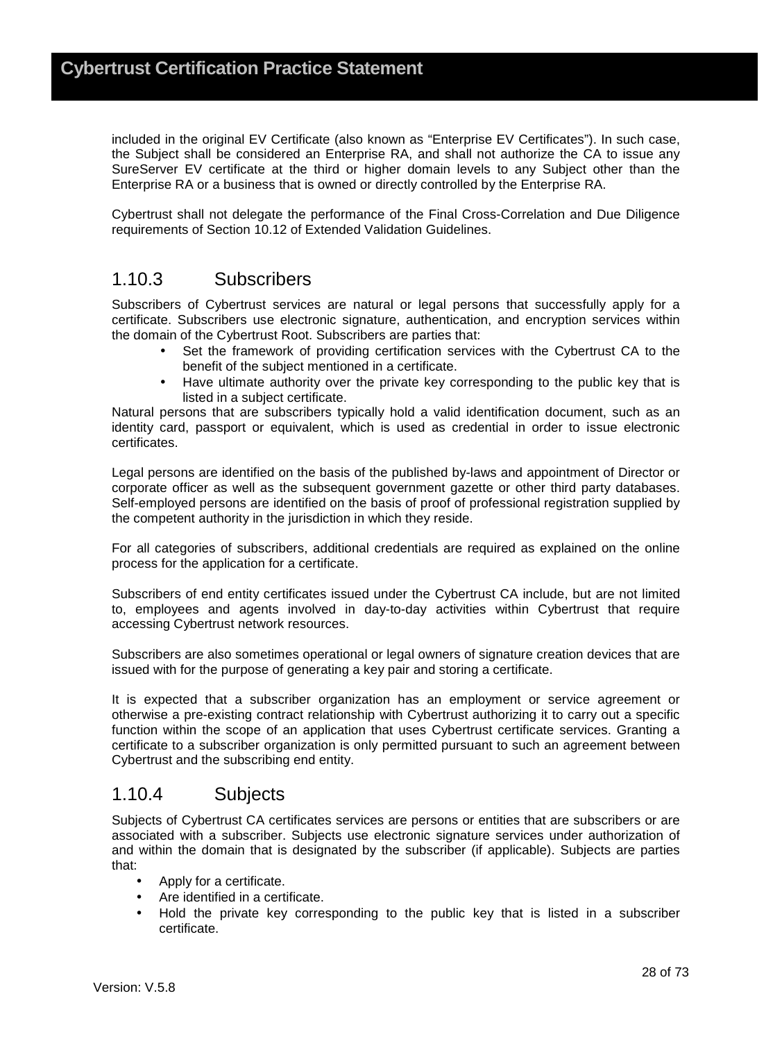included in the original EV Certificate (also known as “Enterprise EV Certificates”). In such case, the Subject shall be considered an Enterprise RA, and shall not authorize the CA to issue any SureServer EV certificate at the third or higher domain levels to any Subject other than the Enterprise RA or a business that is owned or directly controlled by the Enterprise RA.

Cybertrust shall not delegate the performance of the Final Cross-Correlation and Due Diligence requirements of Section 10.12 of Extended Validation Guidelines.

### 1.10.3 Subscribers

Subscribers of Cybertrust services are natural or legal persons that successfully apply for a certificate. Subscribers use electronic signature, authentication, and encryption services within the domain of the Cybertrust Root. Subscribers are parties that:

- Set the framework of providing certification services with the Cybertrust CA to the benefit of the subject mentioned in a certificate.
- Have ultimate authority over the private key corresponding to the public key that is listed in a subject certificate.

Natural persons that are subscribers typically hold a valid identification document, such as an identity card, passport or equivalent, which is used as credential in order to issue electronic certificates.

Legal persons are identified on the basis of the published by-laws and appointment of Director or corporate officer as well as the subsequent government gazette or other third party databases. Self-employed persons are identified on the basis of proof of professional registration supplied by the competent authority in the jurisdiction in which they reside.

For all categories of subscribers, additional credentials are required as explained on the online process for the application for a certificate.

Subscribers of end entity certificates issued under the Cybertrust CA include, but are not limited to, employees and agents involved in day-to-day activities within Cybertrust that require accessing Cybertrust network resources.

Subscribers are also sometimes operational or legal owners of signature creation devices that are issued with for the purpose of generating a key pair and storing a certificate.

It is expected that a subscriber organization has an employment or service agreement or otherwise a pre-existing contract relationship with Cybertrust authorizing it to carry out a specific function within the scope of an application that uses Cybertrust certificate services. Granting a certificate to a subscriber organization is only permitted pursuant to such an agreement between Cybertrust and the subscribing end entity.

### 1.10.4 Subjects

Subjects of Cybertrust CA certificates services are persons or entities that are subscribers or are associated with a subscriber. Subjects use electronic signature services under authorization of and within the domain that is designated by the subscriber (if applicable). Subjects are parties that:

- Apply for a certificate.
- Are identified in a certificate.
- Hold the private key corresponding to the public key that is listed in a subscriber certificate.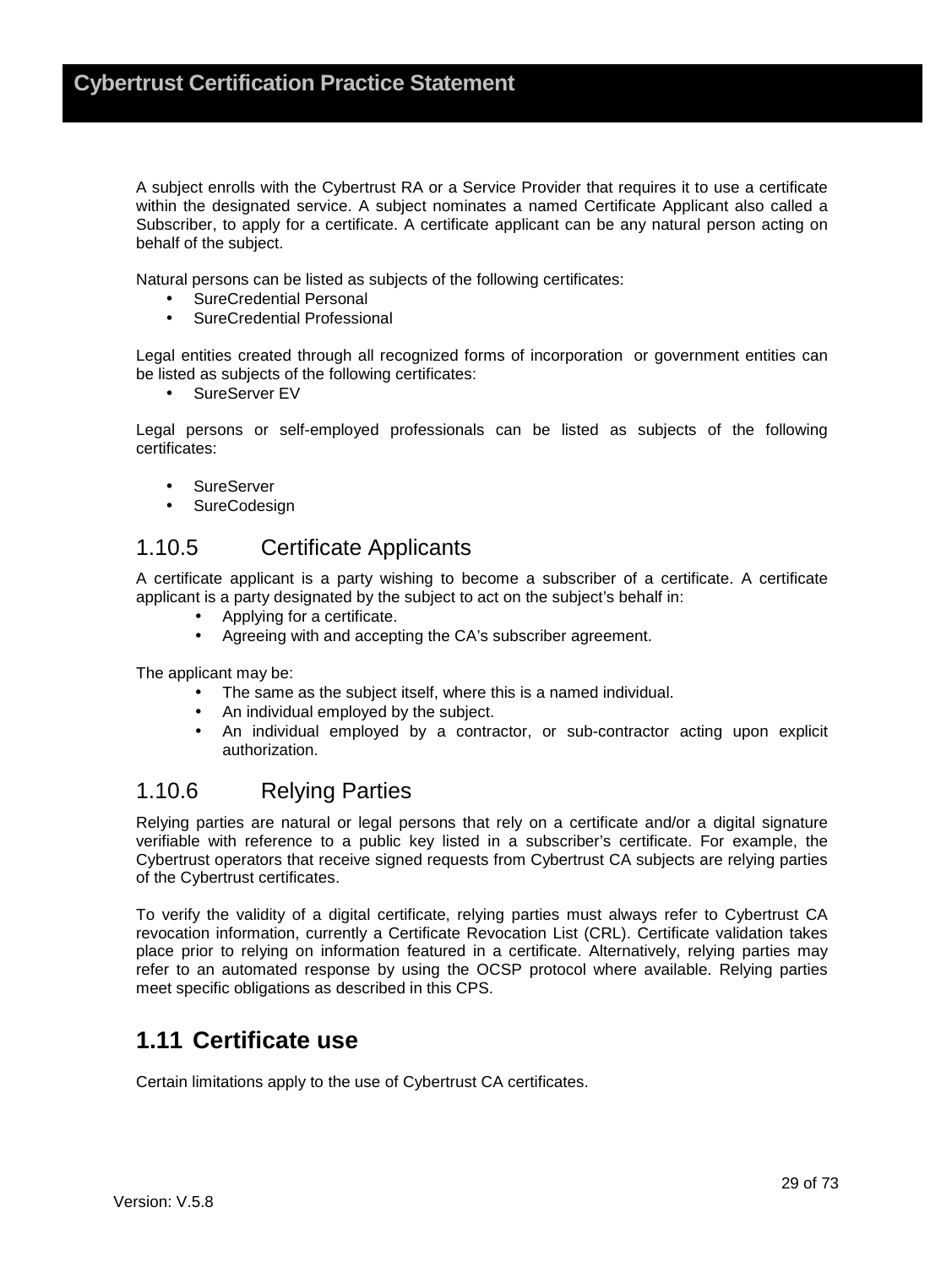A subject enrolls with the Cybertrust RA or a Service Provider that requires it to use a certificate within the designated service. A subject nominates a named Certificate Applicant also called a Subscriber, to apply for a certificate. A certificate applicant can be any natural person acting on behalf of the subject.

Natural persons can be listed as subjects of the following certificates:

- SureCredential Personal
- SureCredential Professional

Legal entities created through all recognized forms of incorporation or government entities can be listed as subjects of the following certificates:

- SureServer EV

Legal persons or self-employed professionals can be listed as subjects of the following certificates:

- SureServer
- SureCodesign

### 1.10.5 Certificate Applicants

A certificate applicant is a party wishing to become a subscriber of a certificate. A certificate applicant is a party designated by the subject to act on the subject's behalf in:

- Applying for a certificate.
- Agreeing with and accepting the CA's subscriber agreement.

The applicant may be:

- The same as the subject itself, where this is a named individual.
- An individual employed by the subject.
- An individual employed by a contractor, or sub-contractor acting upon explicit authorization.

### 1.10.6 Relying Parties

Relying parties are natural or legal persons that rely on a certificate and/or a digital signature verifiable with reference to a public key listed in a subscriber's certificate. For example, the Cybertrust operators that receive signed requests from Cybertrust CA subjects are relying parties of the Cybertrust certificates.

To verify the validity of a digital certificate, relying parties must always refer to Cybertrust CA revocation information, currently a Certificate Revocation List (CRL). Certificate validation takes place prior to relying on information featured in a certificate. Alternatively, relying parties may refer to an automated response by using the OCSP protocol where available. Relying parties meet specific obligations as described in this CPS.

## 1.11 Certificate use

Certain limitations apply to the use of Cybertrust CA certificates.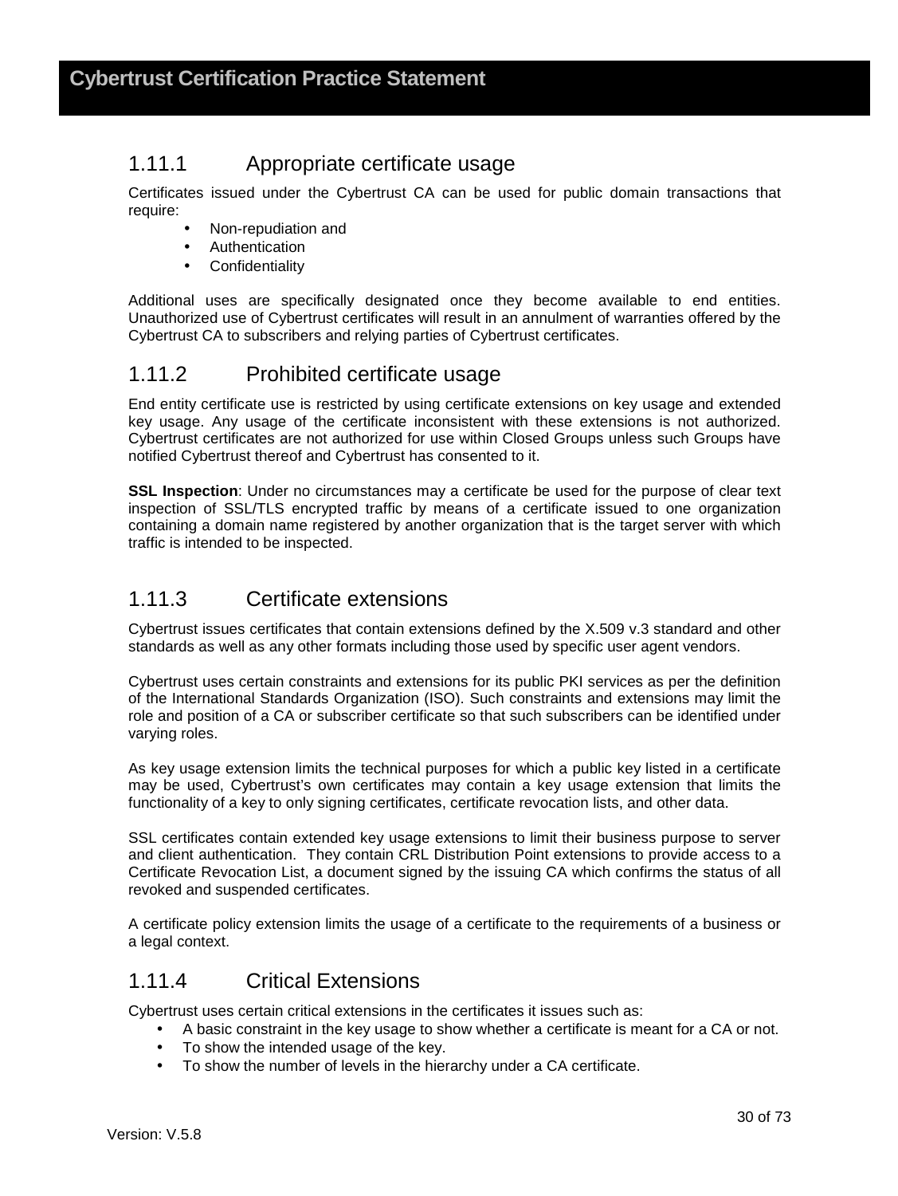### 1.11.1 Appropriate certificate usage

Certificates issued under the Cybertrust CA can be used for public domain transactions that require:

- Non-repudiation and
- Authentication
- Confidentiality

Additional uses are specifically designated once they become available to end entities. Unauthorized use of Cybertrust certificates will result in an annulment of warranties offered by the Cybertrust CA to subscribers and relying parties of Cybertrust certificates.

### 1.11.2 Prohibited certificate usage

End entity certificate use is restricted by using certificate extensions on key usage and extended key usage. Any usage of the certificate inconsistent with these extensions is not authorized. Cybertrust certificates are not authorized for use within Closed Groups unless such Groups have notified Cybertrust thereof and Cybertrust has consented to it.

**SSL Inspection**: Under no circumstances may a certificate be used for the purpose of clear text inspection of SSL/TLS encrypted traffic by means of a certificate issued to one organization containing a domain name registered by another organization that is the target server with which traffic is intended to be inspected.

### 1.11.3 Certificate extensions

Cybertrust issues certificates that contain extensions defined by the X.509 v.3 standard and other standards as well as any other formats including those used by specific user agent vendors.

Cybertrust uses certain constraints and extensions for its public PKI services as per the definition of the International Standards Organization (ISO). Such constraints and extensions may limit the role and position of a CA or subscriber certificate so that such subscribers can be identified under varying roles.

As key usage extension limits the technical purposes for which a public key listed in a certificate may be used, Cybertrust's own certificates may contain a key usage extension that limits the functionality of a key to only signing certificates, certificate revocation lists, and other data.

SSL certificates contain extended key usage extensions to limit their business purpose to server and client authentication. They contain CRL Distribution Point extensions to provide access to a Certificate Revocation List, a document signed by the issuing CA which confirms the status of all revoked and suspended certificates.

A certificate policy extension limits the usage of a certificate to the requirements of a business or a legal context.

### 1.11.4 Critical Extensions

Cybertrust uses certain critical extensions in the certificates it issues such as:

- A basic constraint in the key usage to show whether a certificate is meant for a CA or not.
- To show the intended usage of the key.
- To show the number of levels in the hierarchy under a CA certificate.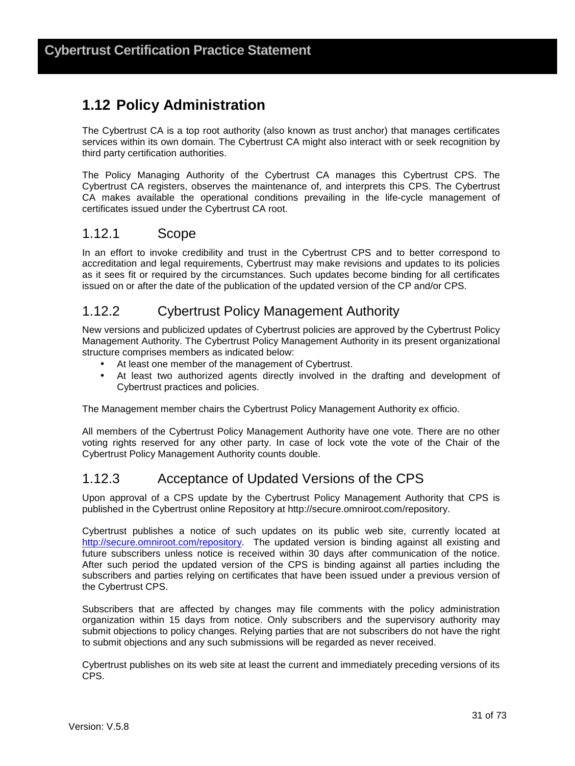## 1.12 Policy Administration

The Cybertrust CA is a top root authority (also known as trust anchor) that manages certificates services within its own domain. The Cybertrust CA might also interact with or seek recognition by third party certification authorities.

The Policy Managing Authority of the Cybertrust CA manages this Cybertrust CPS. The Cybertrust CA registers, observes the maintenance of, and interprets this CPS. The Cybertrust CA makes available the operational conditions prevailing in the life-cycle management of certificates issued under the Cybertrust CA root.

### 1.12.1 Scope

In an effort to invoke credibility and trust in the Cybertrust CPS and to better correspond to accreditation and legal requirements, Cybertrust may make revisions and updates to its policies as it sees fit or required by the circumstances. Such updates become binding for all certificates issued on or after the date of the publication of the updated version of the CP and/or CPS.

### 1.12.2 Cybertrust Policy Management Authority

New versions and publicized updates of Cybertrust policies are approved by the Cybertrust Policy Management Authority. The Cybertrust Policy Management Authority in its present organizational structure comprises members as indicated below:

- At least one member of the management of Cybertrust.
- At least two authorized agents directly involved in the drafting and development of Cybertrust practices and policies.

The Management member chairs the Cybertrust Policy Management Authority ex officio.

All members of the Cybertrust Policy Management Authority have one vote. There are no other voting rights reserved for any other party. In case of lock vote the vote of the Chair of the Cybertrust Policy Management Authority counts double.

### 1.12.3 Acceptance of Updated Versions of the CPS

Upon approval of a CPS update by the Cybertrust Policy Management Authority that CPS is published in the Cybertrust online Repository at http://secure.omniroot.com/repository.

Cybertrust publishes a notice of such updates on its public web site, currently located at http://secure.omniroot.com/repository. The updated version is binding against all existing and future subscribers unless notice is received within 30 days after communication of the notice. After such period the updated version of the CPS is binding against all parties including the subscribers and parties relying on certificates that have been issued under a previous version of the Cybertrust CPS.

Subscribers that are affected by changes may file comments with the policy administration organization within 15 days from notice. Only subscribers and the supervisory authority may submit objections to policy changes. Relying parties that are not subscribers do not have the right to submit objections and any such submissions will be regarded as never received.

Cybertrust publishes on its web site at least the current and immediately preceding versions of its CPS.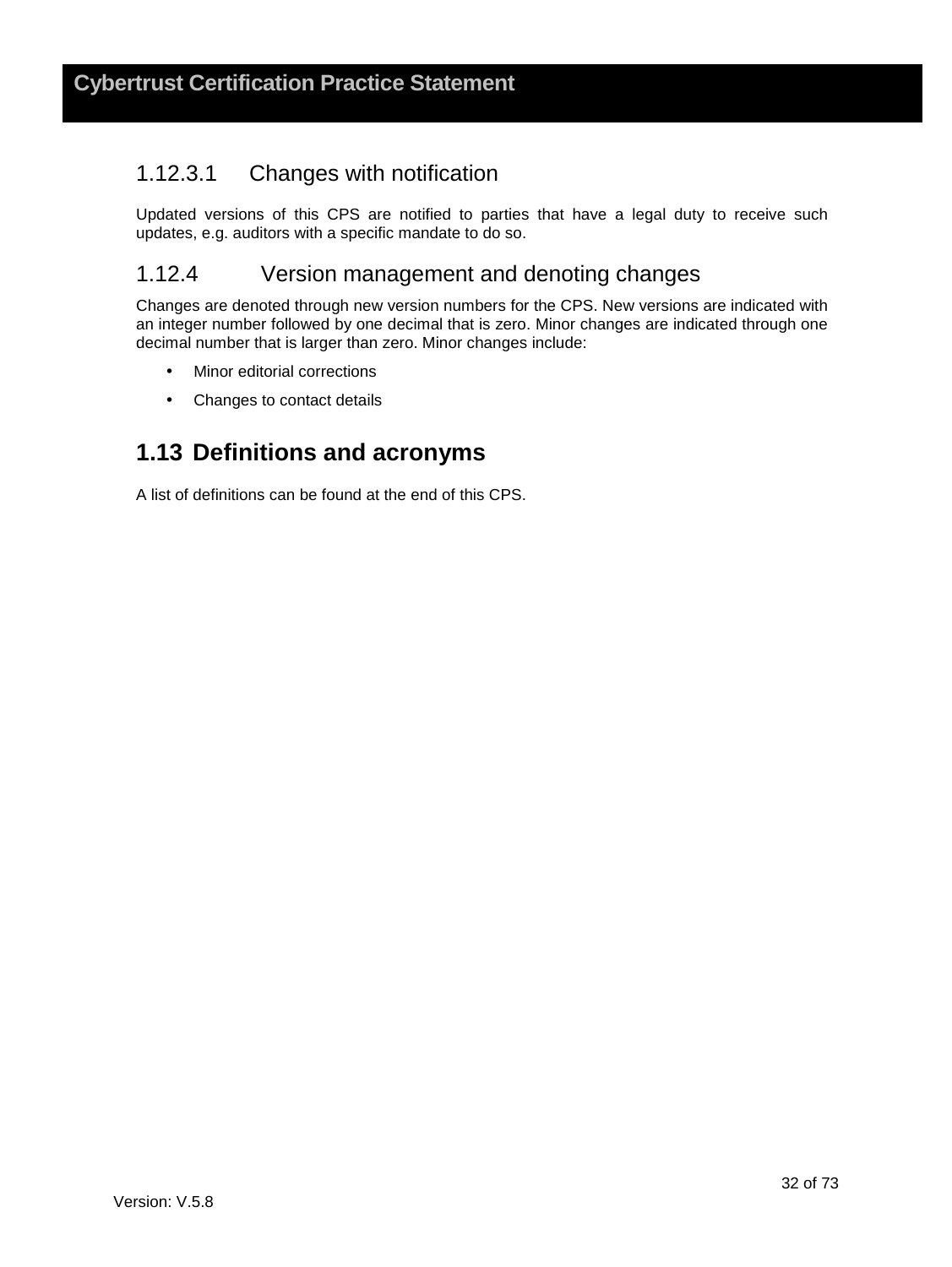#### 1.12.3.1 Changes with notification

Updated versions of this CPS are notified to parties that have a legal duty to receive such updates, e.g. auditors with a specific mandate to do so.

### 1.12.4 Version management and denoting changes

Changes are denoted through new version numbers for the CPS. New versions are indicated with an integer number followed by one decimal that is zero. Minor changes are indicated through one decimal number that is larger than zero. Minor changes include:

- Minor editorial corrections
- Changes to contact details

## 1.13 Definitions and acronyms

A list of definitions can be found at the end of this CPS.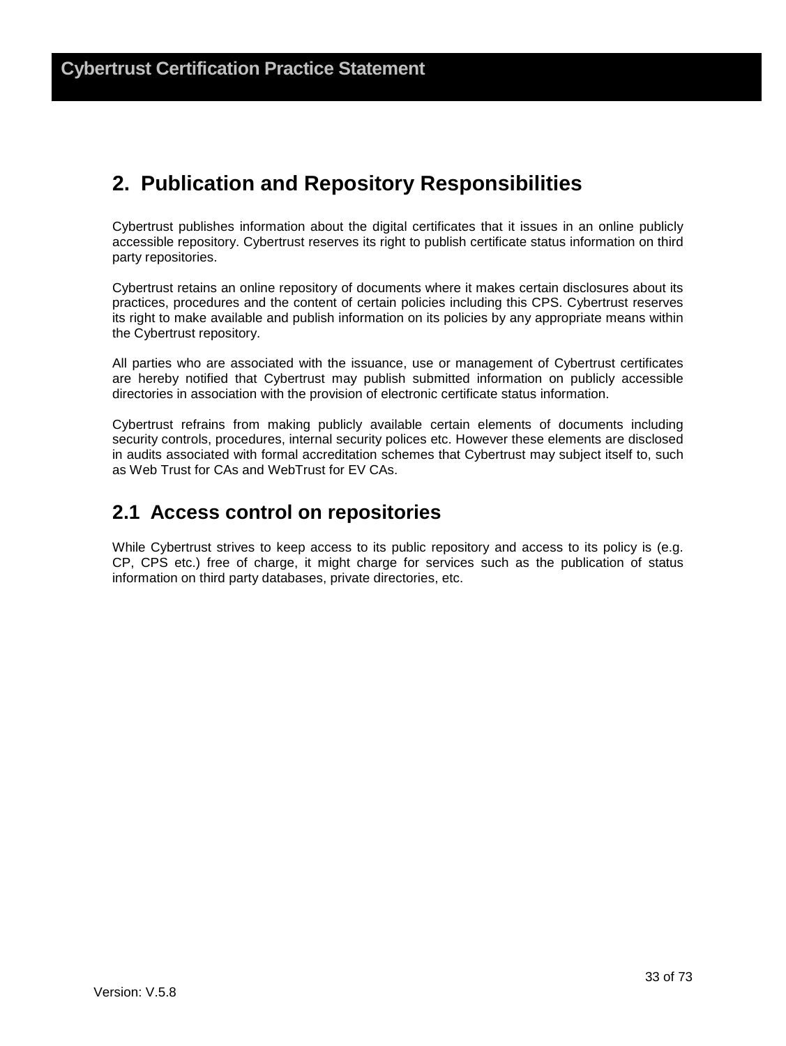## 2. Publication and Repository Responsibilities

Cybertrust publishes information about the digital certificates that it issues in an online publicly accessible repository. Cybertrust reserves its right to publish certificate status information on third party repositories.

Cybertrust retains an online repository of documents where it makes certain disclosures about its practices, procedures and the content of certain policies including this CPS. Cybertrust reserves its right to make available and publish information on its policies by any appropriate means within the Cybertrust repository.

All parties who are associated with the issuance, use or management of Cybertrust certificates are hereby notified that Cybertrust may publish submitted information on publicly accessible directories in association with the provision of electronic certificate status information.

Cybertrust refrains from making publicly available certain elements of documents including security controls, procedures, internal security polices etc. However these elements are disclosed in audits associated with formal accreditation schemes that Cybertrust may subject itself to, such as Web Trust for CAs and WebTrust for EV CAs.

### 2.1 Access control on repositories

While Cybertrust strives to keep access to its public repository and access to its policy is (e.g. CP, CPS etc.) free of charge, it might charge for services such as the publication of status information on third party databases, private directories, etc.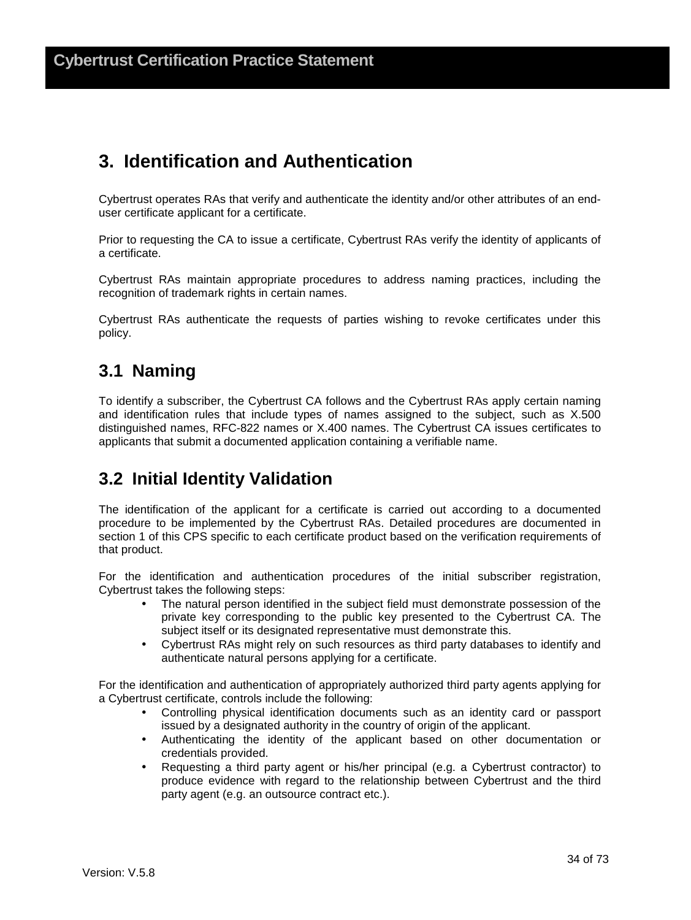# 3. Identification and Authentication

Cybertrust operates RAs that verify and authenticate the identity and/or other attributes of an end-user certificate applicant for a certificate.

Prior to requesting the CA to issue a certificate, Cybertrust RAs verify the identity of applicants of a certificate.

Cybertrust RAs maintain appropriate procedures to address naming practices, including the recognition of trademark rights in certain names.

Cybertrust RAs authenticate the requests of parties wishing to revoke certificates under this policy.

## 3.1 Naming

To identify a subscriber, the Cybertrust CA follows and the Cybertrust RAs apply certain naming and identification rules that include types of names assigned to the subject, such as X.500 distinguished names, RFC-822 names or X.400 names. The Cybertrust CA issues certificates to applicants that submit a documented application containing a verifiable name.

## 3.2 Initial Identity Validation

The identification of the applicant for a certificate is carried out according to a documented procedure to be implemented by the Cybertrust RAs. Detailed procedures are documented in section 1 of this CPS specific to each certificate product based on the verification requirements of that product.

For the identification and authentication procedures of the initial subscriber registration, Cybertrust takes the following steps:

- The natural person identified in the subject field must demonstrate possession of the private key corresponding to the public key presented to the Cybertrust CA. The subject itself or its designated representative must demonstrate this.
- Cybertrust RAs might rely on such resources as third party databases to identify and authenticate natural persons applying for a certificate.

For the identification and authentication of appropriately authorized third party agents applying for a Cybertrust certificate, controls include the following:

- Controlling physical identification documents such as an identity card or passport issued by a designated authority in the country of origin of the applicant.
- Authenticating the identity of the applicant based on other documentation or credentials provided.
- Requesting a third party agent or his/her principal (e.g. a Cybertrust contractor) to produce evidence with regard to the relationship between Cybertrust and the third party agent (e.g. an outsource contract etc.).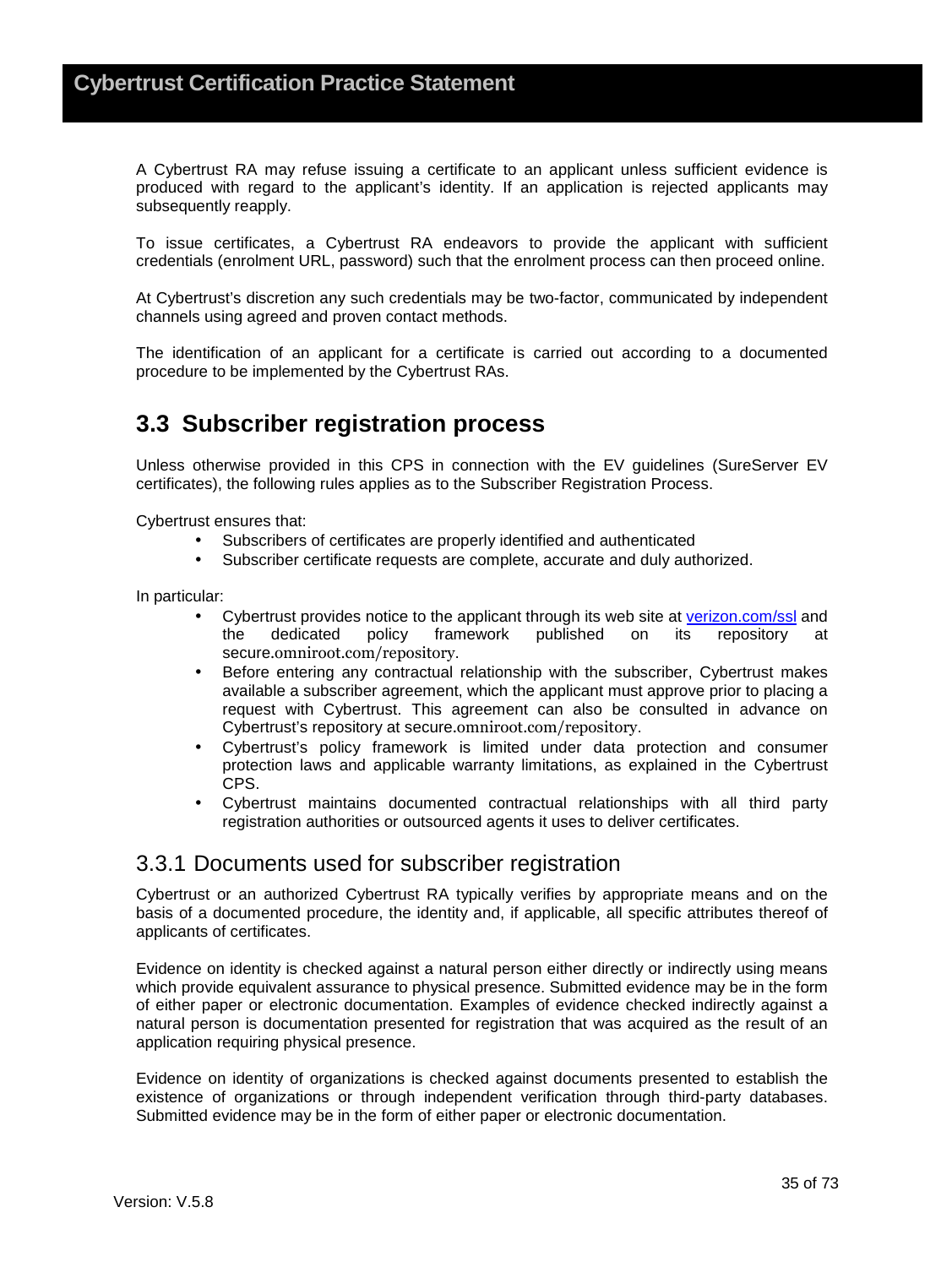A Cybertrust RA may refuse issuing a certificate to an applicant unless sufficient evidence is produced with regard to the applicant's identity. If an application is rejected applicants may subsequently reapply.

To issue certificates, a Cybertrust RA endeavors to provide the applicant with sufficient credentials (enrolment URL, password) such that the enrolment process can then proceed online.

At Cybertrust's discretion any such credentials may be two-factor, communicated by independent channels using agreed and proven contact methods.

The identification of an applicant for a certificate is carried out according to a documented procedure to be implemented by the Cybertrust RAs.

## 3.3 Subscriber registration process

Unless otherwise provided in this CPS in connection with the EV guidelines (SureServer EV certificates), the following rules applies as to the Subscriber Registration Process.

Cybertrust ensures that:

- Subscribers of certificates are properly identified and authenticated
- Subscriber certificate requests are complete, accurate and duly authorized.

In particular:

- Cybertrust provides notice to the applicant through its web site at [verizon.com/ssl](verizon.com/ssl) and the dedicated policy framework published on its repository at secure.omniroot.com/repository.
- Before entering any contractual relationship with the subscriber, Cybertrust makes available a subscriber agreement, which the applicant must approve prior to placing a request with Cybertrust. This agreement can also be consulted in advance on Cybertrust's repository at secure.omniroot.com/repository.
- Cybertrust's policy framework is limited under data protection and consumer protection laws and applicable warranty limitations, as explained in the Cybertrust CPS.
- Cybertrust maintains documented contractual relationships with all third party registration authorities or outsourced agents it uses to deliver certificates.

### 3.3.1 Documents used for subscriber registration

Cybertrust or an authorized Cybertrust RA typically verifies by appropriate means and on the basis of a documented procedure, the identity and, if applicable, all specific attributes thereof of applicants of certificates.

Evidence on identity is checked against a natural person either directly or indirectly using means which provide equivalent assurance to physical presence. Submitted evidence may be in the form of either paper or electronic documentation. Examples of evidence checked indirectly against a natural person is documentation presented for registration that was acquired as the result of an application requiring physical presence.

Evidence on identity of organizations is checked against documents presented to establish the existence of organizations or through independent verification through third-party databases. Submitted evidence may be in the form of either paper or electronic documentation.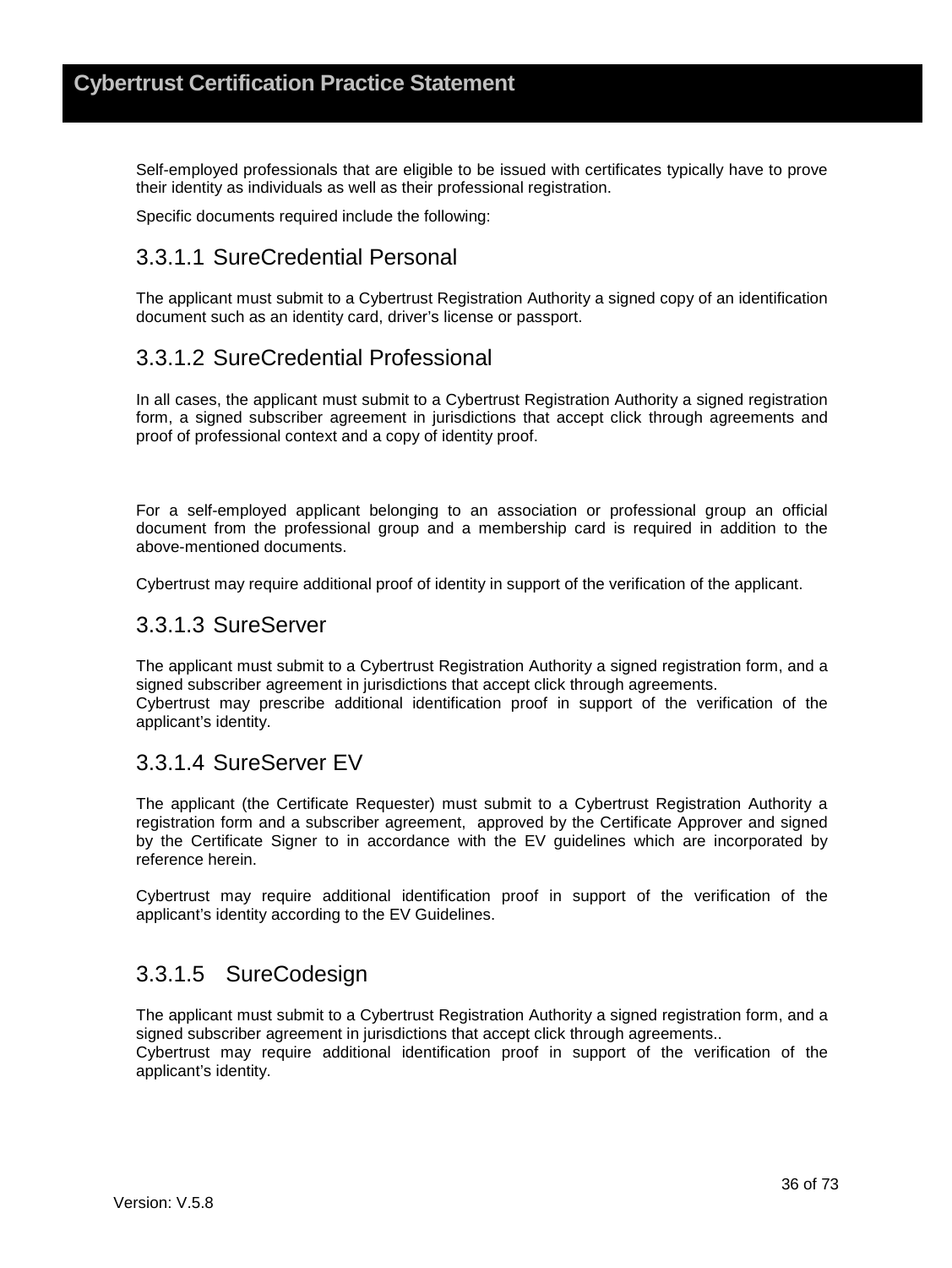Self-employed professionals that are eligible to be issued with certificates typically have to prove their identity as individuals as well as their professional registration.

Specific documents required include the following:

#### 3.3.1.1 SureCredential Personal

The applicant must submit to a Cybertrust Registration Authority a signed copy of an identification document such as an identity card, driver's license or passport.

#### 3.3.1.2 SureCredential Professional

In all cases, the applicant must submit to a Cybertrust Registration Authority a signed registration form, a signed subscriber agreement in jurisdictions that accept click through agreements and proof of professional context and a copy of identity proof.

For a self-employed applicant belonging to an association or professional group an official document from the professional group and a membership card is required in addition to the above-mentioned documents.

Cybertrust may require additional proof of identity in support of the verification of the applicant.

#### 3.3.1.3 SureServer

The applicant must submit to a Cybertrust Registration Authority a signed registration form, and a signed subscriber agreement in jurisdictions that accept click through agreements.
Cybertrust may prescribe additional identification proof in support of the verification of the applicant's identity.

#### 3.3.1.4 SureServer EV

The applicant (the Certificate Requester) must submit to a Cybertrust Registration Authority a registration form and a subscriber agreement, approved by the Certificate Approver and signed by the Certificate Signer to in accordance with the EV guidelines which are incorporated by reference herein.

Cybertrust may require additional identification proof in support of the verification of the applicant's identity according to the EV Guidelines.

#### 3.3.1.5 SureCodesign

The applicant must submit to a Cybertrust Registration Authority a signed registration form, and a signed subscriber agreement in jurisdictions that accept click through agreements..
Cybertrust may require additional identification proof in support of the verification of the applicant's identity.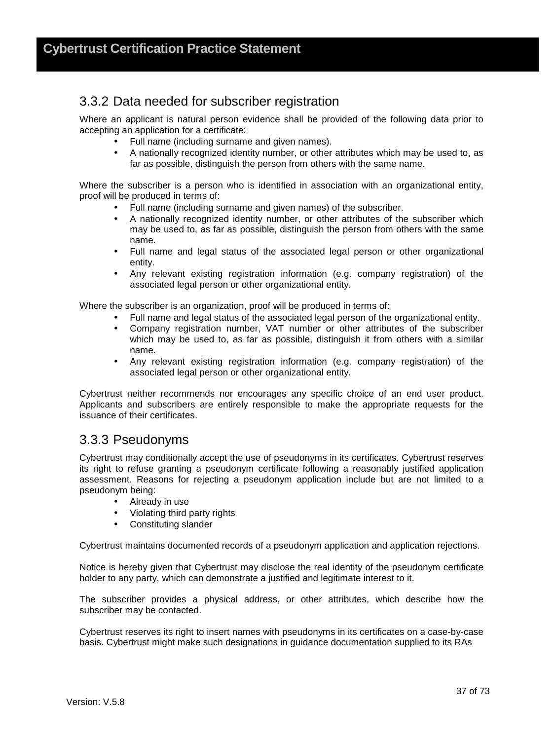### 3.3.2 Data needed for subscriber registration

Where an applicant is natural person evidence shall be provided of the following data prior to accepting an application for a certificate:

- Full name (including surname and given names).
- A nationally recognized identity number, or other attributes which may be used to, as far as possible, distinguish the person from others with the same name.

Where the subscriber is a person who is identified in association with an organizational entity, proof will be produced in terms of:

- Full name (including surname and given names) of the subscriber.
- A nationally recognized identity number, or other attributes of the subscriber which may be used to, as far as possible, distinguish the person from others with the same name.
- Full name and legal status of the associated legal person or other organizational entity.
- Any relevant existing registration information (e.g. company registration) of the associated legal person or other organizational entity.

Where the subscriber is an organization, proof will be produced in terms of:

- Full name and legal status of the associated legal person of the organizational entity.
- Company registration number, VAT number or other attributes of the subscriber which may be used to, as far as possible, distinguish it from others with a similar name.
- Any relevant existing registration information (e.g. company registration) of the associated legal person or other organizational entity.

Cybertrust neither recommends nor encourages any specific choice of an end user product. Applicants and subscribers are entirely responsible to make the appropriate requests for the issuance of their certificates.

### 3.3.3 Pseudonyms

Cybertrust may conditionally accept the use of pseudonyms in its certificates. Cybertrust reserves its right to refuse granting a pseudonym certificate following a reasonably justified application assessment. Reasons for rejecting a pseudonym application include but are not limited to a pseudonym being:

- Already in use
- Violating third party rights
- Constituting slander

Cybertrust maintains documented records of a pseudonym application and application rejections.

Notice is hereby given that Cybertrust may disclose the real identity of the pseudonym certificate holder to any party, which can demonstrate a justified and legitimate interest to it.

The subscriber provides a physical address, or other attributes, which describe how the subscriber may be contacted.

Cybertrust reserves its right to insert names with pseudonyms in its certificates on a case-by-case basis. Cybertrust might make such designations in guidance documentation supplied to its RAs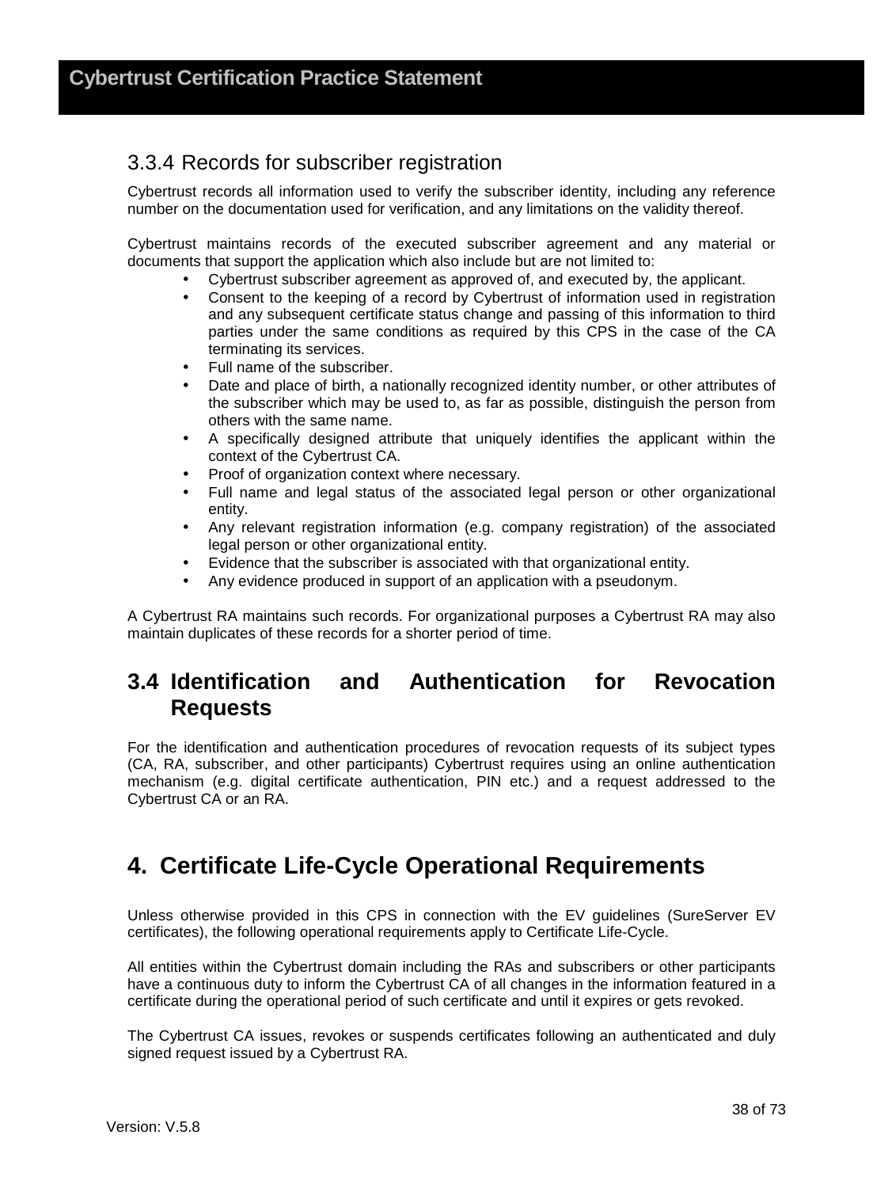### 3.3.4 Records for subscriber registration

Cybertrust records all information used to verify the subscriber identity, including any reference number on the documentation used for verification, and any limitations on the validity thereof.

Cybertrust maintains records of the executed subscriber agreement and any material or documents that support the application which also include but are not limited to:

- Cybertrust subscriber agreement as approved of, and executed by, the applicant.
- Consent to the keeping of a record by Cybertrust of information used in registration and any subsequent certificate status change and passing of this information to third parties under the same conditions as required by this CPS in the case of the CA terminating its services.
- Full name of the subscriber.
- Date and place of birth, a nationally recognized identity number, or other attributes of the subscriber which may be used to, as far as possible, distinguish the person from others with the same name.
- A specifically designed attribute that uniquely identifies the applicant within the context of the Cybertrust CA.
- Proof of organization context where necessary.
- Full name and legal status of the associated legal person or other organizational entity.
- Any relevant registration information (e.g. company registration) of the associated legal person or other organizational entity.
- Evidence that the subscriber is associated with that organizational entity.
- Any evidence produced in support of an application with a pseudonym.

A Cybertrust RA maintains such records. For organizational purposes a Cybertrust RA may also maintain duplicates of these records for a shorter period of time.

## 3.4 Identification and Authentication for Revocation Requests

For the identification and authentication procedures of revocation requests of its subject types (CA, RA, subscriber, and other participants) Cybertrust requires using an online authentication mechanism (e.g. digital certificate authentication, PIN etc.) and a request addressed to the Cybertrust CA or an RA.

# 4. Certificate Life-Cycle Operational Requirements

Unless otherwise provided in this CPS in connection with the EV guidelines (SureServer EV certificates), the following operational requirements apply to Certificate Life-Cycle.

All entities within the Cybertrust domain including the RAs and subscribers or other participants have a continuous duty to inform the Cybertrust CA of all changes in the information featured in a certificate during the operational period of such certificate and until it expires or gets revoked.

The Cybertrust CA issues, revokes or suspends certificates following an authenticated and duly signed request issued by a Cybertrust RA.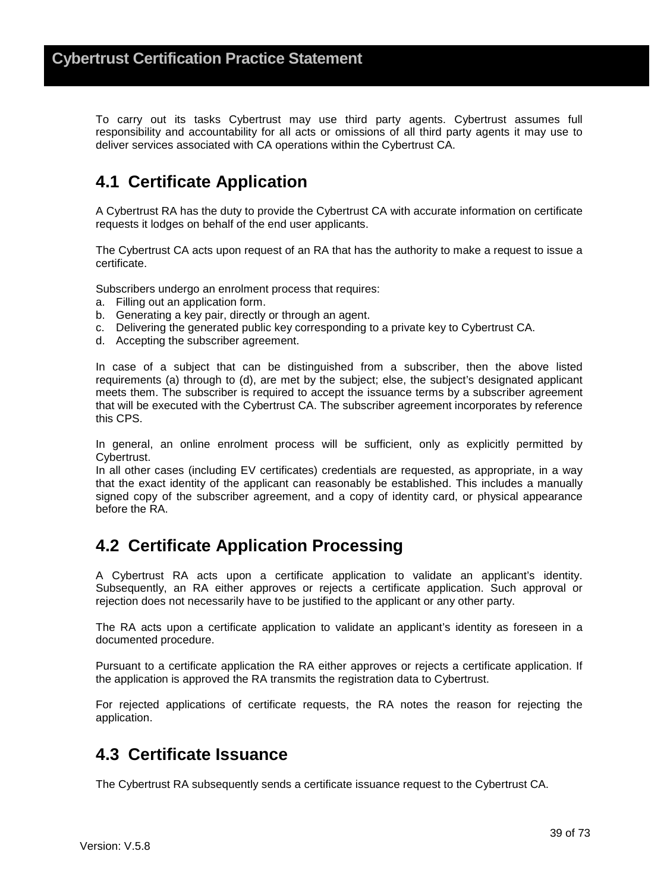To carry out its tasks Cybertrust may use third party agents. Cybertrust assumes full responsibility and accountability for all acts or omissions of all third party agents it may use to deliver services associated with CA operations within the Cybertrust CA.

## 4.1 Certificate Application

A Cybertrust RA has the duty to provide the Cybertrust CA with accurate information on certificate requests it lodges on behalf of the end user applicants.

The Cybertrust CA acts upon request of an RA that has the authority to make a request to issue a certificate.

Subscribers undergo an enrolment process that requires:

a. Filling out an application form.
b. Generating a key pair, directly or through an agent.
c. Delivering the generated public key corresponding to a private key to Cybertrust CA.
d. Accepting the subscriber agreement.

In case of a subject that can be distinguished from a subscriber, then the above listed requirements (a) through to (d), are met by the subject; else, the subject's designated applicant meets them. The subscriber is required to accept the issuance terms by a subscriber agreement that will be executed with the Cybertrust CA. The subscriber agreement incorporates by reference this CPS.

In general, an online enrolment process will be sufficient, only as explicitly permitted by Cybertrust.
In all other cases (including EV certificates) credentials are requested, as appropriate, in a way that the exact identity of the applicant can reasonably be established. This includes a manually signed copy of the subscriber agreement, and a copy of identity card, or physical appearance before the RA.

## 4.2 Certificate Application Processing

A Cybertrust RA acts upon a certificate application to validate an applicant's identity. Subsequently, an RA either approves or rejects a certificate application. Such approval or rejection does not necessarily have to be justified to the applicant or any other party.

The RA acts upon a certificate application to validate an applicant's identity as foreseen in a documented procedure.

Pursuant to a certificate application the RA either approves or rejects a certificate application. If the application is approved the RA transmits the registration data to Cybertrust.

For rejected applications of certificate requests, the RA notes the reason for rejecting the application.

## 4.3 Certificate Issuance

The Cybertrust RA subsequently sends a certificate issuance request to the Cybertrust CA.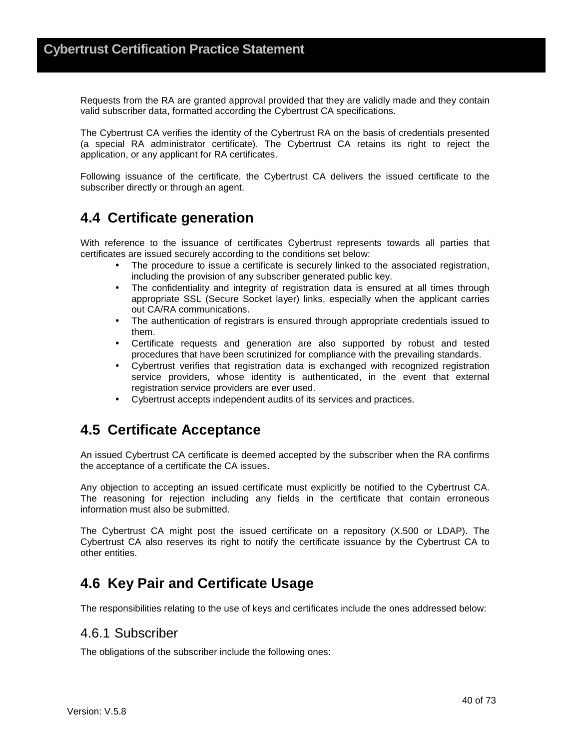Requests from the RA are granted approval provided that they are validly made and they contain valid subscriber data, formatted according the Cybertrust CA specifications.

The Cybertrust CA verifies the identity of the Cybertrust RA on the basis of credentials presented (a special RA administrator certificate). The Cybertrust CA retains its right to reject the application, or any applicant for RA certificates.

Following issuance of the certificate, the Cybertrust CA delivers the issued certificate to the subscriber directly or through an agent.

## 4.4 Certificate generation

With reference to the issuance of certificates Cybertrust represents towards all parties that certificates are issued securely according to the conditions set below:

- The procedure to issue a certificate is securely linked to the associated registration, including the provision of any subscriber generated public key.
- The confidentiality and integrity of registration data is ensured at all times through appropriate SSL (Secure Socket layer) links, especially when the applicant carries out CA/RA communications.
- The authentication of registrars is ensured through appropriate credentials issued to them.
- Certificate requests and generation are also supported by robust and tested procedures that have been scrutinized for compliance with the prevailing standards.
- Cybertrust verifies that registration data is exchanged with recognized registration service providers, whose identity is authenticated, in the event that external registration service providers are ever used.
- Cybertrust accepts independent audits of its services and practices.

## 4.5 Certificate Acceptance

An issued Cybertrust CA certificate is deemed accepted by the subscriber when the RA confirms the acceptance of a certificate the CA issues.

Any objection to accepting an issued certificate must explicitly be notified to the Cybertrust CA. The reasoning for rejection including any fields in the certificate that contain erroneous information must also be submitted.

The Cybertrust CA might post the issued certificate on a repository (X.500 or LDAP). The Cybertrust CA also reserves its right to notify the certificate issuance by the Cybertrust CA to other entities.

## 4.6 Key Pair and Certificate Usage

The responsibilities relating to the use of keys and certificates include the ones addressed below:

### 4.6.1 Subscriber

The obligations of the subscriber include the following ones: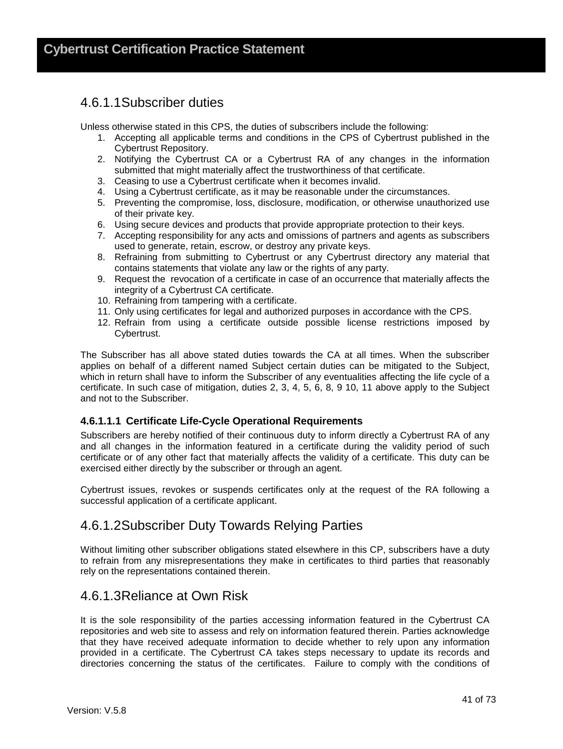### 4.6.1.1 Subscriber duties

Unless otherwise stated in this CPS, the duties of subscribers include the following:

1. Accepting all applicable terms and conditions in the CPS of Cybertrust published in the Cybertrust Repository.
2. Notifying the Cybertrust CA or a Cybertrust RA of any changes in the information submitted that might materially affect the trustworthiness of that certificate.
3. Ceasing to use a Cybertrust certificate when it becomes invalid.
4. Using a Cybertrust certificate, as it may be reasonable under the circumstances.
5. Preventing the compromise, loss, disclosure, modification, or otherwise unauthorized use of their private key.
6. Using secure devices and products that provide appropriate protection to their keys.
7. Accepting responsibility for any acts and omissions of partners and agents as subscribers used to generate, retain, escrow, or destroy any private keys.
8. Refraining from submitting to Cybertrust or any Cybertrust directory any material that contains statements that violate any law or the rights of any party.
9. Request the revocation of a certificate in case of an occurrence that materially affects the integrity of a Cybertrust CA certificate.
10. Refraining from tampering with a certificate.
11. Only using certificates for legal and authorized purposes in accordance with the CPS.
12. Refrain from using a certificate outside possible license restrictions imposed by Cybertrust.

The Subscriber has all above stated duties towards the CA at all times. When the subscriber applies on behalf of a different named Subject certain duties can be mitigated to the Subject, which in return shall have to inform the Subscriber of any eventualities affecting the life cycle of a certificate. In such case of mitigation, duties 2, 3, 4, 5, 6, 8, 9 10, 11 above apply to the Subject and not to the Subscriber.

#### 4.6.1.1.1 Certificate Life-Cycle Operational Requirements

Subscribers are hereby notified of their continuous duty to inform directly a Cybertrust RA of any and all changes in the information featured in a certificate during the validity period of such certificate or of any other fact that materially affects the validity of a certificate. This duty can be exercised either directly by the subscriber or through an agent.

Cybertrust issues, revokes or suspends certificates only at the request of the RA following a successful application of a certificate applicant.

### 4.6.1.2 Subscriber Duty Towards Relying Parties

Without limiting other subscriber obligations stated elsewhere in this CP, subscribers have a duty to refrain from any misrepresentations they make in certificates to third parties that reasonably rely on the representations contained therein.

### 4.6.1.3 Reliance at Own Risk

It is the sole responsibility of the parties accessing information featured in the Cybertrust CA repositories and web site to assess and rely on information featured therein. Parties acknowledge that they have received adequate information to decide whether to rely upon any information provided in a certificate. The Cybertrust CA takes steps necessary to update its records and directories concerning the status of the certificates. Failure to comply with the conditions of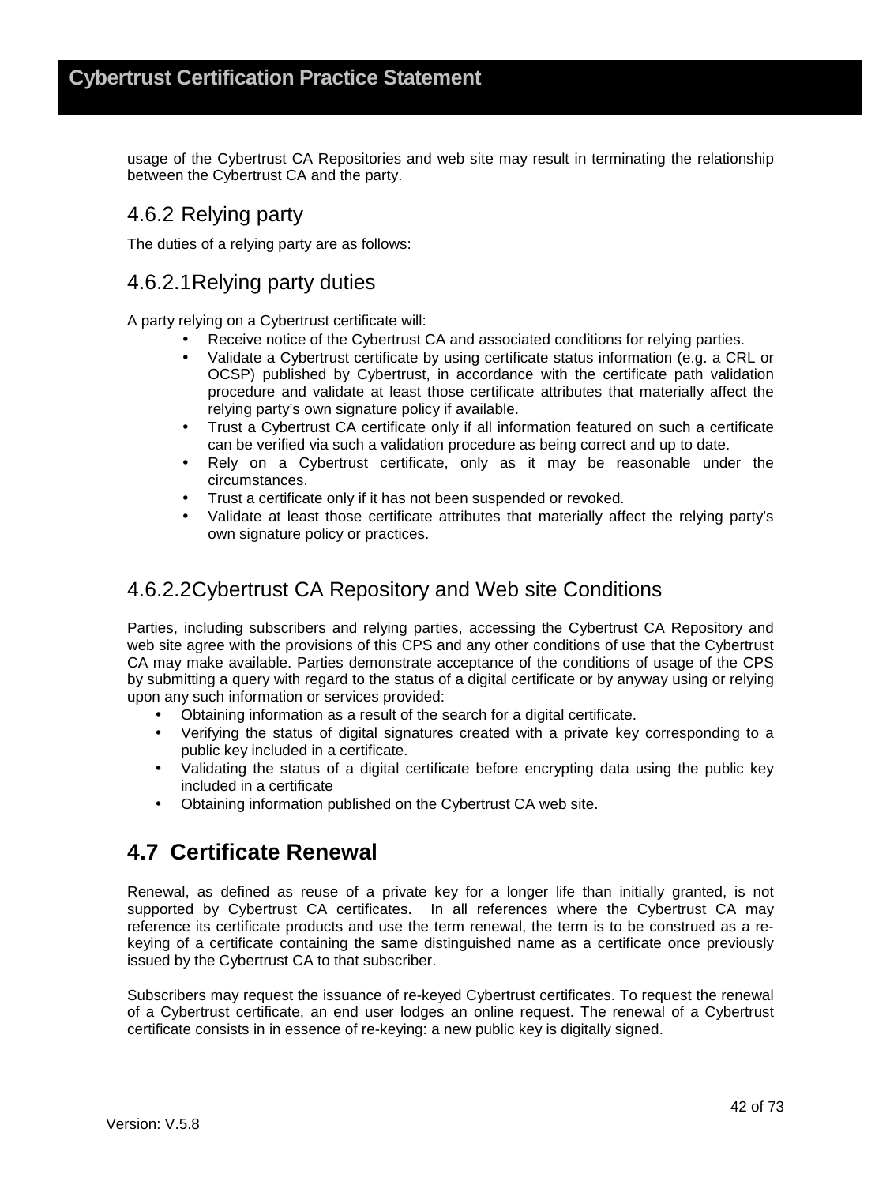usage of the Cybertrust CA Repositories and web site may result in terminating the relationship between the Cybertrust CA and the party.

### 4.6.2 Relying party

The duties of a relying party are as follows:

#### 4.6.2.1Relying party duties

A party relying on a Cybertrust certificate will:

- Receive notice of the Cybertrust CA and associated conditions for relying parties.
- Validate a Cybertrust certificate by using certificate status information (e.g. a CRL or OCSP) published by Cybertrust, in accordance with the certificate path validation procedure and validate at least those certificate attributes that materially affect the relying party's own signature policy if available.
- Trust a Cybertrust CA certificate only if all information featured on such a certificate can be verified via such a validation procedure as being correct and up to date.
- Rely on a Cybertrust certificate, only as it may be reasonable under the circumstances.
- Trust a certificate only if it has not been suspended or revoked.
- Validate at least those certificate attributes that materially affect the relying party's own signature policy or practices.

#### 4.6.2.2Cybertrust CA Repository and Web site Conditions

Parties, including subscribers and relying parties, accessing the Cybertrust CA Repository and web site agree with the provisions of this CPS and any other conditions of use that the Cybertrust CA may make available. Parties demonstrate acceptance of the conditions of usage of the CPS by submitting a query with regard to the status of a digital certificate or by anyway using or relying upon any such information or services provided:

- Obtaining information as a result of the search for a digital certificate.
- Verifying the status of digital signatures created with a private key corresponding to a public key included in a certificate.
- Validating the status of a digital certificate before encrypting data using the public key included in a certificate
- Obtaining information published on the Cybertrust CA web site.

## 4.7 Certificate Renewal

Renewal, as defined as reuse of a private key for a longer life than initially granted, is not supported by Cybertrust CA certificates. In all references where the Cybertrust CA may reference its certificate products and use the term renewal, the term is to be construed as a re-keying of a certificate containing the same distinguished name as a certificate once previously issued by the Cybertrust CA to that subscriber.

Subscribers may request the issuance of re-keyed Cybertrust certificates. To request the renewal of a Cybertrust certificate, an end user lodges an online request. The renewal of a Cybertrust certificate consists in in essence of re-keying: a new public key is digitally signed.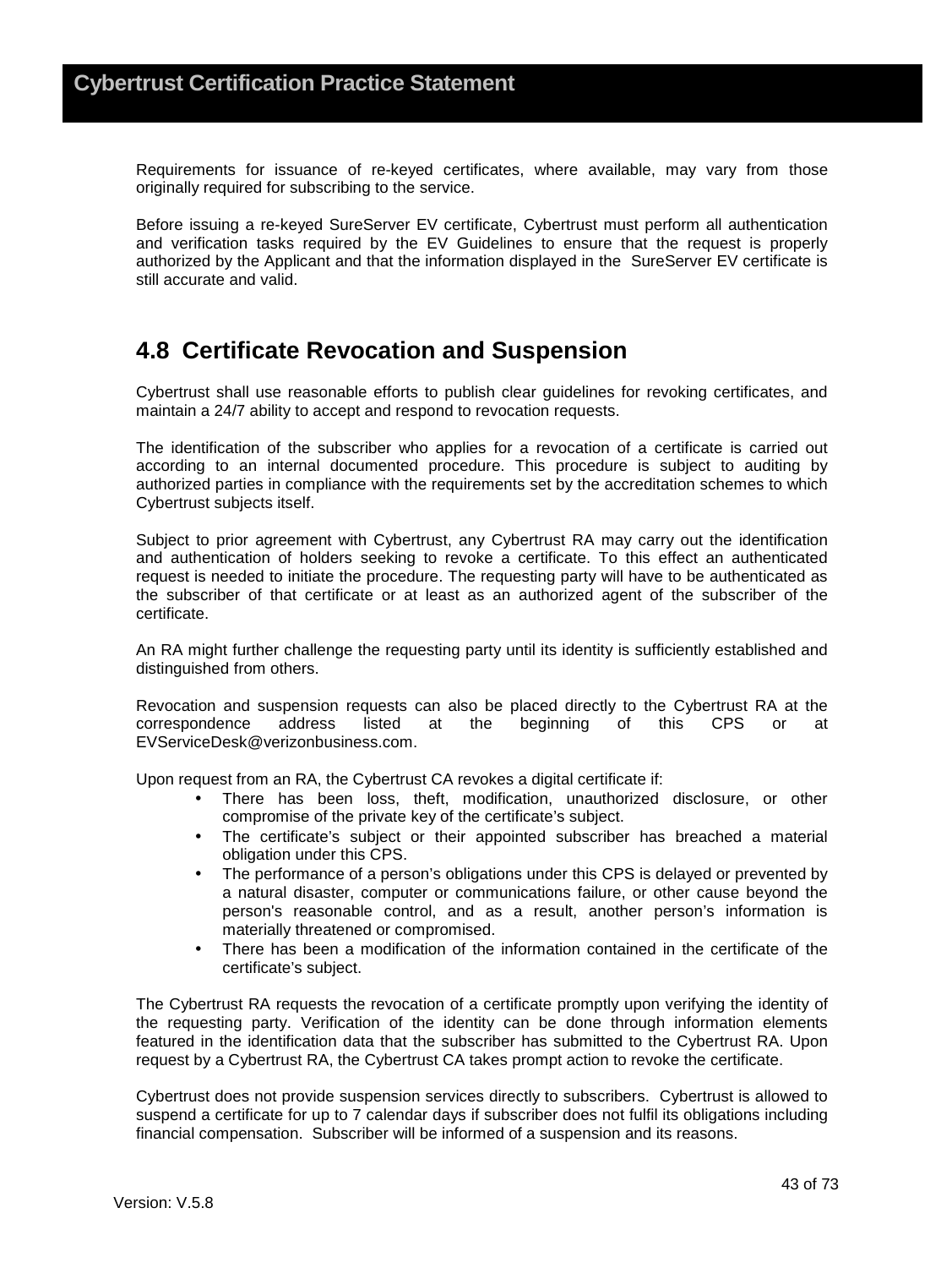Requirements for issuance of re-keyed certificates, where available, may vary from those originally required for subscribing to the service.

Before issuing a re-keyed SureServer EV certificate, Cybertrust must perform all authentication and verification tasks required by the EV Guidelines to ensure that the request is properly authorized by the Applicant and that the information displayed in the SureServer EV certificate is still accurate and valid.

## 4.8 Certificate Revocation and Suspension

Cybertrust shall use reasonable efforts to publish clear guidelines for revoking certificates, and maintain a 24/7 ability to accept and respond to revocation requests.

The identification of the subscriber who applies for a revocation of a certificate is carried out according to an internal documented procedure. This procedure is subject to auditing by authorized parties in compliance with the requirements set by the accreditation schemes to which Cybertrust subjects itself.

Subject to prior agreement with Cybertrust, any Cybertrust RA may carry out the identification and authentication of holders seeking to revoke a certificate. To this effect an authenticated request is needed to initiate the procedure. The requesting party will have to be authenticated as the subscriber of that certificate or at least as an authorized agent of the subscriber of the certificate.

An RA might further challenge the requesting party until its identity is sufficiently established and distinguished from others.

Revocation and suspension requests can also be placed directly to the Cybertrust RA at the correspondence address listed at the beginning of this CPS or at EVServiceDesk@verizonbusiness.com.

Upon request from an RA, the Cybertrust CA revokes a digital certificate if:

- There has been loss, theft, modification, unauthorized disclosure, or other compromise of the private key of the certificate's subject.
- The certificate's subject or their appointed subscriber has breached a material obligation under this CPS.
- The performance of a person's obligations under this CPS is delayed or prevented by a natural disaster, computer or communications failure, or other cause beyond the person's reasonable control, and as a result, another person's information is materially threatened or compromised.
- There has been a modification of the information contained in the certificate of the certificate's subject.

The Cybertrust RA requests the revocation of a certificate promptly upon verifying the identity of the requesting party. Verification of the identity can be done through information elements featured in the identification data that the subscriber has submitted to the Cybertrust RA. Upon request by a Cybertrust RA, the Cybertrust CA takes prompt action to revoke the certificate.

Cybertrust does not provide suspension services directly to subscribers. Cybertrust is allowed to suspend a certificate for up to 7 calendar days if subscriber does not fulfil its obligations including financial compensation. Subscriber will be informed of a suspension and its reasons.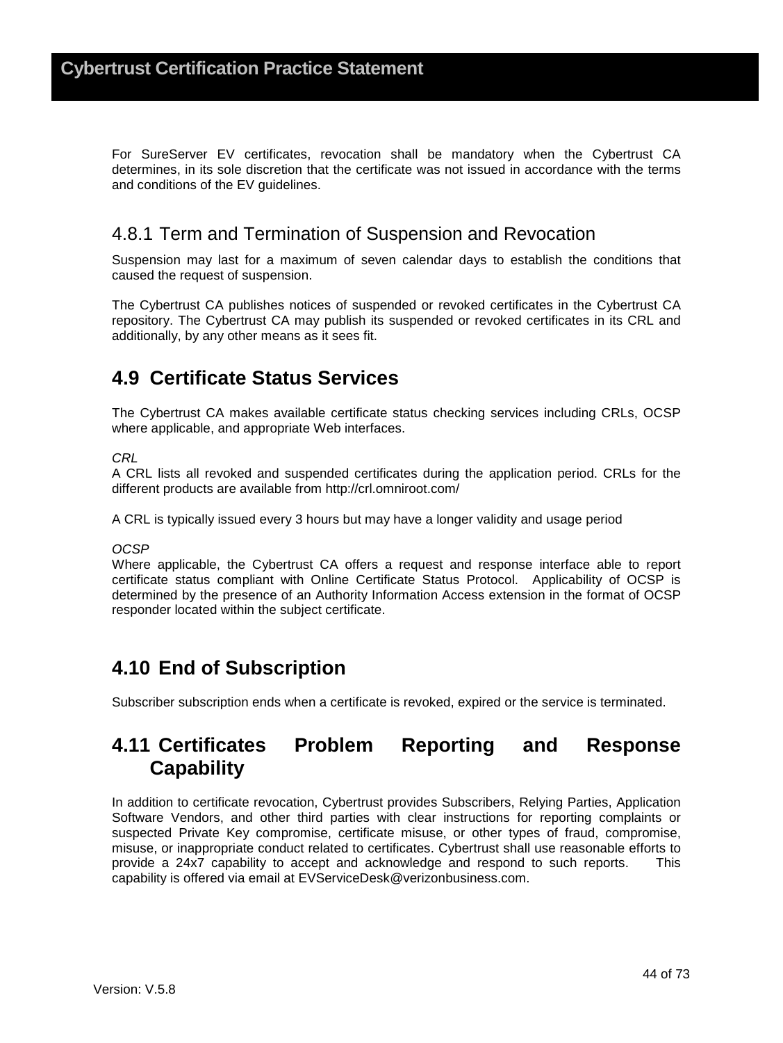For SureServer EV certificates, revocation shall be mandatory when the Cybertrust CA determines, in its sole discretion that the certificate was not issued in accordance with the terms and conditions of the EV guidelines.

### 4.8.1 Term and Termination of Suspension and Revocation

Suspension may last for a maximum of seven calendar days to establish the conditions that caused the request of suspension.

The Cybertrust CA publishes notices of suspended or revoked certificates in the Cybertrust CA repository. The Cybertrust CA may publish its suspended or revoked certificates in its CRL and additionally, by any other means as it sees fit.

## 4.9 Certificate Status Services

The Cybertrust CA makes available certificate status checking services including CRLs, OCSP where applicable, and appropriate Web interfaces.

*CRL*
A CRL lists all revoked and suspended certificates during the application period. CRLs for the different products are available from http://crl.omniroot.com/

A CRL is typically issued every 3 hours but may have a longer validity and usage period

*OCSP*
Where applicable, the Cybertrust CA offers a request and response interface able to report certificate status compliant with Online Certificate Status Protocol. Applicability of OCSP is determined by the presence of an Authority Information Access extension in the format of OCSP responder located within the subject certificate.

## 4.10 End of Subscription

Subscriber subscription ends when a certificate is revoked, expired or the service is terminated.

## 4.11 Certificates Problem Reporting and Response Capability

In addition to certificate revocation, Cybertrust provides Subscribers, Relying Parties, Application Software Vendors, and other third parties with clear instructions for reporting complaints or suspected Private Key compromise, certificate misuse, or other types of fraud, compromise, misuse, or inappropriate conduct related to certificates. Cybertrust shall use reasonable efforts to provide a 24x7 capability to accept and acknowledge and respond to such reports. This capability is offered via email at EVServiceDesk@verizonbusiness.com.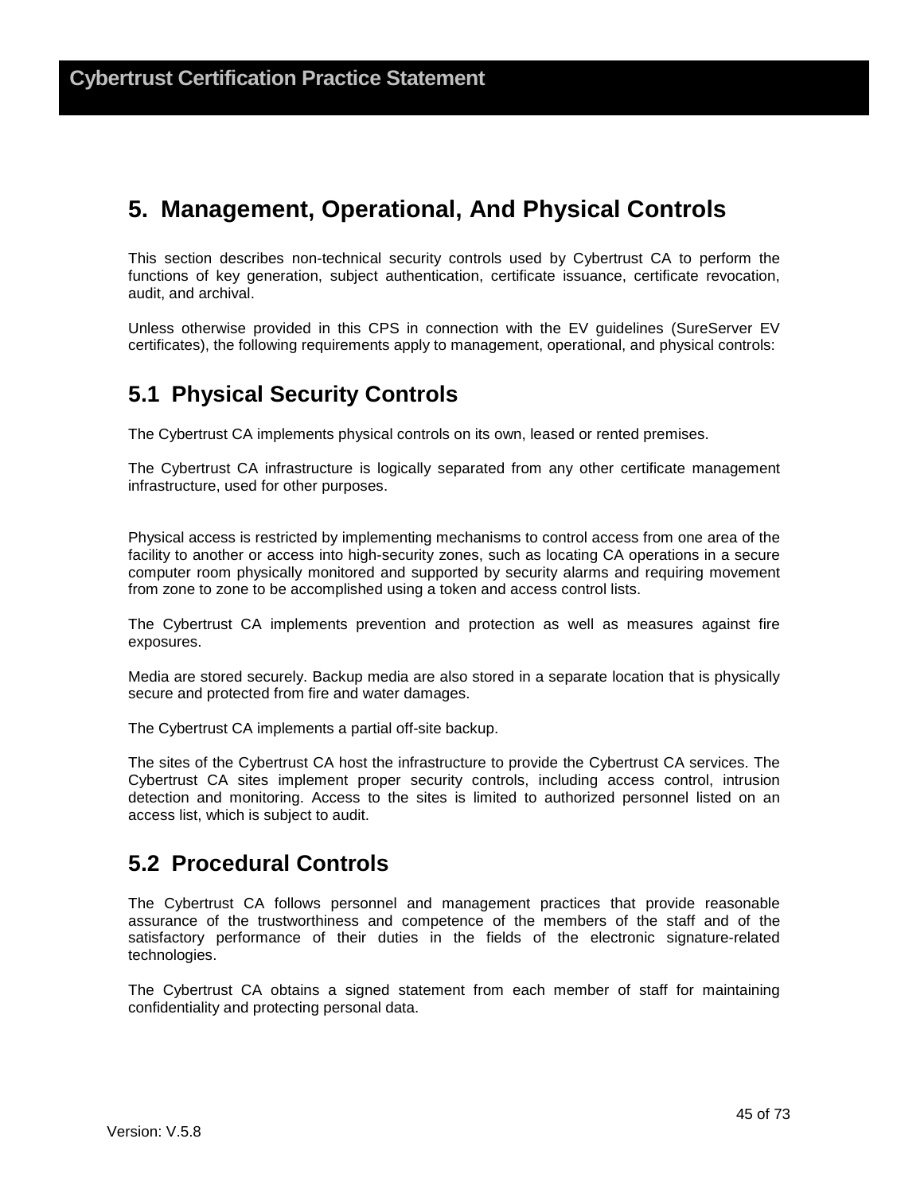# 5. Management, Operational, And Physical Controls

This section describes non-technical security controls used by Cybertrust CA to perform the functions of key generation, subject authentication, certificate issuance, certificate revocation, audit, and archival.

Unless otherwise provided in this CPS in connection with the EV guidelines (SureServer EV certificates), the following requirements apply to management, operational, and physical controls:

## 5.1 Physical Security Controls

The Cybertrust CA implements physical controls on its own, leased or rented premises.

The Cybertrust CA infrastructure is logically separated from any other certificate management infrastructure, used for other purposes.

Physical access is restricted by implementing mechanisms to control access from one area of the facility to another or access into high-security zones, such as locating CA operations in a secure computer room physically monitored and supported by security alarms and requiring movement from zone to zone to be accomplished using a token and access control lists.

The Cybertrust CA implements prevention and protection as well as measures against fire exposures.

Media are stored securely. Backup media are also stored in a separate location that is physically secure and protected from fire and water damages.

The Cybertrust CA implements a partial off-site backup.

The sites of the Cybertrust CA host the infrastructure to provide the Cybertrust CA services. The Cybertrust CA sites implement proper security controls, including access control, intrusion detection and monitoring. Access to the sites is limited to authorized personnel listed on an access list, which is subject to audit.

## 5.2 Procedural Controls

The Cybertrust CA follows personnel and management practices that provide reasonable assurance of the trustworthiness and competence of the members of the staff and of the satisfactory performance of their duties in the fields of the electronic signature-related technologies.

The Cybertrust CA obtains a signed statement from each member of staff for maintaining confidentiality and protecting personal data.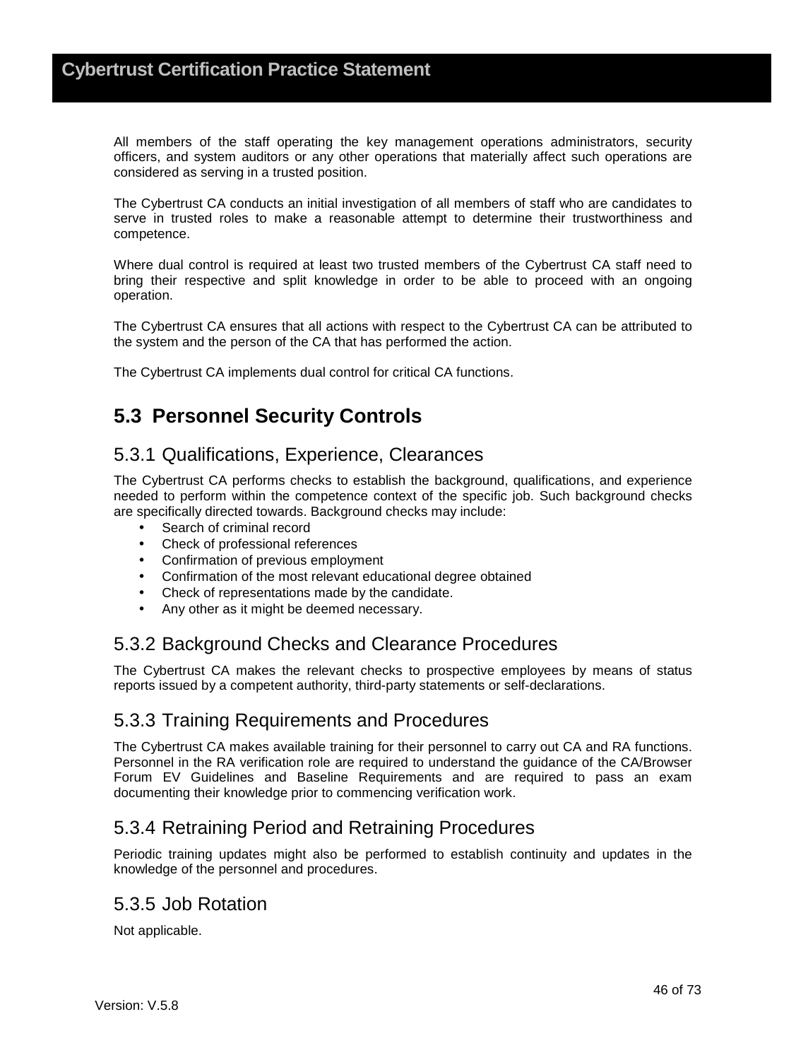All members of the staff operating the key management operations administrators, security officers, and system auditors or any other operations that materially affect such operations are considered as serving in a trusted position.

The Cybertrust CA conducts an initial investigation of all members of staff who are candidates to serve in trusted roles to make a reasonable attempt to determine their trustworthiness and competence.

Where dual control is required at least two trusted members of the Cybertrust CA staff need to bring their respective and split knowledge in order to be able to proceed with an ongoing operation.

The Cybertrust CA ensures that all actions with respect to the Cybertrust CA can be attributed to the system and the person of the CA that has performed the action.

The Cybertrust CA implements dual control for critical CA functions.

## 5.3 Personnel Security Controls

### 5.3.1 Qualifications, Experience, Clearances

The Cybertrust CA performs checks to establish the background, qualifications, and experience needed to perform within the competence context of the specific job. Such background checks are specifically directed towards. Background checks may include:

- Search of criminal record
- Check of professional references
- Confirmation of previous employment
- Confirmation of the most relevant educational degree obtained
- Check of representations made by the candidate.
- Any other as it might be deemed necessary.

### 5.3.2 Background Checks and Clearance Procedures

The Cybertrust CA makes the relevant checks to prospective employees by means of status reports issued by a competent authority, third-party statements or self-declarations.

### 5.3.3 Training Requirements and Procedures

The Cybertrust CA makes available training for their personnel to carry out CA and RA functions. Personnel in the RA verification role are required to understand the guidance of the CA/Browser Forum EV Guidelines and Baseline Requirements and are required to pass an exam documenting their knowledge prior to commencing verification work.

### 5.3.4 Retraining Period and Retraining Procedures

Periodic training updates might also be performed to establish continuity and updates in the knowledge of the personnel and procedures.

### 5.3.5 Job Rotation

Not applicable.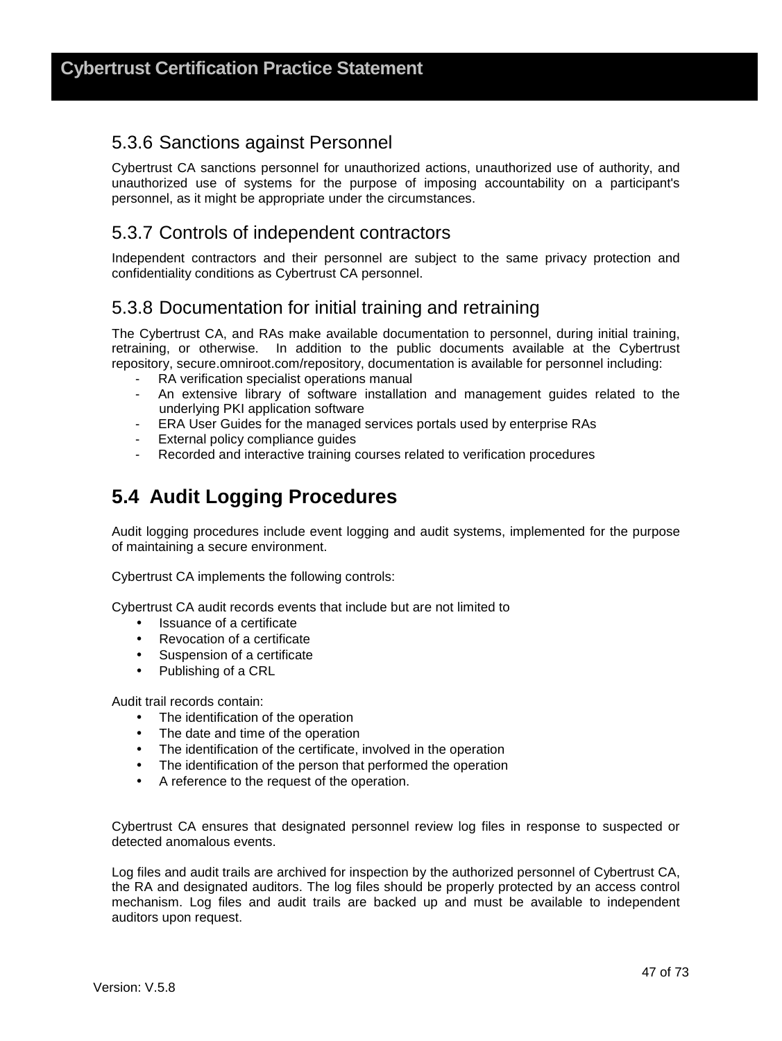### 5.3.6 Sanctions against Personnel

Cybertrust CA sanctions personnel for unauthorized actions, unauthorized use of authority, and unauthorized use of systems for the purpose of imposing accountability on a participant's personnel, as it might be appropriate under the circumstances.

### 5.3.7 Controls of independent contractors

Independent contractors and their personnel are subject to the same privacy protection and confidentiality conditions as Cybertrust CA personnel.

### 5.3.8 Documentation for initial training and retraining

The Cybertrust CA, and RAs make available documentation to personnel, during initial training, retraining, or otherwise. In addition to the public documents available at the Cybertrust repository, secure.omniroot.com/repository, documentation is available for personnel including:

- RA verification specialist operations manual
- An extensive library of software installation and management guides related to the underlying PKI application software
- ERA User Guides for the managed services portals used by enterprise RAs
- External policy compliance guides
- Recorded and interactive training courses related to verification procedures

## 5.4 Audit Logging Procedures

Audit logging procedures include event logging and audit systems, implemented for the purpose of maintaining a secure environment.

Cybertrust CA implements the following controls:

Cybertrust CA audit records events that include but are not limited to

- Issuance of a certificate
- Revocation of a certificate
- Suspension of a certificate
- Publishing of a CRL

Audit trail records contain:

- The identification of the operation
- The date and time of the operation
- The identification of the certificate, involved in the operation
- The identification of the person that performed the operation
- A reference to the request of the operation.

Cybertrust CA ensures that designated personnel review log files in response to suspected or detected anomalous events.

Log files and audit trails are archived for inspection by the authorized personnel of Cybertrust CA, the RA and designated auditors. The log files should be properly protected by an access control mechanism. Log files and audit trails are backed up and must be available to independent auditors upon request.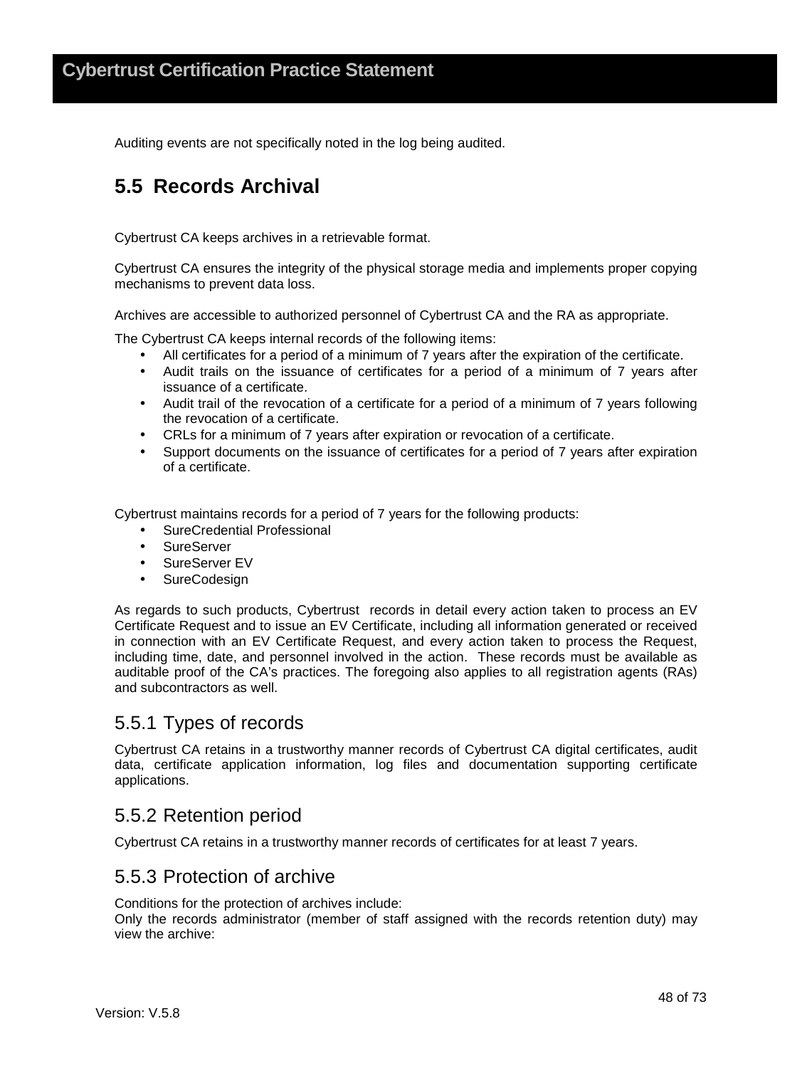Auditing events are not specifically noted in the log being audited.

## 5.5 Records Archival

Cybertrust CA keeps archives in a retrievable format.

Cybertrust CA ensures the integrity of the physical storage media and implements proper copying mechanisms to prevent data loss.

Archives are accessible to authorized personnel of Cybertrust CA and the RA as appropriate.

The Cybertrust CA keeps internal records of the following items:

- All certificates for a period of a minimum of 7 years after the expiration of the certificate.
- Audit trails on the issuance of certificates for a period of a minimum of 7 years after issuance of a certificate.
- Audit trail of the revocation of a certificate for a period of a minimum of 7 years following the revocation of a certificate.
- CRLs for a minimum of 7 years after expiration or revocation of a certificate.
- Support documents on the issuance of certificates for a period of 7 years after expiration of a certificate.

Cybertrust maintains records for a period of 7 years for the following products:

- SureCredential Professional
- SureServer
- SureServer EV
- SureCodesign

As regards to such products, Cybertrust records in detail every action taken to process an EV Certificate Request and to issue an EV Certificate, including all information generated or received in connection with an EV Certificate Request, and every action taken to process the Request, including time, date, and personnel involved in the action. These records must be available as auditable proof of the CA's practices. The foregoing also applies to all registration agents (RAs) and subcontractors as well.

### 5.5.1 Types of records

Cybertrust CA retains in a trustworthy manner records of Cybertrust CA digital certificates, audit data, certificate application information, log files and documentation supporting certificate applications.

### 5.5.2 Retention period

Cybertrust CA retains in a trustworthy manner records of certificates for at least 7 years.

### 5.5.3 Protection of archive

Conditions for the protection of archives include:
Only the records administrator (member of staff assigned with the records retention duty) may view the archive: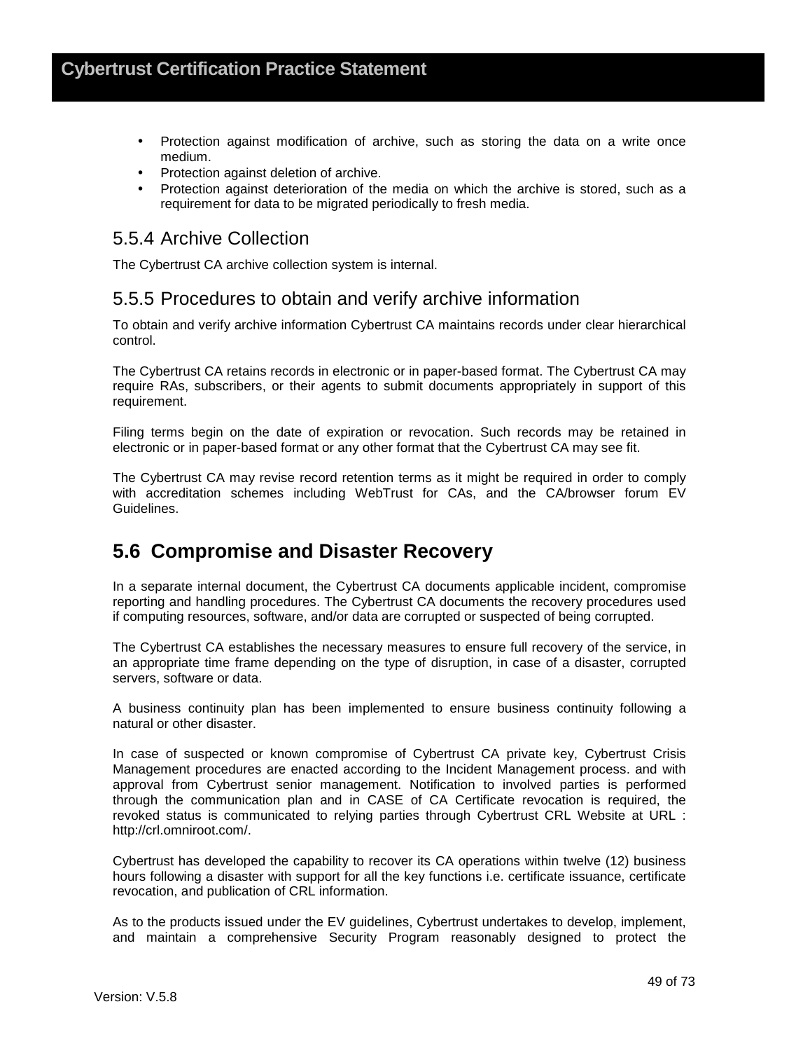- Protection against modification of archive, such as storing the data on a write once medium.
- Protection against deletion of archive.
- Protection against deterioration of the media on which the archive is stored, such as a requirement for data to be migrated periodically to fresh media.

### 5.5.4 Archive Collection

The Cybertrust CA archive collection system is internal.

### 5.5.5 Procedures to obtain and verify archive information

To obtain and verify archive information Cybertrust CA maintains records under clear hierarchical control.

The Cybertrust CA retains records in electronic or in paper-based format. The Cybertrust CA may require RAs, subscribers, or their agents to submit documents appropriately in support of this requirement.

Filing terms begin on the date of expiration or revocation. Such records may be retained in electronic or in paper-based format or any other format that the Cybertrust CA may see fit.

The Cybertrust CA may revise record retention terms as it might be required in order to comply with accreditation schemes including WebTrust for CAs, and the CA/browser forum EV Guidelines.

## 5.6 Compromise and Disaster Recovery

In a separate internal document, the Cybertrust CA documents applicable incident, compromise reporting and handling procedures. The Cybertrust CA documents the recovery procedures used if computing resources, software, and/or data are corrupted or suspected of being corrupted.

The Cybertrust CA establishes the necessary measures to ensure full recovery of the service, in an appropriate time frame depending on the type of disruption, in case of a disaster, corrupted servers, software or data.

A business continuity plan has been implemented to ensure business continuity following a natural or other disaster.

In case of suspected or known compromise of Cybertrust CA private key, Cybertrust Crisis Management procedures are enacted according to the Incident Management process. and with approval from Cybertrust senior management. Notification to involved parties is performed through the communication plan and in CASE of CA Certificate revocation is required, the revoked status is communicated to relying parties through Cybertrust CRL Website at URL : http://crl.omniroot.com/.

Cybertrust has developed the capability to recover its CA operations within twelve (12) business hours following a disaster with support for all the key functions i.e. certificate issuance, certificate revocation, and publication of CRL information.

As to the products issued under the EV guidelines, Cybertrust undertakes to develop, implement, and maintain a comprehensive Security Program reasonably designed to protect the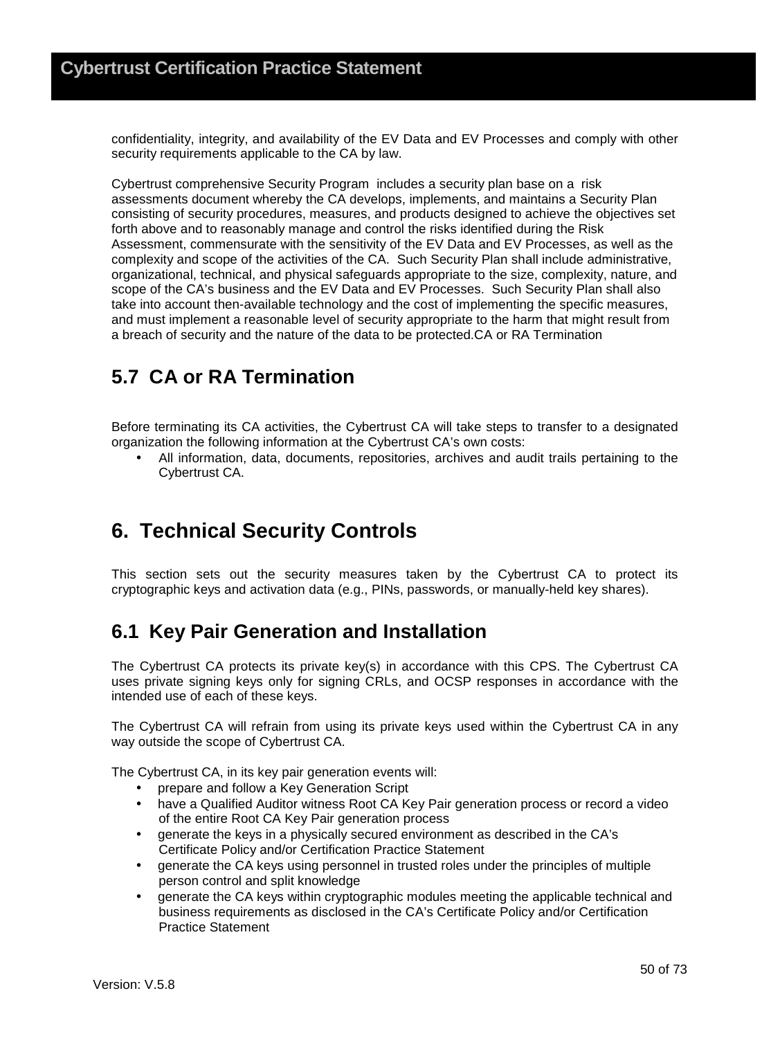confidentiality, integrity, and availability of the EV Data and EV Processes and comply with other security requirements applicable to the CA by law.

Cybertrust comprehensive Security Program includes a security plan base on a risk assessments document whereby the CA develops, implements, and maintains a Security Plan consisting of security procedures, measures, and products designed to achieve the objectives set forth above and to reasonably manage and control the risks identified during the Risk Assessment, commensurate with the sensitivity of the EV Data and EV Processes, as well as the complexity and scope of the activities of the CA. Such Security Plan shall include administrative, organizational, technical, and physical safeguards appropriate to the size, complexity, nature, and scope of the CA's business and the EV Data and EV Processes. Such Security Plan shall also take into account then-available technology and the cost of implementing the specific measures, and must implement a reasonable level of security appropriate to the harm that might result from a breach of security and the nature of the data to be protected.CA or RA Termination

## 5.7 CA or RA Termination

Before terminating its CA activities, the Cybertrust CA will take steps to transfer to a designated organization the following information at the Cybertrust CA's own costs:

- All information, data, documents, repositories, archives and audit trails pertaining to the Cybertrust CA.

# 6. Technical Security Controls

This section sets out the security measures taken by the Cybertrust CA to protect its cryptographic keys and activation data (e.g., PINs, passwords, or manually-held key shares).

## 6.1 Key Pair Generation and Installation

The Cybertrust CA protects its private key(s) in accordance with this CPS. The Cybertrust CA uses private signing keys only for signing CRLs, and OCSP responses in accordance with the intended use of each of these keys.

The Cybertrust CA will refrain from using its private keys used within the Cybertrust CA in any way outside the scope of Cybertrust CA.

The Cybertrust CA, in its key pair generation events will:

- prepare and follow a Key Generation Script
- have a Qualified Auditor witness Root CA Key Pair generation process or record a video of the entire Root CA Key Pair generation process
- generate the keys in a physically secured environment as described in the CA's Certificate Policy and/or Certification Practice Statement
- generate the CA keys using personnel in trusted roles under the principles of multiple person control and split knowledge
- generate the CA keys within cryptographic modules meeting the applicable technical and business requirements as disclosed in the CA's Certificate Policy and/or Certification Practice Statement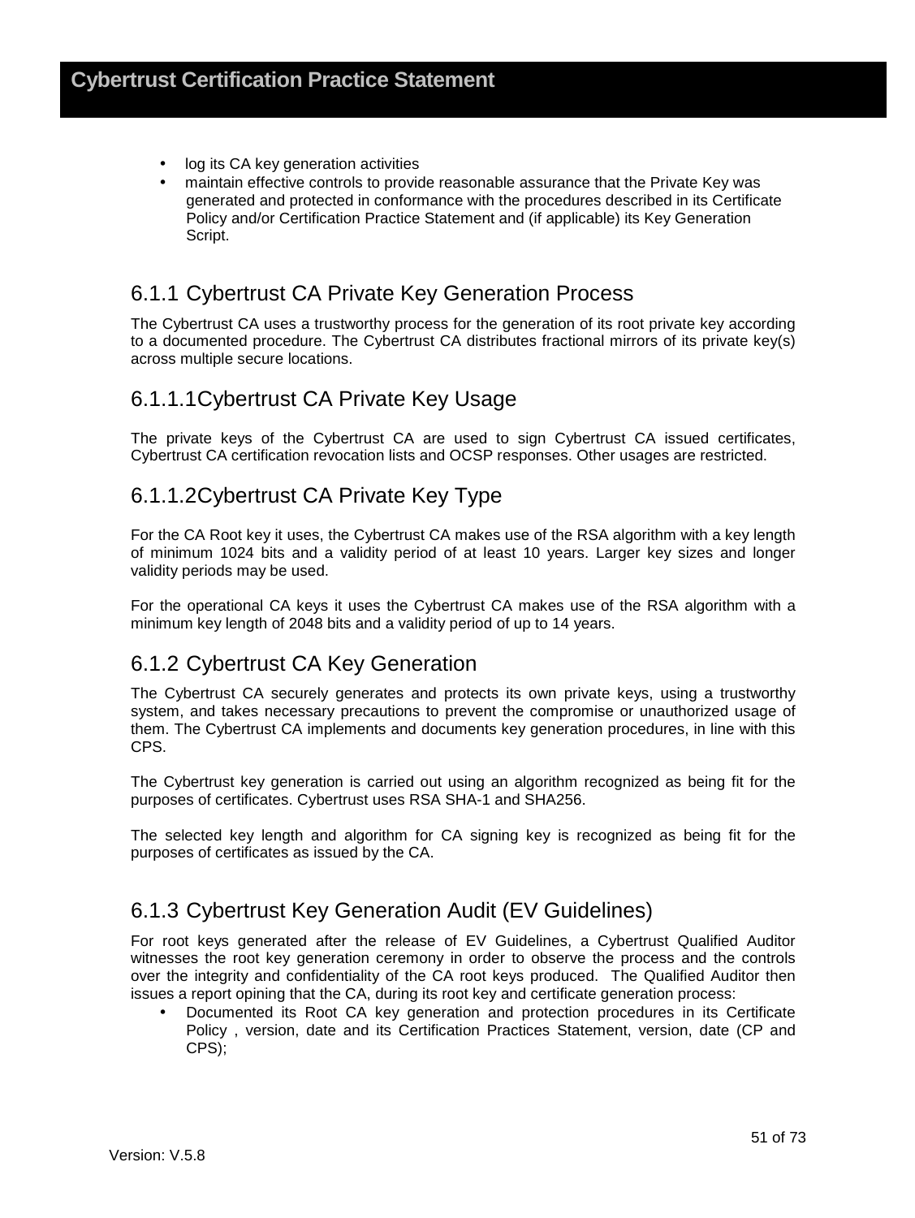- log its CA key generation activities
- maintain effective controls to provide reasonable assurance that the Private Key was generated and protected in conformance with the procedures described in its Certificate Policy and/or Certification Practice Statement and (if applicable) its Key Generation Script.

### 6.1.1 Cybertrust CA Private Key Generation Process

The Cybertrust CA uses a trustworthy process for the generation of its root private key according to a documented procedure. The Cybertrust CA distributes fractional mirrors of its private key(s) across multiple secure locations.

#### 6.1.1.1 Cybertrust CA Private Key Usage

The private keys of the Cybertrust CA are used to sign Cybertrust CA issued certificates, Cybertrust CA certification revocation lists and OCSP responses. Other usages are restricted.

#### 6.1.1.2 Cybertrust CA Private Key Type

For the CA Root key it uses, the Cybertrust CA makes use of the RSA algorithm with a key length of minimum 1024 bits and a validity period of at least 10 years. Larger key sizes and longer validity periods may be used.

For the operational CA keys it uses the Cybertrust CA makes use of the RSA algorithm with a minimum key length of 2048 bits and a validity period of up to 14 years.

### 6.1.2 Cybertrust CA Key Generation

The Cybertrust CA securely generates and protects its own private keys, using a trustworthy system, and takes necessary precautions to prevent the compromise or unauthorized usage of them. The Cybertrust CA implements and documents key generation procedures, in line with this CPS.

The Cybertrust key generation is carried out using an algorithm recognized as being fit for the purposes of certificates. Cybertrust uses RSA SHA-1 and SHA256.

The selected key length and algorithm for CA signing key is recognized as being fit for the purposes of certificates as issued by the CA.

### 6.1.3 Cybertrust Key Generation Audit (EV Guidelines)

For root keys generated after the release of EV Guidelines, a Cybertrust Qualified Auditor witnesses the root key generation ceremony in order to observe the process and the controls over the integrity and confidentiality of the CA root keys produced. The Qualified Auditor then issues a report opining that the CA, during its root key and certificate generation process:

- Documented its Root CA key generation and protection procedures in its Certificate Policy , version, date and its Certification Practices Statement, version, date (CP and CPS);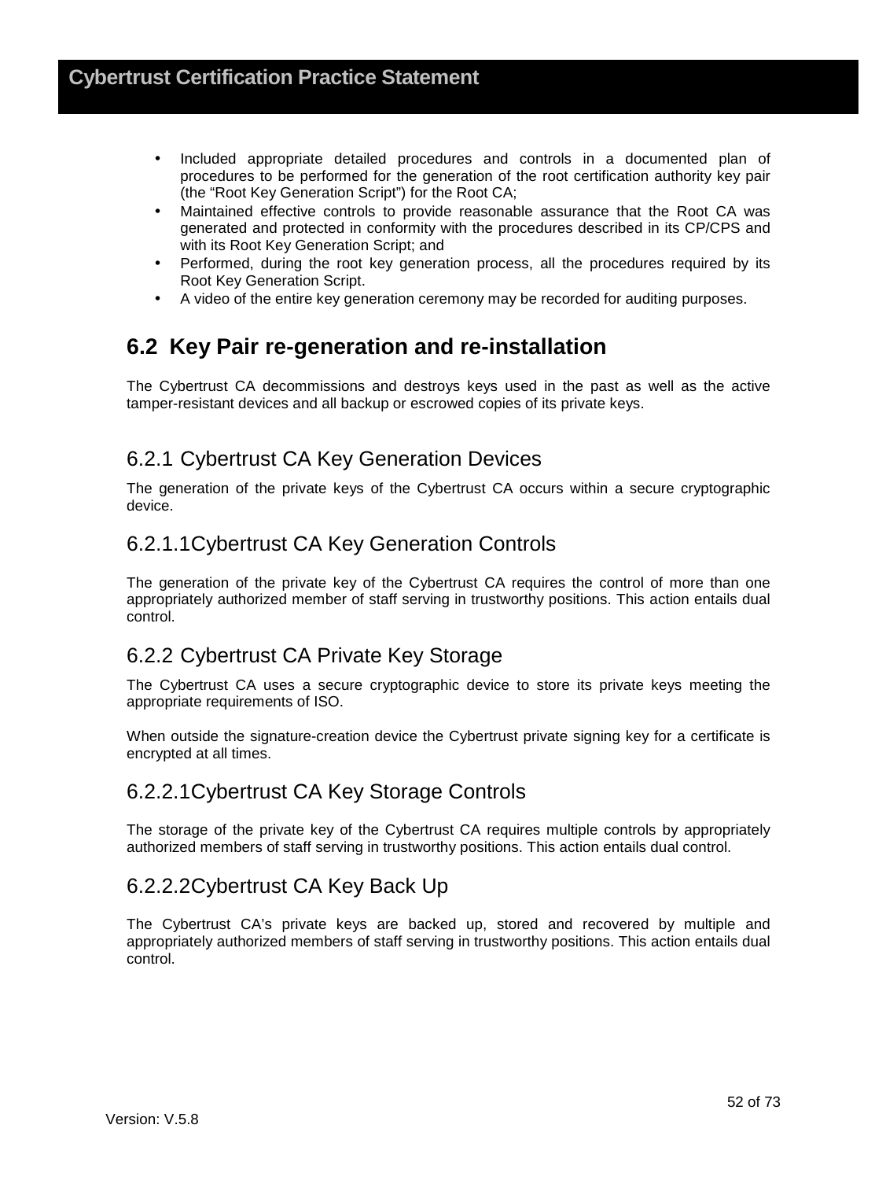- Included appropriate detailed procedures and controls in a documented plan of procedures to be performed for the generation of the root certification authority key pair (the "Root Key Generation Script") for the Root CA;
- Maintained effective controls to provide reasonable assurance that the Root CA was generated and protected in conformity with the procedures described in its CP/CPS and with its Root Key Generation Script; and
- Performed, during the root key generation process, all the procedures required by its Root Key Generation Script.
- A video of the entire key generation ceremony may be recorded for auditing purposes.

## 6.2 Key Pair re-generation and re-installation

The Cybertrust CA decommissions and destroys keys used in the past as well as the active tamper-resistant devices and all backup or escrowed copies of its private keys.

### 6.2.1 Cybertrust CA Key Generation Devices

The generation of the private keys of the Cybertrust CA occurs within a secure cryptographic device.

#### 6.2.1.1Cybertrust CA Key Generation Controls

The generation of the private key of the Cybertrust CA requires the control of more than one appropriately authorized member of staff serving in trustworthy positions. This action entails dual control.

### 6.2.2 Cybertrust CA Private Key Storage

The Cybertrust CA uses a secure cryptographic device to store its private keys meeting the appropriate requirements of ISO.

When outside the signature-creation device the Cybertrust private signing key for a certificate is encrypted at all times.

#### 6.2.2.1Cybertrust CA Key Storage Controls

The storage of the private key of the Cybertrust CA requires multiple controls by appropriately authorized members of staff serving in trustworthy positions. This action entails dual control.

#### 6.2.2.2Cybertrust CA Key Back Up

The Cybertrust CA's private keys are backed up, stored and recovered by multiple and appropriately authorized members of staff serving in trustworthy positions. This action entails dual control.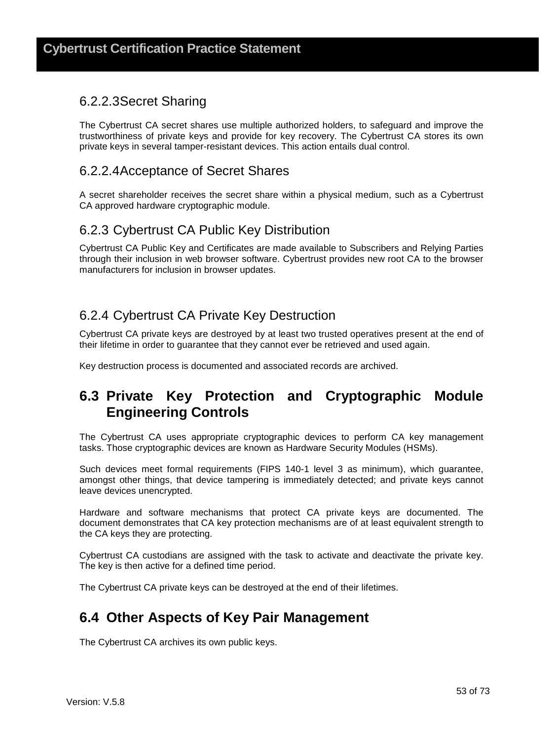#### 6.2.2.3 Secret Sharing

The Cybertrust CA secret shares use multiple authorized holders, to safeguard and improve the trustworthiness of private keys and provide for key recovery. The Cybertrust CA stores its own private keys in several tamper-resistant devices. This action entails dual control.

#### 6.2.2.4 Acceptance of Secret Shares

A secret shareholder receives the secret share within a physical medium, such as a Cybertrust CA approved hardware cryptographic module.

### 6.2.3 Cybertrust CA Public Key Distribution

Cybertrust CA Public Key and Certificates are made available to Subscribers and Relying Parties through their inclusion in web browser software. Cybertrust provides new root CA to the browser manufacturers for inclusion in browser updates.

### 6.2.4 Cybertrust CA Private Key Destruction

Cybertrust CA private keys are destroyed by at least two trusted operatives present at the end of their lifetime in order to guarantee that they cannot ever be retrieved and used again.

Key destruction process is documented and associated records are archived.

## 6.3 Private Key Protection and Cryptographic Module Engineering Controls

The Cybertrust CA uses appropriate cryptographic devices to perform CA key management tasks. Those cryptographic devices are known as Hardware Security Modules (HSMs).

Such devices meet formal requirements (FIPS 140-1 level 3 as minimum), which guarantee, amongst other things, that device tampering is immediately detected; and private keys cannot leave devices unencrypted.

Hardware and software mechanisms that protect CA private keys are documented. The document demonstrates that CA key protection mechanisms are of at least equivalent strength to the CA keys they are protecting.

Cybertrust CA custodians are assigned with the task to activate and deactivate the private key. The key is then active for a defined time period.

The Cybertrust CA private keys can be destroyed at the end of their lifetimes.

## 6.4 Other Aspects of Key Pair Management

The Cybertrust CA archives its own public keys.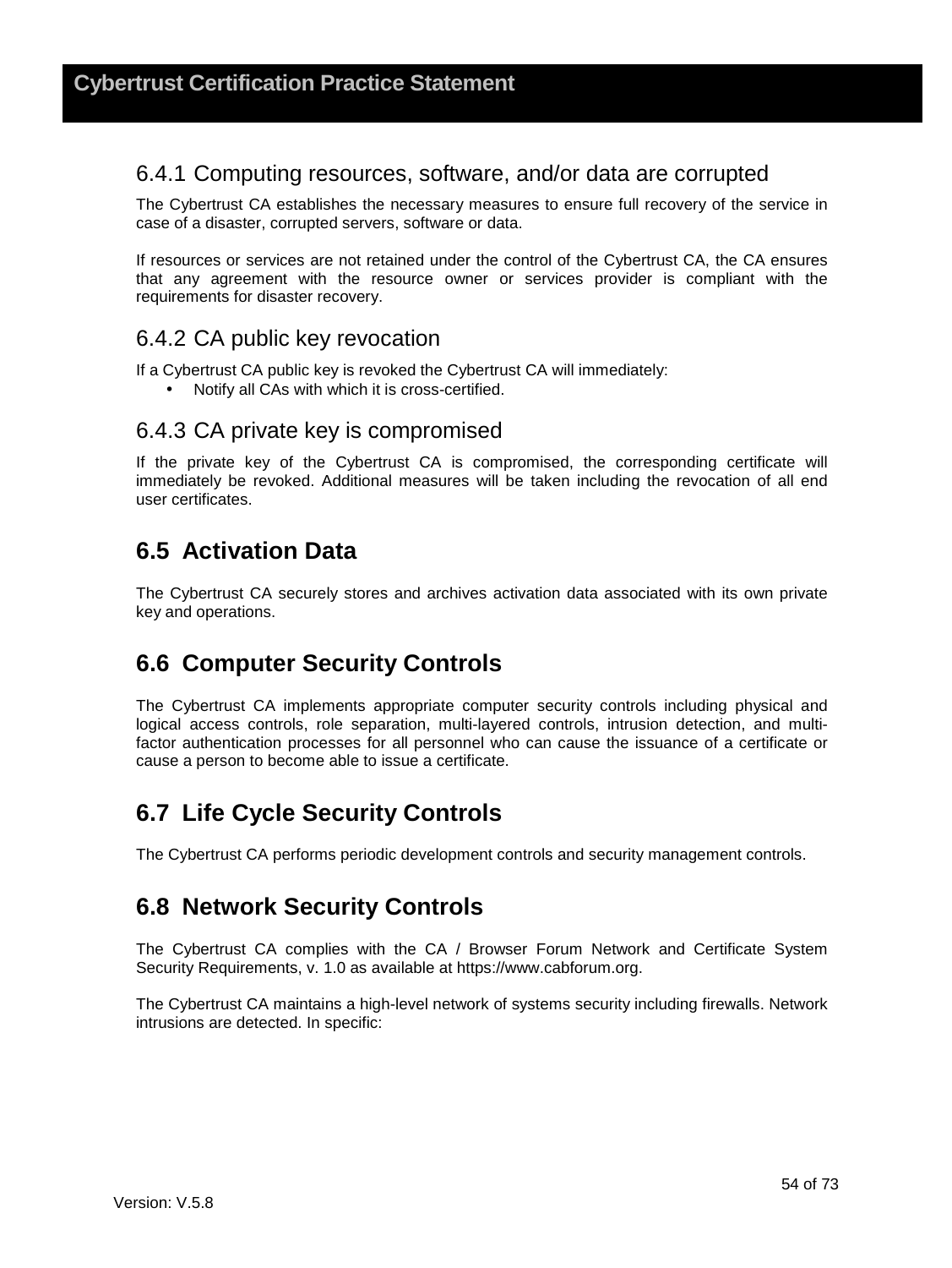### 6.4.1 Computing resources, software, and/or data are corrupted

The Cybertrust CA establishes the necessary measures to ensure full recovery of the service in case of a disaster, corrupted servers, software or data.

If resources or services are not retained under the control of the Cybertrust CA, the CA ensures that any agreement with the resource owner or services provider is compliant with the requirements for disaster recovery.

### 6.4.2 CA public key revocation

If a Cybertrust CA public key is revoked the Cybertrust CA will immediately:

- Notify all CAs with which it is cross-certified.

### 6.4.3 CA private key is compromised

If the private key of the Cybertrust CA is compromised, the corresponding certificate will immediately be revoked. Additional measures will be taken including the revocation of all end user certificates.

## 6.5 Activation Data

The Cybertrust CA securely stores and archives activation data associated with its own private key and operations.

## 6.6 Computer Security Controls

The Cybertrust CA implements appropriate computer security controls including physical and logical access controls, role separation, multi-layered controls, intrusion detection, and multi-factor authentication processes for all personnel who can cause the issuance of a certificate or cause a person to become able to issue a certificate.

## 6.7 Life Cycle Security Controls

The Cybertrust CA performs periodic development controls and security management controls.

## 6.8 Network Security Controls

The Cybertrust CA complies with the CA / Browser Forum Network and Certificate System Security Requirements, v. 1.0 as available at https://www.cabforum.org.

The Cybertrust CA maintains a high-level network of systems security including firewalls. Network intrusions are detected. In specific: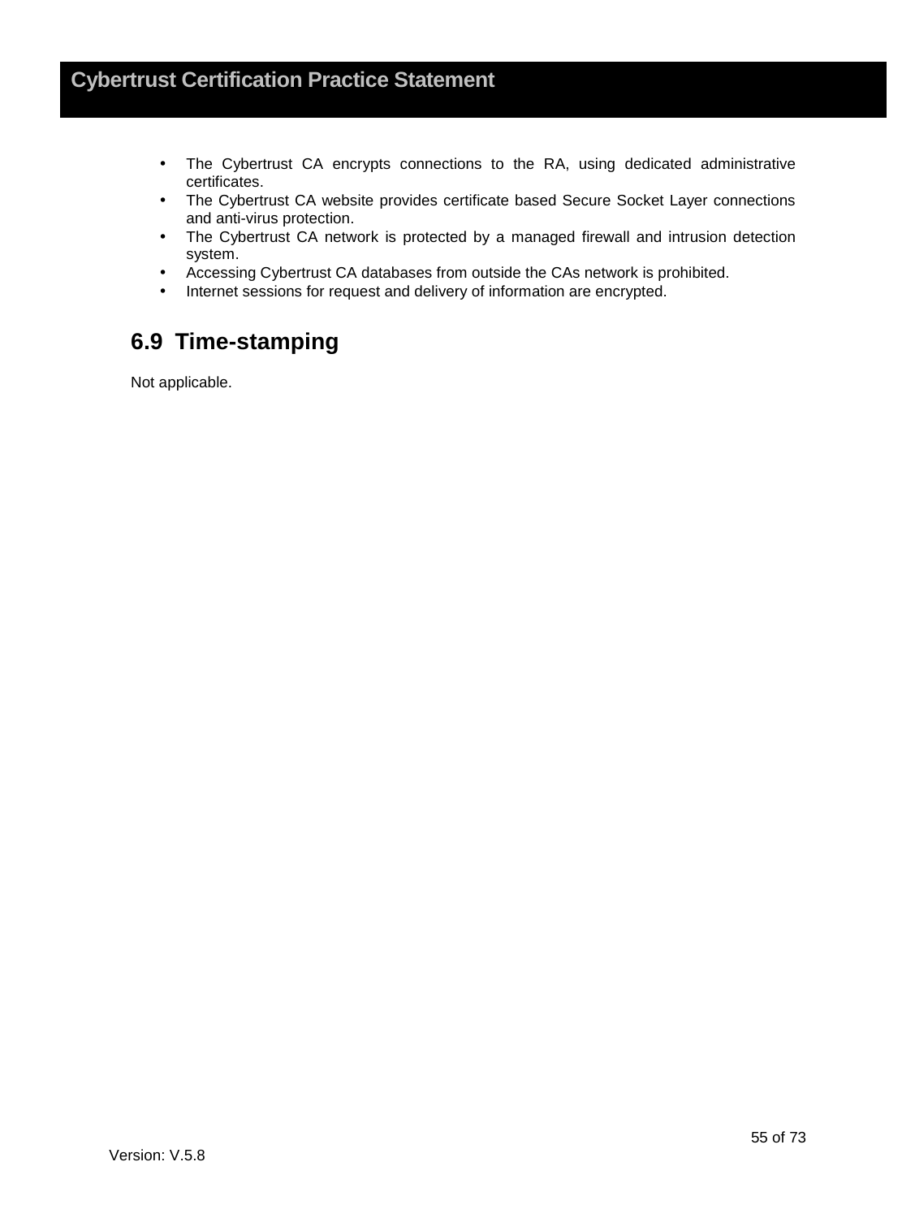- The Cybertrust CA encrypts connections to the RA, using dedicated administrative certificates.
- The Cybertrust CA website provides certificate based Secure Socket Layer connections and anti-virus protection.
- The Cybertrust CA network is protected by a managed firewall and intrusion detection system.
- Accessing Cybertrust CA databases from outside the CAs network is prohibited.
- Internet sessions for request and delivery of information are encrypted.

## 6.9 Time-stamping

Not applicable.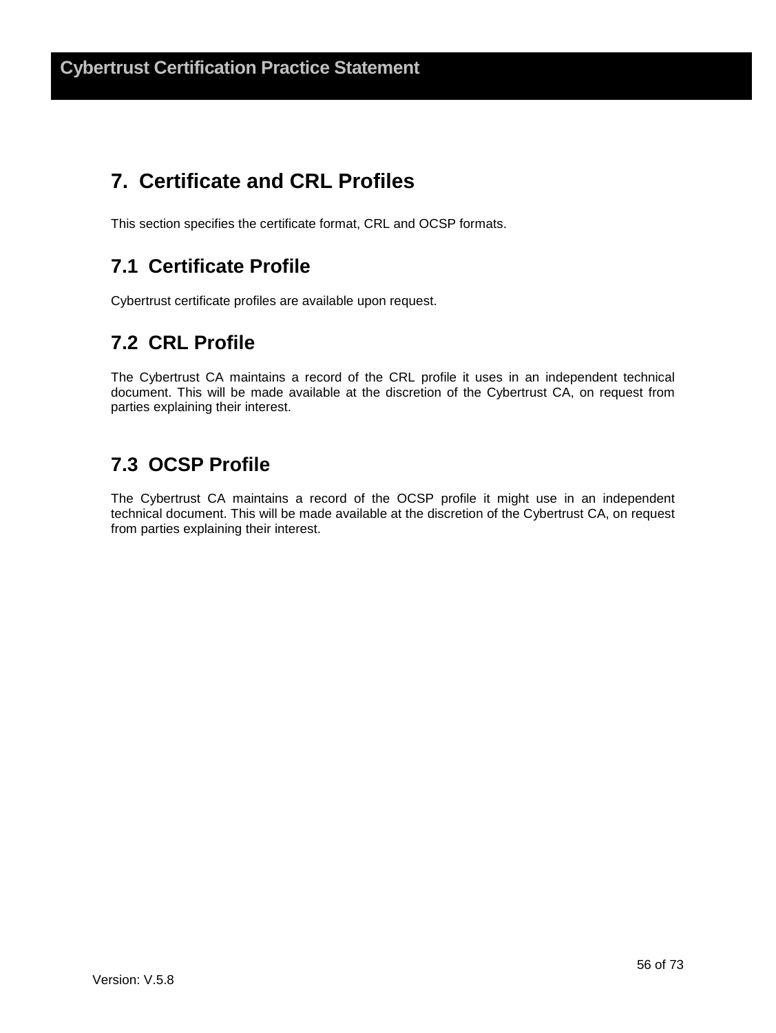# 7. Certificate and CRL Profiles

This section specifies the certificate format, CRL and OCSP formats.

## 7.1 Certificate Profile

Cybertrust certificate profiles are available upon request.

## 7.2 CRL Profile

The Cybertrust CA maintains a record of the CRL profile it uses in an independent technical document. This will be made available at the discretion of the Cybertrust CA, on request from parties explaining their interest.

## 7.3 OCSP Profile

The Cybertrust CA maintains a record of the OCSP profile it might use in an independent technical document. This will be made available at the discretion of the Cybertrust CA, on request from parties explaining their interest.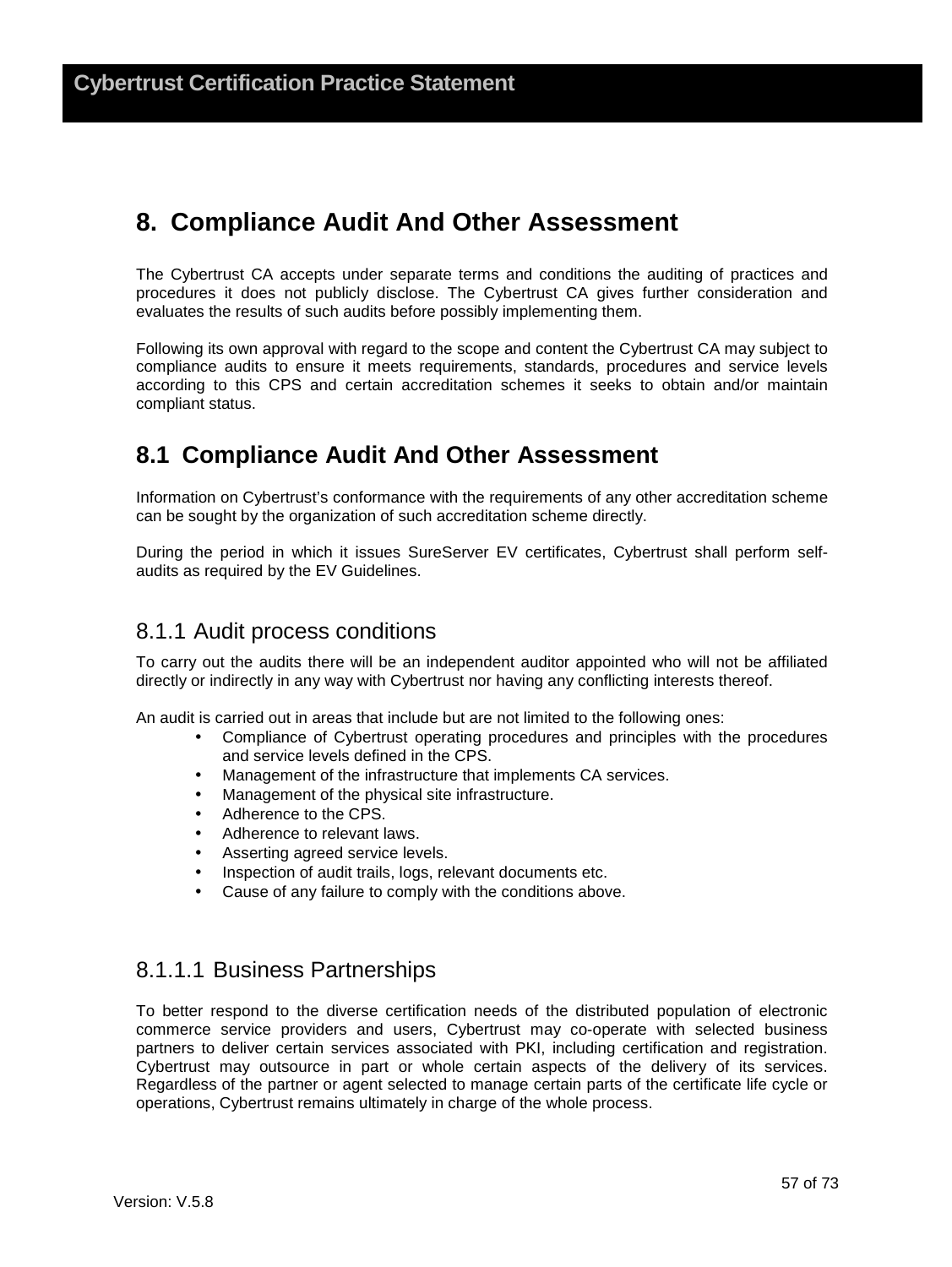# 8. Compliance Audit And Other Assessment

The Cybertrust CA accepts under separate terms and conditions the auditing of practices and procedures it does not publicly disclose. The Cybertrust CA gives further consideration and evaluates the results of such audits before possibly implementing them.

Following its own approval with regard to the scope and content the Cybertrust CA may subject to compliance audits to ensure it meets requirements, standards, procedures and service levels according to this CPS and certain accreditation schemes it seeks to obtain and/or maintain compliant status.

## 8.1 Compliance Audit And Other Assessment

Information on Cybertrust's conformance with the requirements of any other accreditation scheme can be sought by the organization of such accreditation scheme directly.

During the period in which it issues SureServer EV certificates, Cybertrust shall perform self-audits as required by the EV Guidelines.

### 8.1.1 Audit process conditions

To carry out the audits there will be an independent auditor appointed who will not be affiliated directly or indirectly in any way with Cybertrust nor having any conflicting interests thereof.

An audit is carried out in areas that include but are not limited to the following ones:

- Compliance of Cybertrust operating procedures and principles with the procedures and service levels defined in the CPS.
- Management of the infrastructure that implements CA services.
- Management of the physical site infrastructure.
- Adherence to the CPS.
- Adherence to relevant laws.
- Asserting agreed service levels.
- Inspection of audit trails, logs, relevant documents etc.
- Cause of any failure to comply with the conditions above.

#### 8.1.1.1 Business Partnerships

To better respond to the diverse certification needs of the distributed population of electronic commerce service providers and users, Cybertrust may co-operate with selected business partners to deliver certain services associated with PKI, including certification and registration. Cybertrust may outsource in part or whole certain aspects of the delivery of its services. Regardless of the partner or agent selected to manage certain parts of the certificate life cycle or operations, Cybertrust remains ultimately in charge of the whole process.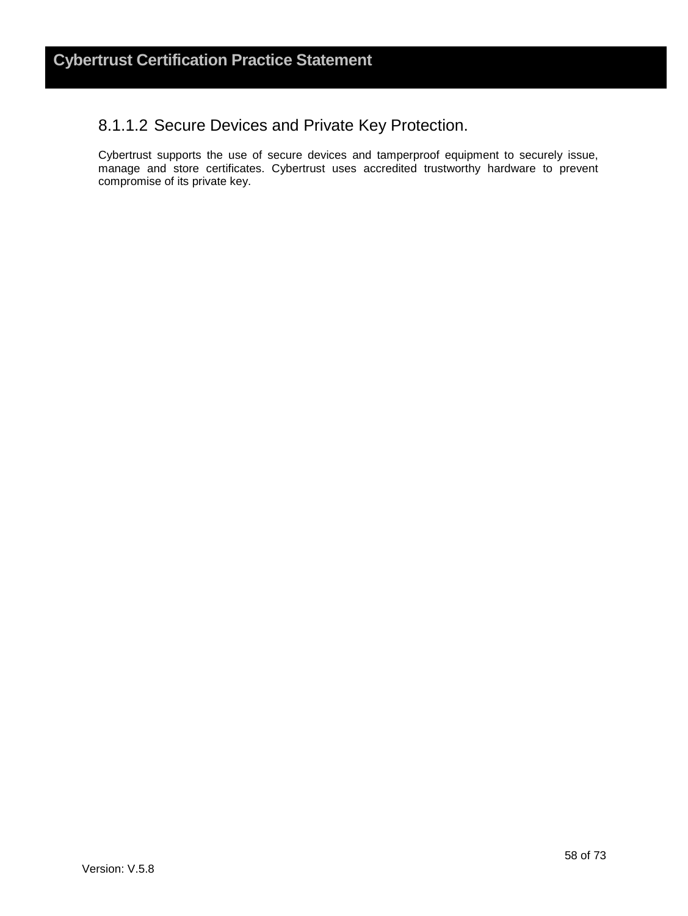#### 8.1.1.2 Secure Devices and Private Key Protection.

Cybertrust supports the use of secure devices and tamperproof equipment to securely issue, manage and store certificates. Cybertrust uses accredited trustworthy hardware to prevent compromise of its private key.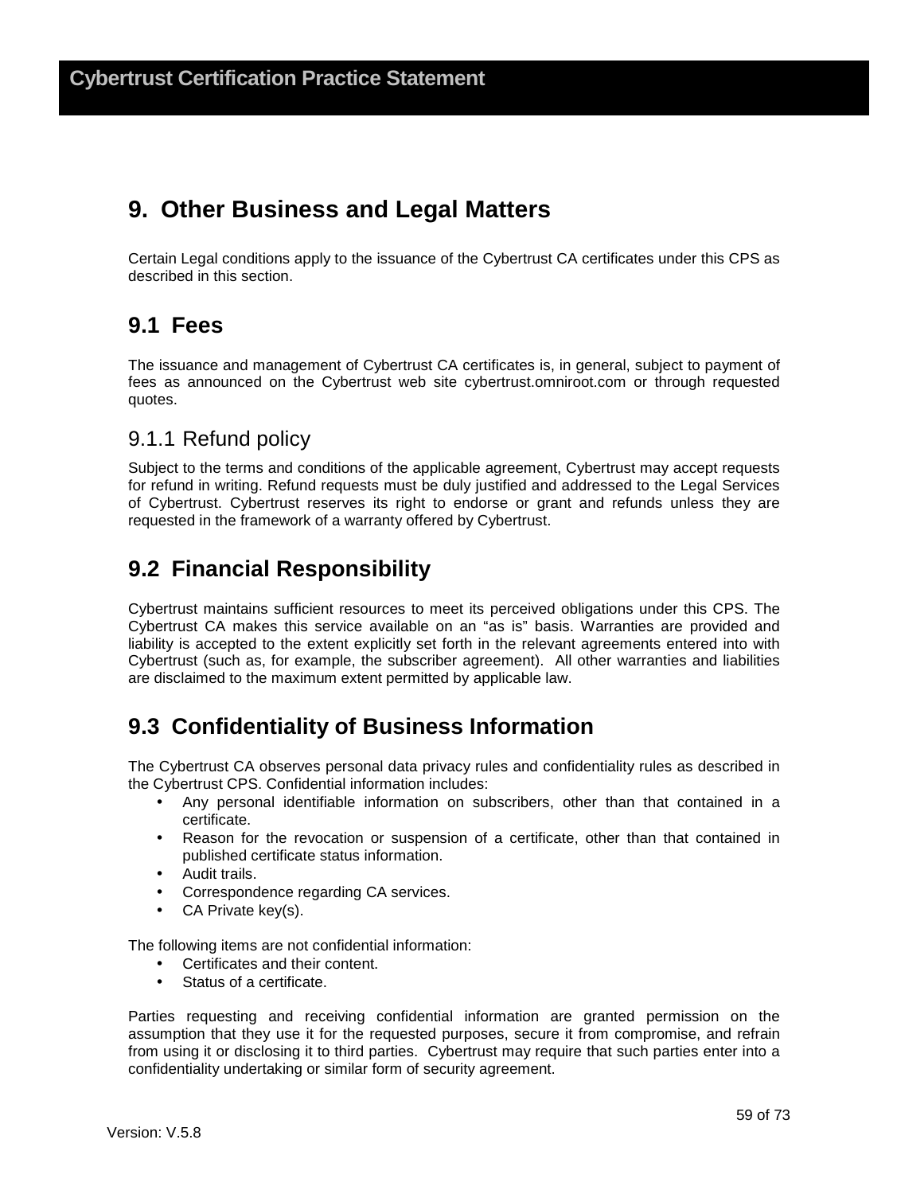# 9. Other Business and Legal Matters

Certain Legal conditions apply to the issuance of the Cybertrust CA certificates under this CPS as described in this section.

## 9.1 Fees

The issuance and management of Cybertrust CA certificates is, in general, subject to payment of fees as announced on the Cybertrust web site cybertrust.omniroot.com or through requested quotes.

### 9.1.1 Refund policy

Subject to the terms and conditions of the applicable agreement, Cybertrust may accept requests for refund in writing. Refund requests must be duly justified and addressed to the Legal Services of Cybertrust. Cybertrust reserves its right to endorse or grant and refunds unless they are requested in the framework of a warranty offered by Cybertrust.

## 9.2 Financial Responsibility

Cybertrust maintains sufficient resources to meet its perceived obligations under this CPS. The Cybertrust CA makes this service available on an “as is” basis. Warranties are provided and liability is accepted to the extent explicitly set forth in the relevant agreements entered into with Cybertrust (such as, for example, the subscriber agreement). All other warranties and liabilities are disclaimed to the maximum extent permitted by applicable law.

## 9.3 Confidentiality of Business Information

The Cybertrust CA observes personal data privacy rules and confidentiality rules as described in the Cybertrust CPS. Confidential information includes:

- Any personal identifiable information on subscribers, other than that contained in a certificate.
- Reason for the revocation or suspension of a certificate, other than that contained in published certificate status information.
- Audit trails.
- Correspondence regarding CA services.
- CA Private key(s).

The following items are not confidential information:

- Certificates and their content.
- Status of a certificate.

Parties requesting and receiving confidential information are granted permission on the assumption that they use it for the requested purposes, secure it from compromise, and refrain from using it or disclosing it to third parties. Cybertrust may require that such parties enter into a confidentiality undertaking or similar form of security agreement.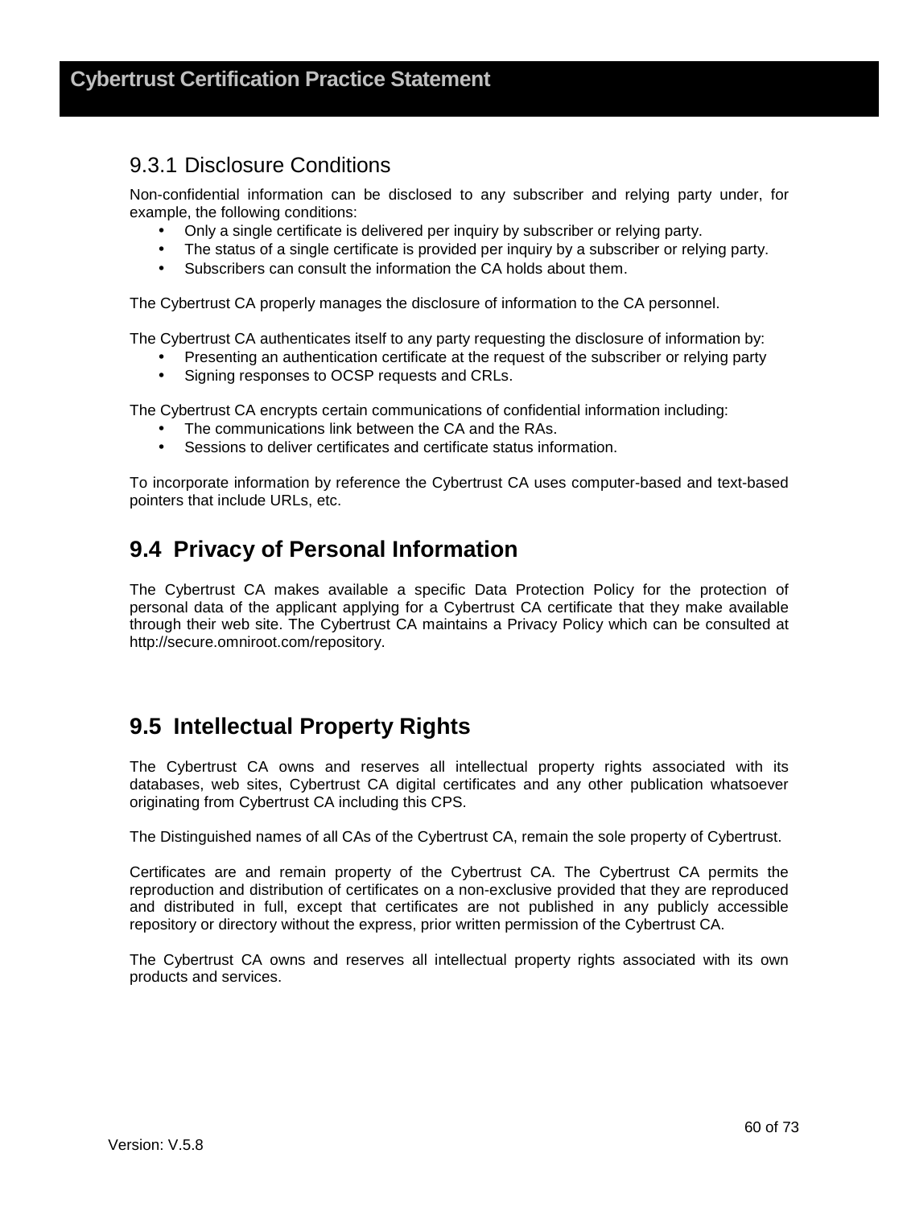### 9.3.1 Disclosure Conditions

Non-confidential information can be disclosed to any subscriber and relying party under, for example, the following conditions:

- Only a single certificate is delivered per inquiry by subscriber or relying party.
- The status of a single certificate is provided per inquiry by a subscriber or relying party.
- Subscribers can consult the information the CA holds about them.

The Cybertrust CA properly manages the disclosure of information to the CA personnel.

The Cybertrust CA authenticates itself to any party requesting the disclosure of information by:

- Presenting an authentication certificate at the request of the subscriber or relying party
- Signing responses to OCSP requests and CRLs.

The Cybertrust CA encrypts certain communications of confidential information including:

- The communications link between the CA and the RAs.
- Sessions to deliver certificates and certificate status information.

To incorporate information by reference the Cybertrust CA uses computer-based and text-based pointers that include URLs, etc.

## 9.4 Privacy of Personal Information

The Cybertrust CA makes available a specific Data Protection Policy for the protection of personal data of the applicant applying for a Cybertrust CA certificate that they make available through their web site. The Cybertrust CA maintains a Privacy Policy which can be consulted at http://secure.omniroot.com/repository.

## 9.5 Intellectual Property Rights

The Cybertrust CA owns and reserves all intellectual property rights associated with its databases, web sites, Cybertrust CA digital certificates and any other publication whatsoever originating from Cybertrust CA including this CPS.

The Distinguished names of all CAs of the Cybertrust CA, remain the sole property of Cybertrust.

Certificates are and remain property of the Cybertrust CA. The Cybertrust CA permits the reproduction and distribution of certificates on a non-exclusive provided that they are reproduced and distributed in full, except that certificates are not published in any publicly accessible repository or directory without the express, prior written permission of the Cybertrust CA.

The Cybertrust CA owns and reserves all intellectual property rights associated with its own products and services.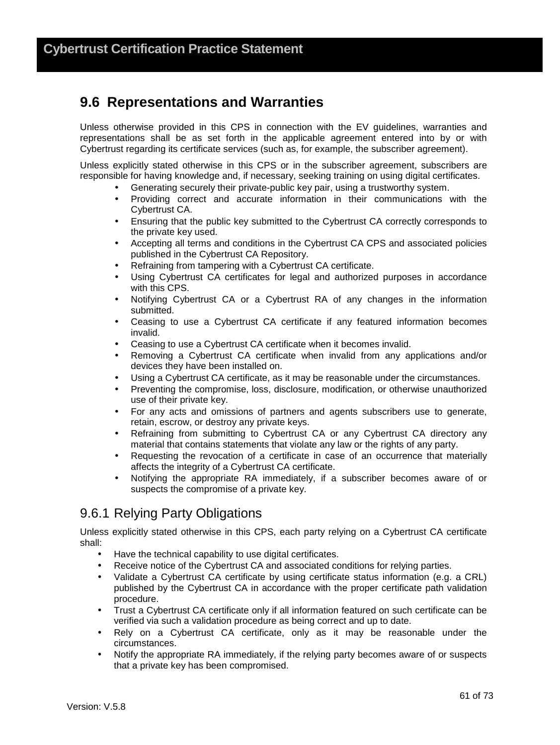## 9.6 Representations and Warranties

Unless otherwise provided in this CPS in connection with the EV guidelines, warranties and representations shall be as set forth in the applicable agreement entered into by or with Cybertrust regarding its certificate services (such as, for example, the subscriber agreement).

Unless explicitly stated otherwise in this CPS or in the subscriber agreement, subscribers are responsible for having knowledge and, if necessary, seeking training on using digital certificates.

- Generating securely their private-public key pair, using a trustworthy system.
- Providing correct and accurate information in their communications with the Cybertrust CA.
- Ensuring that the public key submitted to the Cybertrust CA correctly corresponds to the private key used.
- Accepting all terms and conditions in the Cybertrust CA CPS and associated policies published in the Cybertrust CA Repository.
- Refraining from tampering with a Cybertrust CA certificate.
- Using Cybertrust CA certificates for legal and authorized purposes in accordance with this CPS.
- Notifying Cybertrust CA or a Cybertrust RA of any changes in the information submitted.
- Ceasing to use a Cybertrust CA certificate if any featured information becomes invalid.
- Ceasing to use a Cybertrust CA certificate when it becomes invalid.
- Removing a Cybertrust CA certificate when invalid from any applications and/or devices they have been installed on.
- Using a Cybertrust CA certificate, as it may be reasonable under the circumstances.
- Preventing the compromise, loss, disclosure, modification, or otherwise unauthorized use of their private key.
- For any acts and omissions of partners and agents subscribers use to generate, retain, escrow, or destroy any private keys.
- Refraining from submitting to Cybertrust CA or any Cybertrust CA directory any material that contains statements that violate any law or the rights of any party.
- Requesting the revocation of a certificate in case of an occurrence that materially affects the integrity of a Cybertrust CA certificate.
- Notifying the appropriate RA immediately, if a subscriber becomes aware of or suspects the compromise of a private key.

### 9.6.1 Relying Party Obligations

Unless explicitly stated otherwise in this CPS, each party relying on a Cybertrust CA certificate shall:

- Have the technical capability to use digital certificates.
- Receive notice of the Cybertrust CA and associated conditions for relying parties.
- Validate a Cybertrust CA certificate by using certificate status information (e.g. a CRL) published by the Cybertrust CA in accordance with the proper certificate path validation procedure.
- Trust a Cybertrust CA certificate only if all information featured on such certificate can be verified via such a validation procedure as being correct and up to date.
- Rely on a Cybertrust CA certificate, only as it may be reasonable under the circumstances.
- Notify the appropriate RA immediately, if the relying party becomes aware of or suspects that a private key has been compromised.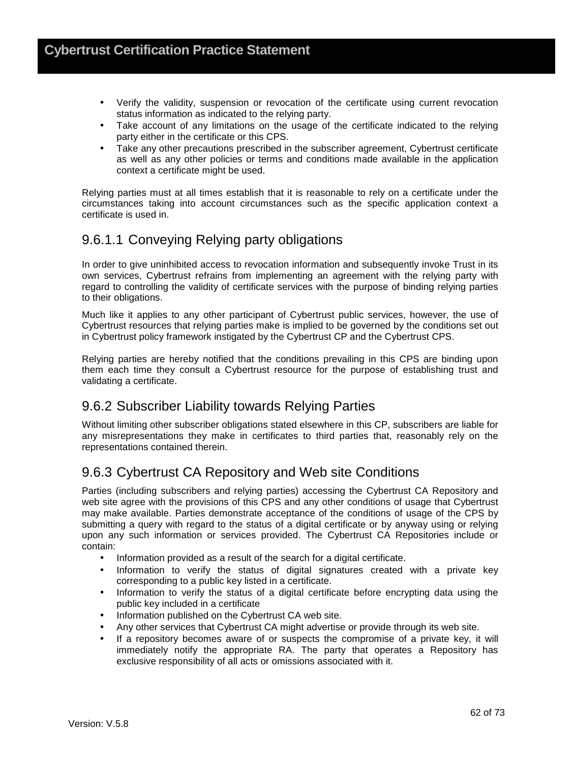- Verify the validity, suspension or revocation of the certificate using current revocation status information as indicated to the relying party.
- Take account of any limitations on the usage of the certificate indicated to the relying party either in the certificate or this CPS.
- Take any other precautions prescribed in the subscriber agreement, Cybertrust certificate as well as any other policies or terms and conditions made available in the application context a certificate might be used.

Relying parties must at all times establish that it is reasonable to rely on a certificate under the circumstances taking into account circumstances such as the specific application context a certificate is used in.

#### 9.6.1.1 Conveying Relying party obligations

In order to give uninhibited access to revocation information and subsequently invoke Trust in its own services, Cybertrust refrains from implementing an agreement with the relying party with regard to controlling the validity of certificate services with the purpose of binding relying parties to their obligations.

Much like it applies to any other participant of Cybertrust public services, however, the use of Cybertrust resources that relying parties make is implied to be governed by the conditions set out in Cybertrust policy framework instigated by the Cybertrust CP and the Cybertrust CPS.

Relying parties are hereby notified that the conditions prevailing in this CPS are binding upon them each time they consult a Cybertrust resource for the purpose of establishing trust and validating a certificate.

### 9.6.2 Subscriber Liability towards Relying Parties

Without limiting other subscriber obligations stated elsewhere in this CP, subscribers are liable for any misrepresentations they make in certificates to third parties that, reasonably rely on the representations contained therein.

### 9.6.3 Cybertrust CA Repository and Web site Conditions

Parties (including subscribers and relying parties) accessing the Cybertrust CA Repository and web site agree with the provisions of this CPS and any other conditions of usage that Cybertrust may make available. Parties demonstrate acceptance of the conditions of usage of the CPS by submitting a query with regard to the status of a digital certificate or by anyway using or relying upon any such information or services provided. The Cybertrust CA Repositories include or contain:

- Information provided as a result of the search for a digital certificate.
- Information to verify the status of digital signatures created with a private key corresponding to a public key listed in a certificate.
- Information to verify the status of a digital certificate before encrypting data using the public key included in a certificate
- Information published on the Cybertrust CA web site.
- Any other services that Cybertrust CA might advertise or provide through its web site.
- If a repository becomes aware of or suspects the compromise of a private key, it will immediately notify the appropriate RA. The party that operates a Repository has exclusive responsibility of all acts or omissions associated with it.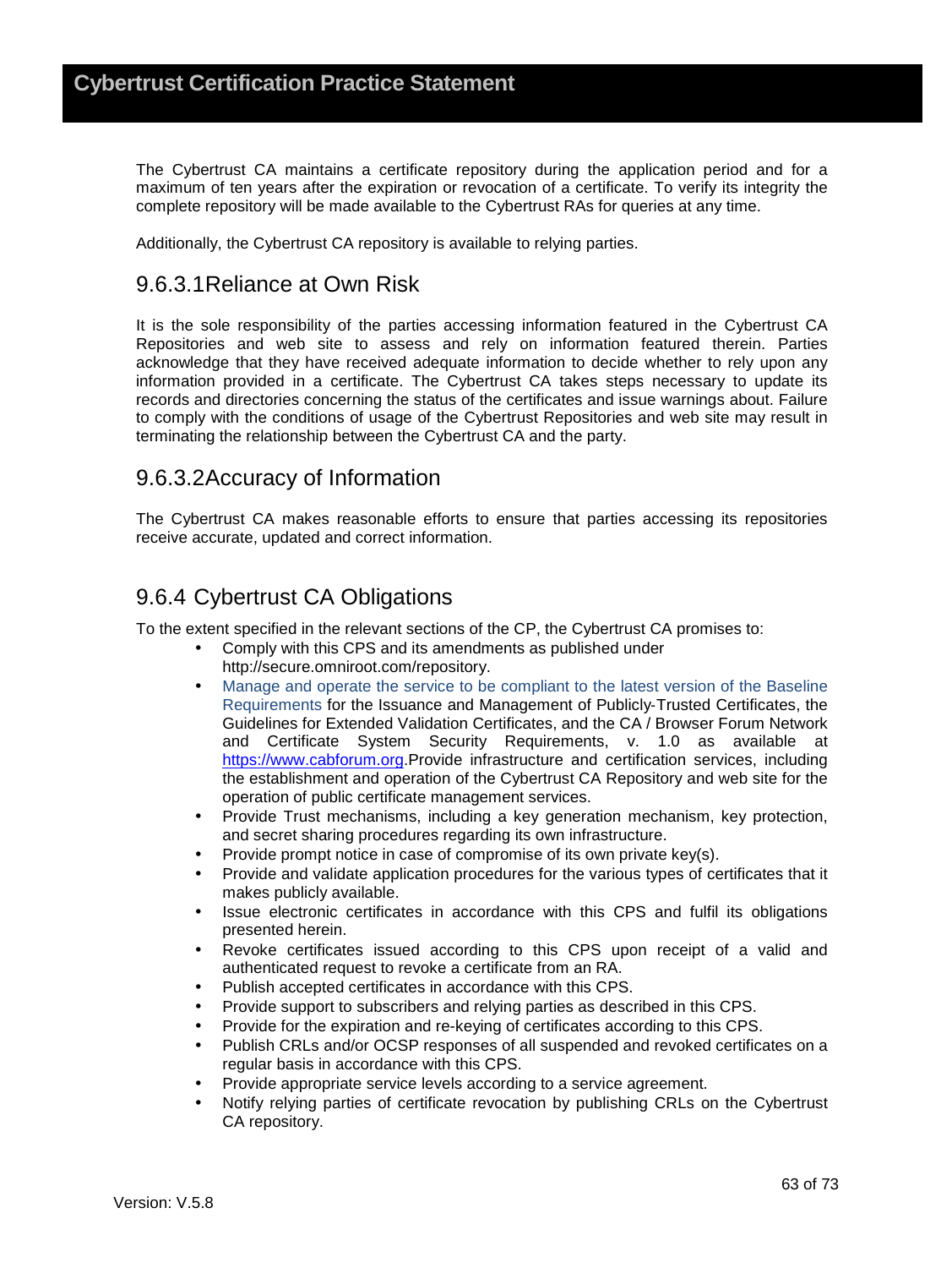The Cybertrust CA maintains a certificate repository during the application period and for a maximum of ten years after the expiration or revocation of a certificate. To verify its integrity the complete repository will be made available to the Cybertrust RAs for queries at any time.

Additionally, the Cybertrust CA repository is available to relying parties.

### 9.6.3.1Reliance at Own Risk

It is the sole responsibility of the parties accessing information featured in the Cybertrust CA Repositories and web site to assess and rely on information featured therein. Parties acknowledge that they have received adequate information to decide whether to rely upon any information provided in a certificate. The Cybertrust CA takes steps necessary to update its records and directories concerning the status of the certificates and issue warnings about. Failure to comply with the conditions of usage of the Cybertrust Repositories and web site may result in terminating the relationship between the Cybertrust CA and the party.

### 9.6.3.2Accuracy of Information

The Cybertrust CA makes reasonable efforts to ensure that parties accessing its repositories receive accurate, updated and correct information.

## 9.6.4 Cybertrust CA Obligations

To the extent specified in the relevant sections of the CP, the Cybertrust CA promises to:

- Comply with this CPS and its amendments as published under http://secure.omniroot.com/repository.
- Manage and operate the service to be compliant to the latest version of the Baseline Requirements for the Issuance and Management of Publicly-Trusted Certificates, the Guidelines for Extended Validation Certificates, and the CA / Browser Forum Network and Certificate System Security Requirements, v. 1.0 as available at https://www.cabforum.org.Provide infrastructure and certification services, including the establishment and operation of the Cybertrust CA Repository and web site for the operation of public certificate management services.
- Provide Trust mechanisms, including a key generation mechanism, key protection, and secret sharing procedures regarding its own infrastructure.
- Provide prompt notice in case of compromise of its own private key(s).
- Provide and validate application procedures for the various types of certificates that it makes publicly available.
- Issue electronic certificates in accordance with this CPS and fulfil its obligations presented herein.
- Revoke certificates issued according to this CPS upon receipt of a valid and authenticated request to revoke a certificate from an RA.
- Publish accepted certificates in accordance with this CPS.
- Provide support to subscribers and relying parties as described in this CPS.
- Provide for the expiration and re-keying of certificates according to this CPS.
- Publish CRLs and/or OCSP responses of all suspended and revoked certificates on a regular basis in accordance with this CPS.
- Provide appropriate service levels according to a service agreement.
- Notify relying parties of certificate revocation by publishing CRLs on the Cybertrust CA repository.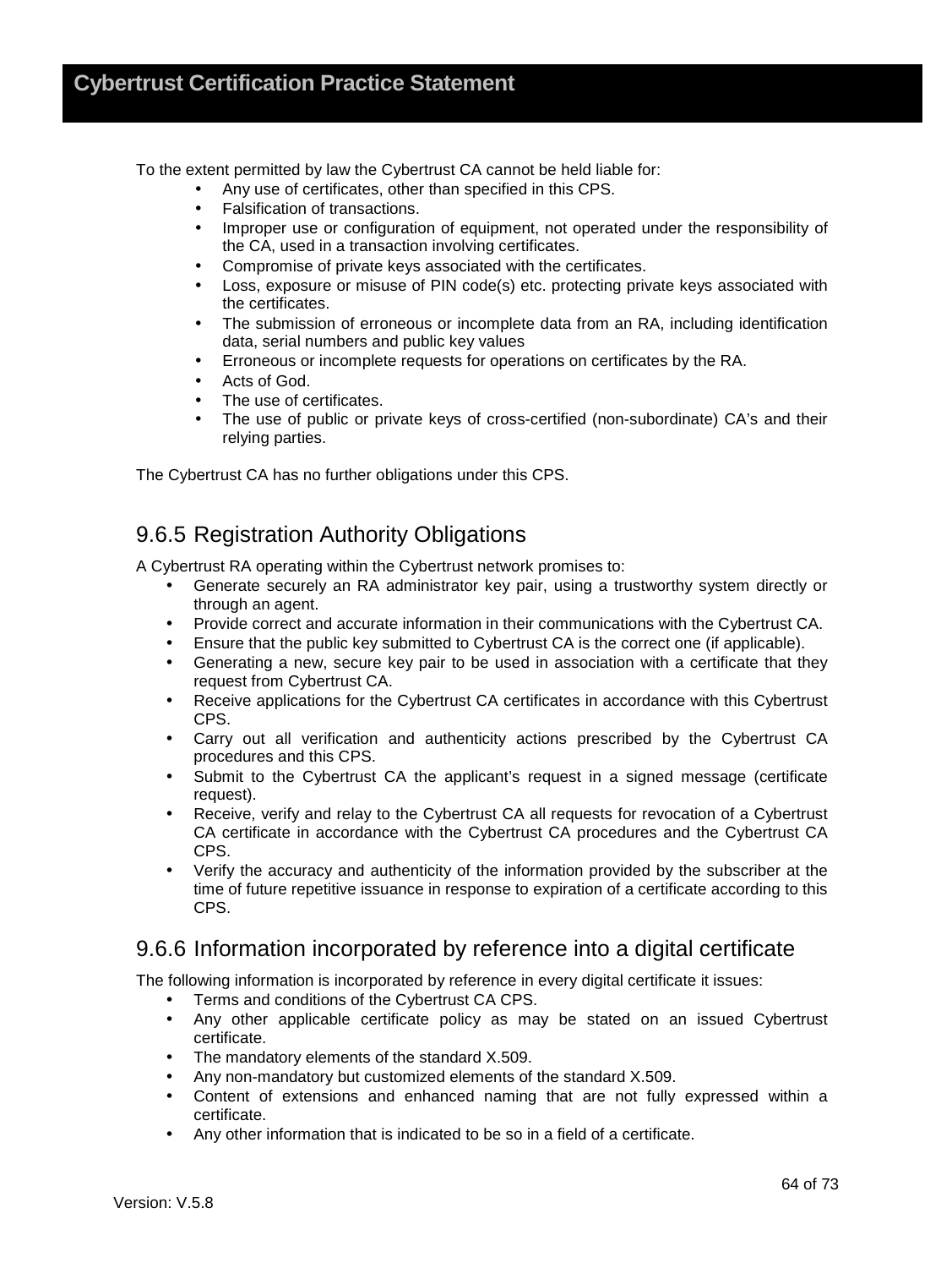To the extent permitted by law the Cybertrust CA cannot be held liable for:

- Any use of certificates, other than specified in this CPS.
- Falsification of transactions.
- Improper use or configuration of equipment, not operated under the responsibility of the CA, used in a transaction involving certificates.
- Compromise of private keys associated with the certificates.
- Loss, exposure or misuse of PIN code(s) etc. protecting private keys associated with the certificates.
- The submission of erroneous or incomplete data from an RA, including identification data, serial numbers and public key values
- Erroneous or incomplete requests for operations on certificates by the RA.
- Acts of God.
- The use of certificates.
- The use of public or private keys of cross-certified (non-subordinate) CA's and their relying parties.

The Cybertrust CA has no further obligations under this CPS.

## 9.6.5 Registration Authority Obligations

A Cybertrust RA operating within the Cybertrust network promises to:

- Generate securely an RA administrator key pair, using a trustworthy system directly or through an agent.
- Provide correct and accurate information in their communications with the Cybertrust CA.
- Ensure that the public key submitted to Cybertrust CA is the correct one (if applicable).
- Generating a new, secure key pair to be used in association with a certificate that they request from Cybertrust CA.
- Receive applications for the Cybertrust CA certificates in accordance with this Cybertrust CPS.
- Carry out all verification and authenticity actions prescribed by the Cybertrust CA procedures and this CPS.
- Submit to the Cybertrust CA the applicant's request in a signed message (certificate request).
- Receive, verify and relay to the Cybertrust CA all requests for revocation of a Cybertrust CA certificate in accordance with the Cybertrust CA procedures and the Cybertrust CA CPS.
- Verify the accuracy and authenticity of the information provided by the subscriber at the time of future repetitive issuance in response to expiration of a certificate according to this CPS.

## 9.6.6 Information incorporated by reference into a digital certificate

The following information is incorporated by reference in every digital certificate it issues:

- Terms and conditions of the Cybertrust CA CPS.
- Any other applicable certificate policy as may be stated on an issued Cybertrust certificate.
- The mandatory elements of the standard X.509.
- Any non-mandatory but customized elements of the standard X.509.
- Content of extensions and enhanced naming that are not fully expressed within a certificate.
- Any other information that is indicated to be so in a field of a certificate.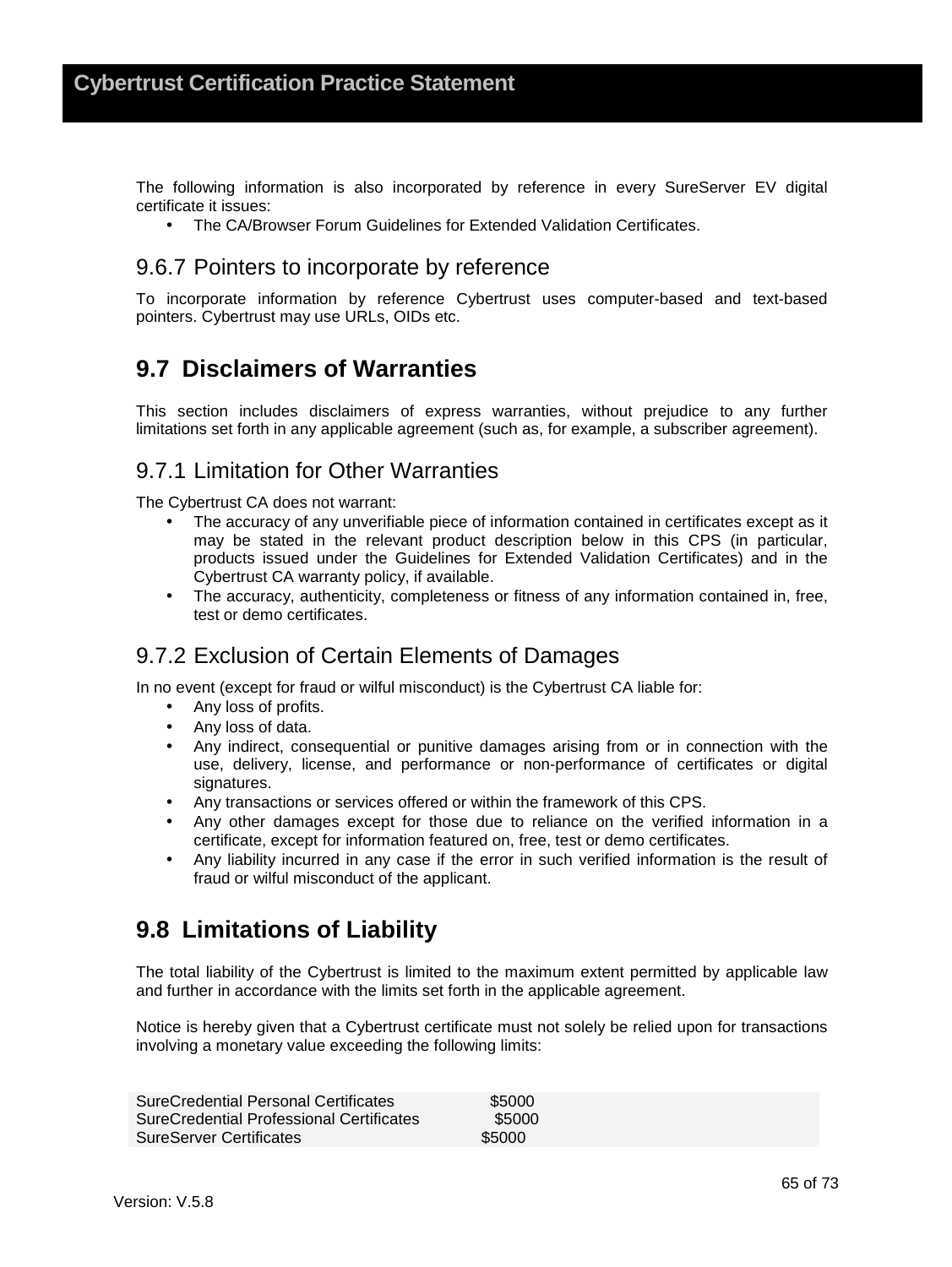The following information is also incorporated by reference in every SureServer EV digital certificate it issues:

- The CA/Browser Forum Guidelines for Extended Validation Certificates.

### 9.6.7 Pointers to incorporate by reference

To incorporate information by reference Cybertrust uses computer-based and text-based pointers. Cybertrust may use URLs, OIDs etc.

## 9.7 Disclaimers of Warranties

This section includes disclaimers of express warranties, without prejudice to any further limitations set forth in any applicable agreement (such as, for example, a subscriber agreement).

### 9.7.1 Limitation for Other Warranties

The Cybertrust CA does not warrant:

- The accuracy of any unverifiable piece of information contained in certificates except as it may be stated in the relevant product description below in this CPS (in particular, products issued under the Guidelines for Extended Validation Certificates) and in the Cybertrust CA warranty policy, if available.
- The accuracy, authenticity, completeness or fitness of any information contained in, free, test or demo certificates.

### 9.7.2 Exclusion of Certain Elements of Damages

In no event (except for fraud or wilful misconduct) is the Cybertrust CA liable for:

- Any loss of profits.
- Any loss of data.
- Any indirect, consequential or punitive damages arising from or in connection with the use, delivery, license, and performance or non-performance of certificates or digital signatures.
- Any transactions or services offered or within the framework of this CPS.
- Any other damages except for those due to reliance on the verified information in a certificate, except for information featured on, free, test or demo certificates.
- Any liability incurred in any case if the error in such verified information is the result of fraud or wilful misconduct of the applicant.

## 9.8 Limitations of Liability

The total liability of the Cybertrust is limited to the maximum extent permitted by applicable law and further in accordance with the limits set forth in the applicable agreement.

Notice is hereby given that a Cybertrust certificate must not solely be relied upon for transactions involving a monetary value exceeding the following limits:

| | |
|---|---|
| SureCredential Personal Certificates | $5000 |
| SureCredential Professional Certificates | $5000 |
| SureServer Certificates | $5000 |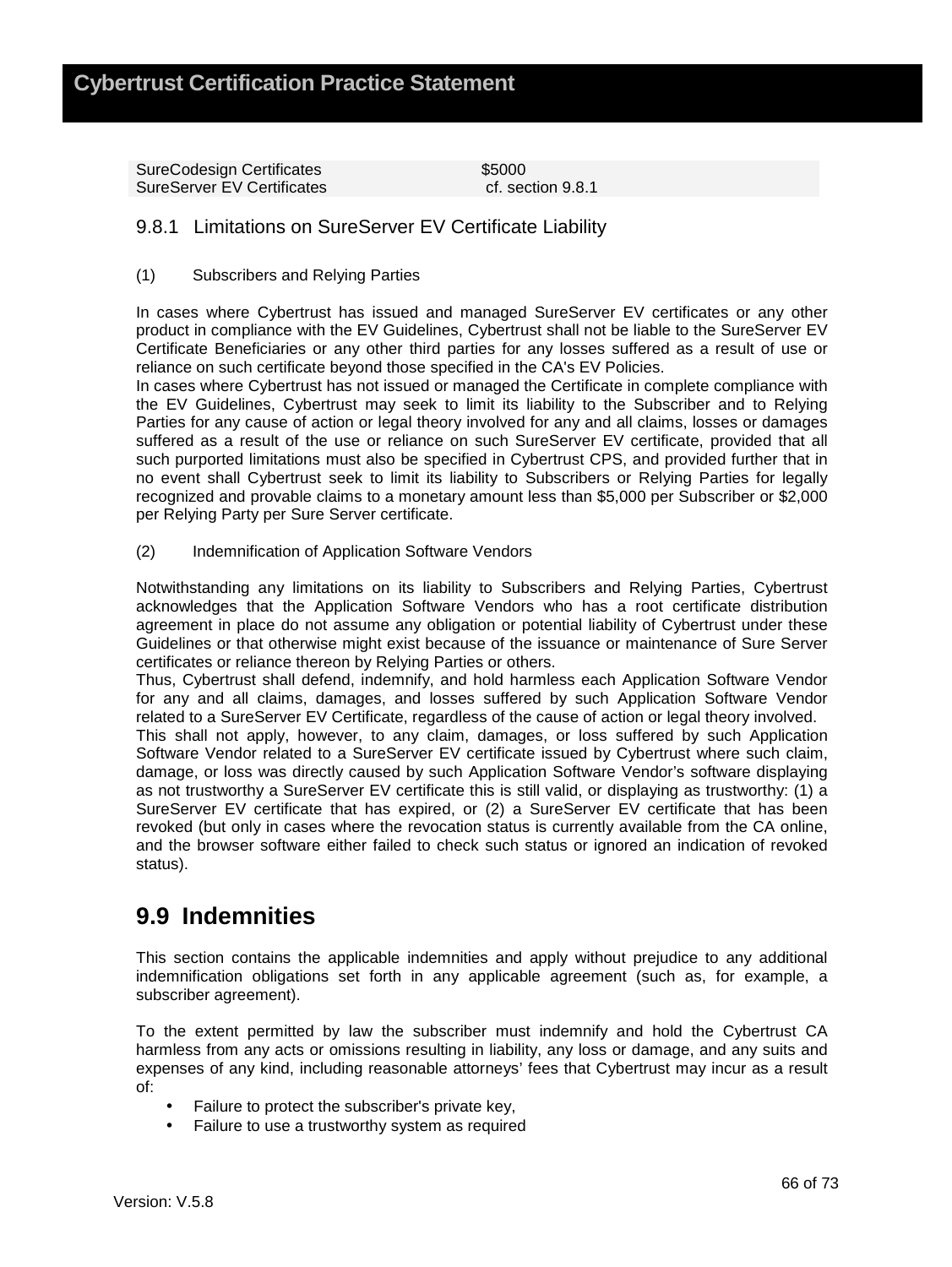| | |
|---|---|
| SureCodesign Certificates | $5000 |
| SureServer EV Certificates | cf. section 9.8.1 |

### 9.8.1 Limitations on SureServer EV Certificate Liability

(1) Subscribers and Relying Parties

In cases where Cybertrust has issued and managed SureServer EV certificates or any other product in compliance with the EV Guidelines, Cybertrust shall not be liable to the SureServer EV Certificate Beneficiaries or any other third parties for any losses suffered as a result of use or reliance on such certificate beyond those specified in the CA's EV Policies.
In cases where Cybertrust has not issued or managed the Certificate in complete compliance with the EV Guidelines, Cybertrust may seek to limit its liability to the Subscriber and to Relying Parties for any cause of action or legal theory involved for any and all claims, losses or damages suffered as a result of the use or reliance on such SureServer EV certificate, provided that all such purported limitations must also be specified in Cybertrust CPS, and provided further that in no event shall Cybertrust seek to limit its liability to Subscribers or Relying Parties for legally recognized and provable claims to a monetary amount less than $5,000 per Subscriber or $2,000 per Relying Party per Sure Server certificate.

(2) Indemnification of Application Software Vendors

Notwithstanding any limitations on its liability to Subscribers and Relying Parties, Cybertrust acknowledges that the Application Software Vendors who has a root certificate distribution agreement in place do not assume any obligation or potential liability of Cybertrust under these Guidelines or that otherwise might exist because of the issuance or maintenance of Sure Server certificates or reliance thereon by Relying Parties or others.
Thus, Cybertrust shall defend, indemnify, and hold harmless each Application Software Vendor for any and all claims, damages, and losses suffered by such Application Software Vendor related to a SureServer EV Certificate, regardless of the cause of action or legal theory involved.
This shall not apply, however, to any claim, damages, or loss suffered by such Application Software Vendor related to a SureServer EV certificate issued by Cybertrust where such claim, damage, or loss was directly caused by such Application Software Vendor's software displaying as not trustworthy a SureServer EV certificate this is still valid, or displaying as trustworthy: (1) a SureServer EV certificate that has expired, or (2) a SureServer EV certificate that has been revoked (but only in cases where the revocation status is currently available from the CA online, and the browser software either failed to check such status or ignored an indication of revoked status).

## 9.9 Indemnities

This section contains the applicable indemnities and apply without prejudice to any additional indemnification obligations set forth in any applicable agreement (such as, for example, a subscriber agreement).

To the extent permitted by law the subscriber must indemnify and hold the Cybertrust CA harmless from any acts or omissions resulting in liability, any loss or damage, and any suits and expenses of any kind, including reasonable attorneys' fees that Cybertrust may incur as a result of:

- Failure to protect the subscriber's private key,
- Failure to use a trustworthy system as required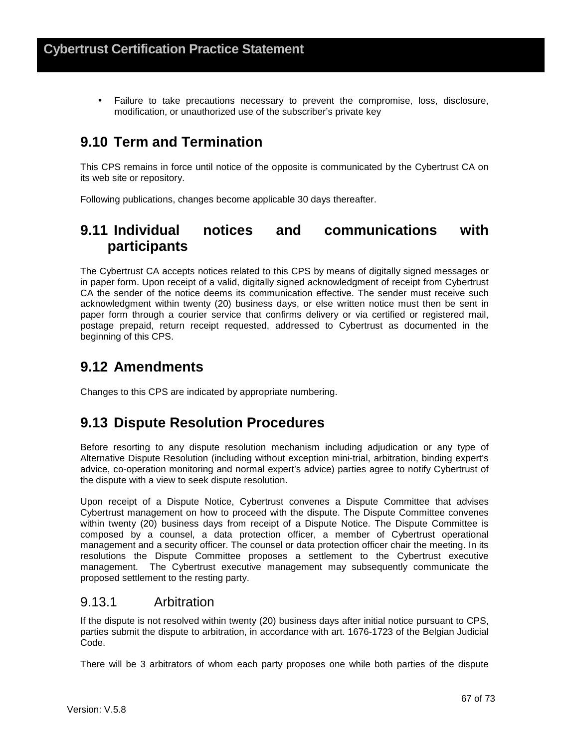- Failure to take precautions necessary to prevent the compromise, loss, disclosure, modification, or unauthorized use of the subscriber's private key

## 9.10 Term and Termination

This CPS remains in force until notice of the opposite is communicated by the Cybertrust CA on its web site or repository.

Following publications, changes become applicable 30 days thereafter.

## 9.11 Individual notices and communications with participants

The Cybertrust CA accepts notices related to this CPS by means of digitally signed messages or in paper form. Upon receipt of a valid, digitally signed acknowledgment of receipt from Cybertrust CA the sender of the notice deems its communication effective. The sender must receive such acknowledgment within twenty (20) business days, or else written notice must then be sent in paper form through a courier service that confirms delivery or via certified or registered mail, postage prepaid, return receipt requested, addressed to Cybertrust as documented in the beginning of this CPS.

## 9.12 Amendments

Changes to this CPS are indicated by appropriate numbering.

## 9.13 Dispute Resolution Procedures

Before resorting to any dispute resolution mechanism including adjudication or any type of Alternative Dispute Resolution (including without exception mini-trial, arbitration, binding expert's advice, co-operation monitoring and normal expert's advice) parties agree to notify Cybertrust of the dispute with a view to seek dispute resolution.

Upon receipt of a Dispute Notice, Cybertrust convenes a Dispute Committee that advises Cybertrust management on how to proceed with the dispute. The Dispute Committee convenes within twenty (20) business days from receipt of a Dispute Notice. The Dispute Committee is composed by a counsel, a data protection officer, a member of Cybertrust operational management and a security officer. The counsel or data protection officer chair the meeting. In its resolutions the Dispute Committee proposes a settlement to the Cybertrust executive management. The Cybertrust executive management may subsequently communicate the proposed settlement to the resting party.

### 9.13.1 Arbitration

If the dispute is not resolved within twenty (20) business days after initial notice pursuant to CPS, parties submit the dispute to arbitration, in accordance with art. 1676-1723 of the Belgian Judicial Code.

There will be 3 arbitrators of whom each party proposes one while both parties of the dispute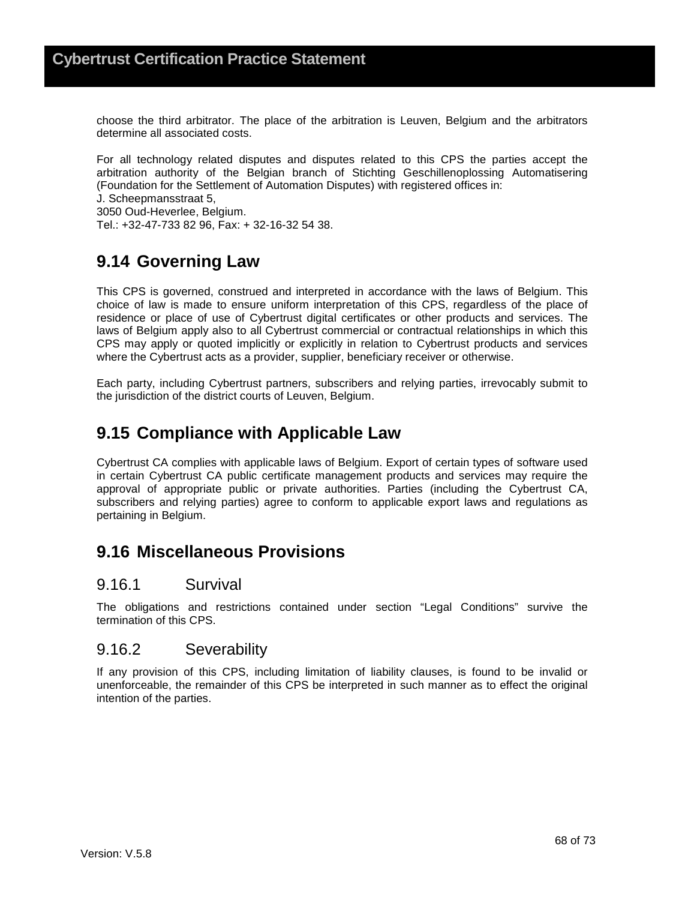choose the third arbitrator. The place of the arbitration is Leuven, Belgium and the arbitrators determine all associated costs.

For all technology related disputes and disputes related to this CPS the parties accept the arbitration authority of the Belgian branch of Stichting Geschillenoplossing Automatisering (Foundation for the Settlement of Automation Disputes) with registered offices in:
J. Scheepmansstraat 5,
3050 Oud-Heverlee, Belgium.
Tel.: +32-47-733 82 96, Fax: + 32-16-32 54 38.

## 9.14 Governing Law

This CPS is governed, construed and interpreted in accordance with the laws of Belgium. This choice of law is made to ensure uniform interpretation of this CPS, regardless of the place of residence or place of use of Cybertrust digital certificates or other products and services. The laws of Belgium apply also to all Cybertrust commercial or contractual relationships in which this CPS may apply or quoted implicitly or explicitly in relation to Cybertrust products and services where the Cybertrust acts as a provider, supplier, beneficiary receiver or otherwise.

Each party, including Cybertrust partners, subscribers and relying parties, irrevocably submit to the jurisdiction of the district courts of Leuven, Belgium.

## 9.15 Compliance with Applicable Law

Cybertrust CA complies with applicable laws of Belgium. Export of certain types of software used in certain Cybertrust CA public certificate management products and services may require the approval of appropriate public or private authorities. Parties (including the Cybertrust CA, subscribers and relying parties) agree to conform to applicable export laws and regulations as pertaining in Belgium.

## 9.16 Miscellaneous Provisions

### 9.16.1 Survival

The obligations and restrictions contained under section "Legal Conditions" survive the termination of this CPS.

### 9.16.2 Severability

If any provision of this CPS, including limitation of liability clauses, is found to be invalid or unenforceable, the remainder of this CPS be interpreted in such manner as to effect the original intention of the parties.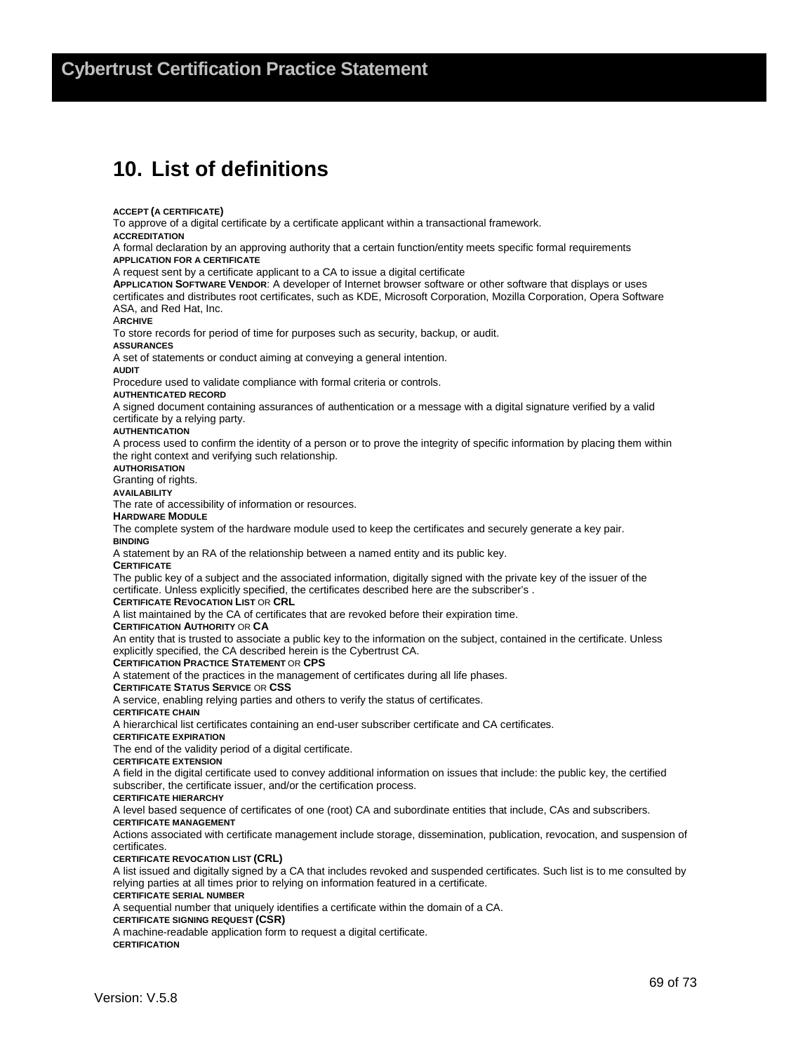# 10. List of definitions

**ACCEPT (A CERTIFICATE)**
To approve of a digital certificate by a certificate applicant within a transactional framework.

**ACCREDITATION**
A formal declaration by an approving authority that a certain function/entity meets specific formal requirements

**APPLICATION FOR A CERTIFICATE**
A request sent by a certificate applicant to a CA to issue a digital certificate

**APPLICATION SOFTWARE VENDOR**: A developer of Internet browser software or other software that displays or uses certificates and distributes root certificates, such as KDE, Microsoft Corporation, Mozilla Corporation, Opera Software ASA, and Red Hat, Inc.

**ARCHIVE**
To store records for period of time for purposes such as security, backup, or audit.

**ASSURANCES**
A set of statements or conduct aiming at conveying a general intention.

**AUDIT**
Procedure used to validate compliance with formal criteria or controls.

**AUTHENTICATED RECORD**
A signed document containing assurances of authentication or a message with a digital signature verified by a valid certificate by a relying party.

**AUTHENTICATION**
A process used to confirm the identity of a person or to prove the integrity of specific information by placing them within the right context and verifying such relationship.

**AUTHORISATION**
Granting of rights.

**AVAILABILITY**
The rate of accessibility of information or resources.

**HARDWARE MODULE**
The complete system of the hardware module used to keep the certificates and securely generate a key pair.

**BINDING**
A statement by an RA of the relationship between a named entity and its public key.

**CERTIFICATE**
The public key of a subject and the associated information, digitally signed with the private key of the issuer of the certificate. Unless explicitly specified, the certificates described here are the subscriber's .

**CERTIFICATE REVOCATION LIST OR CRL**
A list maintained by the CA of certificates that are revoked before their expiration time.

**CERTIFICATION AUTHORITY OR CA**
An entity that is trusted to associate a public key to the information on the subject, contained in the certificate. Unless explicitly specified, the CA described herein is the Cybertrust CA.

**CERTIFICATION PRACTICE STATEMENT OR CPS**
A statement of the practices in the management of certificates during all life phases.

**CERTIFICATE STATUS SERVICE OR CSS**
A service, enabling relying parties and others to verify the status of certificates.

**CERTIFICATE CHAIN**
A hierarchical list certificates containing an end-user subscriber certificate and CA certificates.

**CERTIFICATE EXPIRATION**
The end of the validity period of a digital certificate.

**CERTIFICATE EXTENSION**
A field in the digital certificate used to convey additional information on issues that include: the public key, the certified subscriber, the certificate issuer, and/or the certification process.

**CERTIFICATE HIERARCHY**
A level based sequence of certificates of one (root) CA and subordinate entities that include, CAs and subscribers.

**CERTIFICATE MANAGEMENT**
Actions associated with certificate management include storage, dissemination, publication, revocation, and suspension of certificates.

**CERTIFICATE REVOCATION LIST (CRL)**
A list issued and digitally signed by a CA that includes revoked and suspended certificates. Such list is to me consulted by relying parties at all times prior to relying on information featured in a certificate.

**CERTIFICATE SERIAL NUMBER**
A sequential number that uniquely identifies a certificate within the domain of a CA.

**CERTIFICATE SIGNING REQUEST (CSR)**
A machine-readable application form to request a digital certificate.

**CERTIFICATION**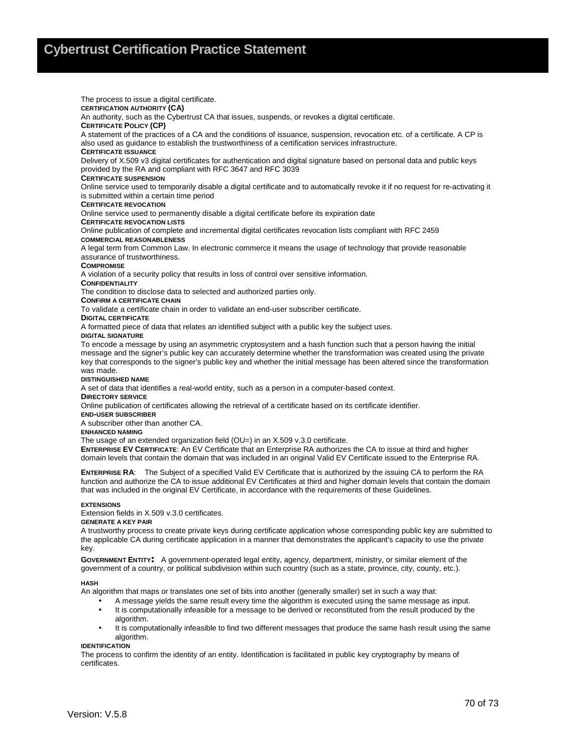The process to issue a digital certificate.

**CERTIFICATION AUTHORITY (CA)**

An authority, such as the Cybertrust CA that issues, suspends, or revokes a digital certificate.

**CERTIFICATE POLICY (CP)**

A statement of the practices of a CA and the conditions of issuance, suspension, revocation etc. of a certificate. A CP is also used as guidance to establish the trustworthiness of a certification services infrastructure.

**CERTIFICATE ISSUANCE**

Delivery of X.509 v3 digital certificates for authentication and digital signature based on personal data and public keys provided by the RA and compliant with RFC 3647 and RFC 3039

**CERTIFICATE SUSPENSION**

Online service used to temporarily disable a digital certificate and to automatically revoke it if no request for re-activating it is submitted within a certain time period

**CERTIFICATE REVOCATION**

Online service used to permanently disable a digital certificate before its expiration date

**CERTIFICATE REVOCATION LISTS**

Online publication of complete and incremental digital certificates revocation lists compliant with RFC 2459

**COMMERCIAL REASONABLENESS**

A legal term from Common Law. In electronic commerce it means the usage of technology that provide reasonable assurance of trustworthiness.

**COMPROMISE**

A violation of a security policy that results in loss of control over sensitive information.

**CONFIDENTIALITY**

The condition to disclose data to selected and authorized parties only.

**CONFIRM A CERTIFICATE CHAIN**

To validate a certificate chain in order to validate an end-user subscriber certificate.

**DIGITAL CERTIFICATE**

A formatted piece of data that relates an identified subject with a public key the subject uses.

**DIGITAL SIGNATURE**

To encode a message by using an asymmetric cryptosystem and a hash function such that a person having the initial message and the signer's public key can accurately determine whether the transformation was created using the private key that corresponds to the signer's public key and whether the initial message has been altered since the transformation was made.

**DISTINGUISHED NAME**

A set of data that identifies a real-world entity, such as a person in a computer-based context.

**DIRECTORY SERVICE**

Online publication of certificates allowing the retrieval of a certificate based on its certificate identifier.

**END-USER SUBSCRIBER**

A subscriber other than another CA.

**ENHANCED NAMING**

The usage of an extended organization field (OU=) in an X.509 v.3.0 certificate.

**ENTERPRISE EV CERTIFICATE**: An EV Certificate that an Enterprise RA authorizes the CA to issue at third and higher domain levels that contain the domain that was included in an original Valid EV Certificate issued to the Enterprise RA.

**ENTERPRISE RA**: The Subject of a specified Valid EV Certificate that is authorized by the issuing CA to perform the RA function and authorize the CA to issue additional EV Certificates at third and higher domain levels that contain the domain that was included in the original EV Certificate, in accordance with the requirements of these Guidelines.

**EXTENSIONS**

Extension fields in X.509 v.3.0 certificates.

**GENERATE A KEY PAIR**

A trustworthy process to create private keys during certificate application whose corresponding public key are submitted to the applicable CA during certificate application in a manner that demonstrates the applicant's capacity to use the private key.

**GOVERNMENT ENTITY:** A government-operated legal entity, agency, department, ministry, or similar element of the government of a country, or political subdivision within such country (such as a state, province, city, county, etc.).

**HASH**

An algorithm that maps or translates one set of bits into another (generally smaller) set in such a way that:

- A message yields the same result every time the algorithm is executed using the same message as input.
- It is computationally infeasible for a message to be derived or reconstituted from the result produced by the algorithm.
- It is computationally infeasible to find two different messages that produce the same hash result using the same algorithm.

**IDENTIFICATION**

The process to confirm the identity of an entity. Identification is facilitated in public key cryptography by means of certificates.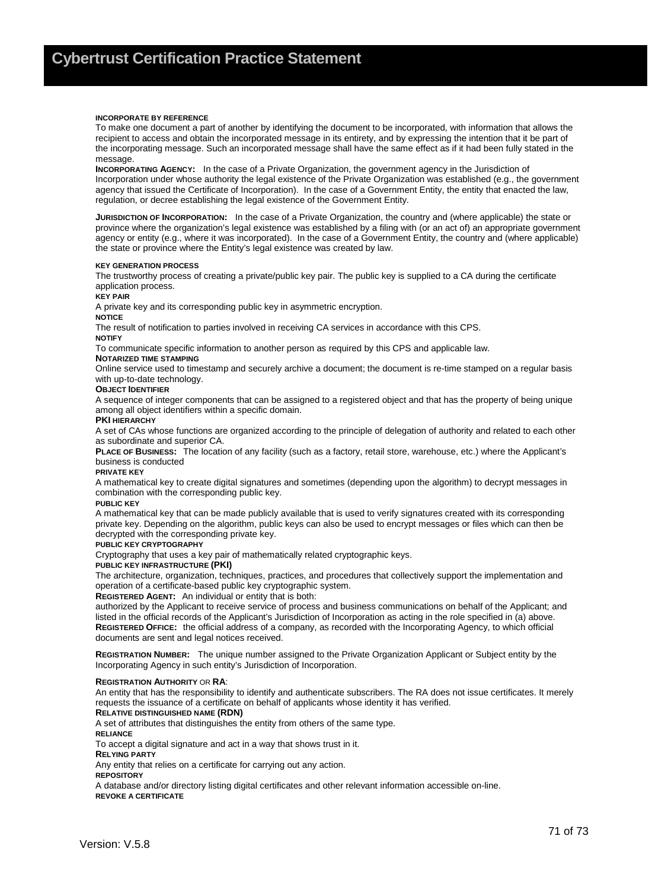**INCORPORATE BY REFERENCE**

To make one document a part of another by identifying the document to be incorporated, with information that allows the recipient to access and obtain the incorporated message in its entirety, and by expressing the intention that it be part of the incorporating message. Such an incorporated message shall have the same effect as if it had been fully stated in the message.

**INCORPORATING AGENCY:** In the case of a Private Organization, the government agency in the Jurisdiction of Incorporation under whose authority the legal existence of the Private Organization was established (e.g., the government agency that issued the Certificate of Incorporation). In the case of a Government Entity, the entity that enacted the law, regulation, or decree establishing the legal existence of the Government Entity.

**JURISDICTION OF INCORPORATION:** In the case of a Private Organization, the country and (where applicable) the state or province where the organization's legal existence was established by a filing with (or an act of) an appropriate government agency or entity (e.g., where it was incorporated). In the case of a Government Entity, the country and (where applicable) the state or province where the Entity's legal existence was created by law.

**KEY GENERATION PROCESS**

The trustworthy process of creating a private/public key pair. The public key is supplied to a CA during the certificate application process.

**KEY PAIR**

A private key and its corresponding public key in asymmetric encryption.

**NOTICE**

The result of notification to parties involved in receiving CA services in accordance with this CPS.

**NOTIFY**

To communicate specific information to another person as required by this CPS and applicable law.

**NOTARIZED TIME STAMPING**

Online service used to timestamp and securely archive a document; the document is re-time stamped on a regular basis with up-to-date technology.

**OBJECT IDENTIFIER**

A sequence of integer components that can be assigned to a registered object and that has the property of being unique among all object identifiers within a specific domain.

**PKI HIERARCHY**

A set of CAs whose functions are organized according to the principle of delegation of authority and related to each other as subordinate and superior CA.

**PLACE OF BUSINESS:** The location of any facility (such as a factory, retail store, warehouse, etc.) where the Applicant's business is conducted

**PRIVATE KEY**

A mathematical key to create digital signatures and sometimes (depending upon the algorithm) to decrypt messages in combination with the corresponding public key.

**PUBLIC KEY**

A mathematical key that can be made publicly available that is used to verify signatures created with its corresponding private key. Depending on the algorithm, public keys can also be used to encrypt messages or files which can then be decrypted with the corresponding private key.

**PUBLIC KEY CRYPTOGRAPHY**

Cryptography that uses a key pair of mathematically related cryptographic keys.

**PUBLIC KEY INFRASTRUCTURE (PKI)**

The architecture, organization, techniques, practices, and procedures that collectively support the implementation and operation of a certificate-based public key cryptographic system.

**REGISTERED AGENT:** An individual or entity that is both:

authorized by the Applicant to receive service of process and business communications on behalf of the Applicant; and listed in the official records of the Applicant's Jurisdiction of Incorporation as acting in the role specified in (a) above.

**REGISTERED OFFICE:** the official address of a company, as recorded with the Incorporating Agency, to which official documents are sent and legal notices received.

**REGISTRATION NUMBER:** The unique number assigned to the Private Organization Applicant or Subject entity by the Incorporating Agency in such entity's Jurisdiction of Incorporation.

**REGISTRATION AUTHORITY** OR **RA**:

An entity that has the responsibility to identify and authenticate subscribers. The RA does not issue certificates. It merely requests the issuance of a certificate on behalf of applicants whose identity it has verified.

**RELATIVE DISTINGUISHED NAME (RDN)**

A set of attributes that distinguishes the entity from others of the same type.

**RELIANCE**

To accept a digital signature and act in a way that shows trust in it.

**RELYING PARTY**

Any entity that relies on a certificate for carrying out any action.

**REPOSITORY**

A database and/or directory listing digital certificates and other relevant information accessible on-line.

**REVOKE A CERTIFICATE**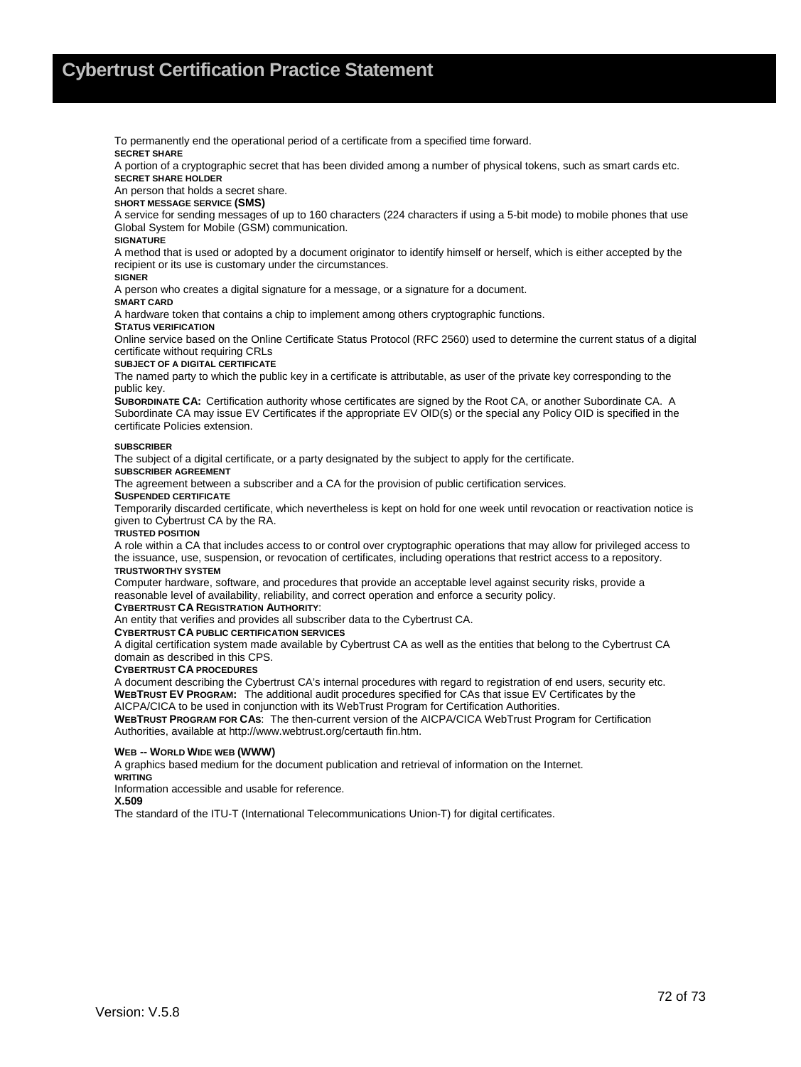To permanently end the operational period of a certificate from a specified time forward.

**SECRET SHARE**

A portion of a cryptographic secret that has been divided among a number of physical tokens, such as smart cards etc.

**SECRET SHARE HOLDER**

An person that holds a secret share.

**SHORT MESSAGE SERVICE (SMS)**

A service for sending messages of up to 160 characters (224 characters if using a 5-bit mode) to mobile phones that use Global System for Mobile (GSM) communication.

**SIGNATURE**

A method that is used or adopted by a document originator to identify himself or herself, which is either accepted by the recipient or its use is customary under the circumstances.

**SIGNER**

A person who creates a digital signature for a message, or a signature for a document.

**SMART CARD**

A hardware token that contains a chip to implement among others cryptographic functions.

**STATUS VERIFICATION**

Online service based on the Online Certificate Status Protocol (RFC 2560) used to determine the current status of a digital certificate without requiring CRLs

**SUBJECT OF A DIGITAL CERTIFICATE**

The named party to which the public key in a certificate is attributable, as user of the private key corresponding to the public key.

**SUBORDINATE CA:** Certification authority whose certificates are signed by the Root CA, or another Subordinate CA. A Subordinate CA may issue EV Certificates if the appropriate EV OID(s) or the special any Policy OID is specified in the certificate Policies extension.

**SUBSCRIBER**

The subject of a digital certificate, or a party designated by the subject to apply for the certificate.

**SUBSCRIBER AGREEMENT**

The agreement between a subscriber and a CA for the provision of public certification services.

**SUSPENDED CERTIFICATE**

Temporarily discarded certificate, which nevertheless is kept on hold for one week until revocation or reactivation notice is given to Cybertrust CA by the RA.

**TRUSTED POSITION**

A role within a CA that includes access to or control over cryptographic operations that may allow for privileged access to the issuance, use, suspension, or revocation of certificates, including operations that restrict access to a repository.

**TRUSTWORTHY SYSTEM**

Computer hardware, software, and procedures that provide an acceptable level against security risks, provide a reasonable level of availability, reliability, and correct operation and enforce a security policy.

**CYBERTRUST CA REGISTRATION AUTHORITY**:

An entity that verifies and provides all subscriber data to the Cybertrust CA.

**CYBERTRUST CA PUBLIC CERTIFICATION SERVICES**

A digital certification system made available by Cybertrust CA as well as the entities that belong to the Cybertrust CA domain as described in this CPS.

**CYBERTRUST CA PROCEDURES**

A document describing the Cybertrust CA's internal procedures with regard to registration of end users, security etc.

**WEBTRUST EV PROGRAM:** The additional audit procedures specified for CAs that issue EV Certificates by the AICPA/CICA to be used in conjunction with its WebTrust Program for Certification Authorities.

**WEBTRUST PROGRAM FOR CAS**: The then-current version of the AICPA/CICA WebTrust Program for Certification Authorities, available at http://www.webtrust.org/certauth fin.htm.

**WEB -- WORLD WIDE WEB (WWW)**

A graphics based medium for the document publication and retrieval of information on the Internet.

**WRITING**

Information accessible and usable for reference.

**X.509**

The standard of the ITU-T (International Telecommunications Union-T) for digital certificates.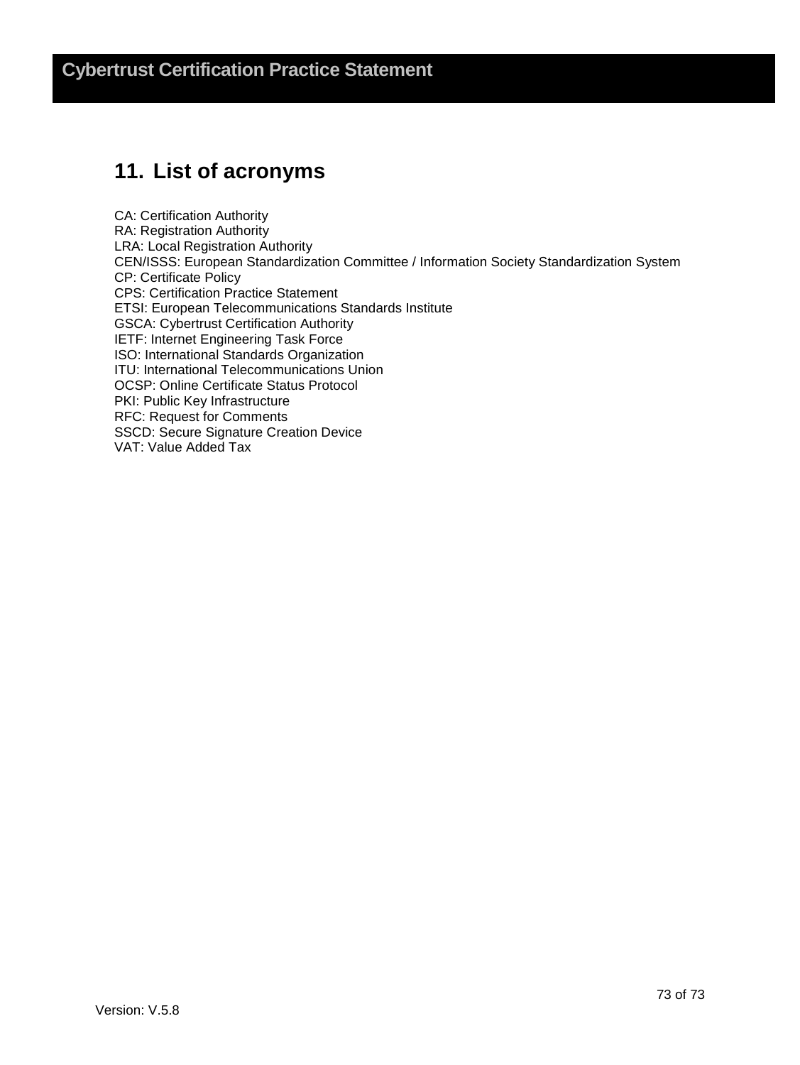# 11. List of acronyms

CA: Certification Authority
RA: Registration Authority
LRA: Local Registration Authority
CEN/ISSS: European Standardization Committee / Information Society Standardization System
CP: Certificate Policy
CPS: Certification Practice Statement
ETSI: European Telecommunications Standards Institute
GSCA: Cybertrust Certification Authority
IETF: Internet Engineering Task Force
ISO: International Standards Organization
ITU: International Telecommunications Union
OCSP: Online Certificate Status Protocol
PKI: Public Key Infrastructure
RFC: Request for Comments
SSCD: Secure Signature Creation Device
VAT: Value Added Tax